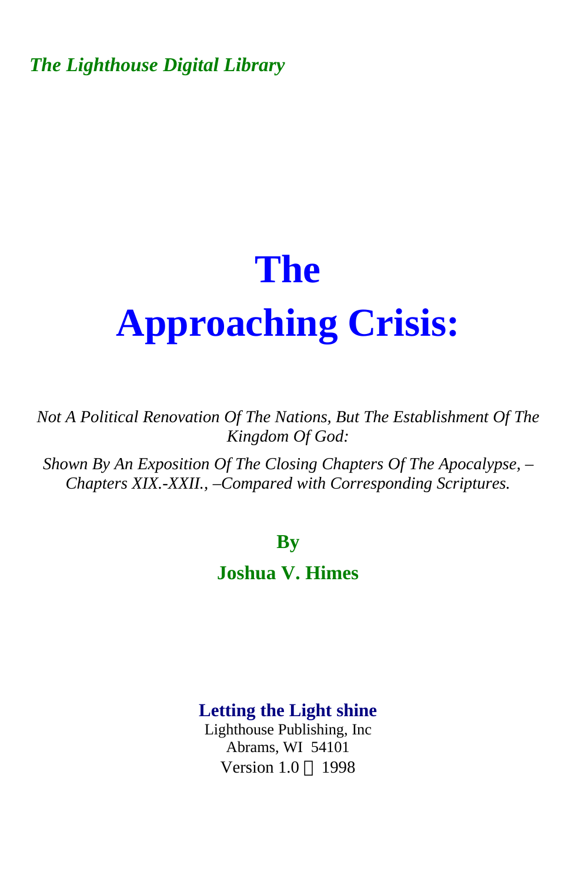*The Lighthouse Digital Library*

# The Approaching Crisis:

*Not A Political Renovation Of The Nations, But The Establishment Of The Kingdom Of God:*

*Shown By An Exposition Of The Closing Chapters Of The Apocalypse, –Chapters XIX.-XXII., –Compared with Corresponding Scriptures.*

**By**

**Joshua V. Himes**

**Letting the Light shine**

Lighthouse Publishing, Inc

Abrams, WI 54101

Version 1.0 © 1998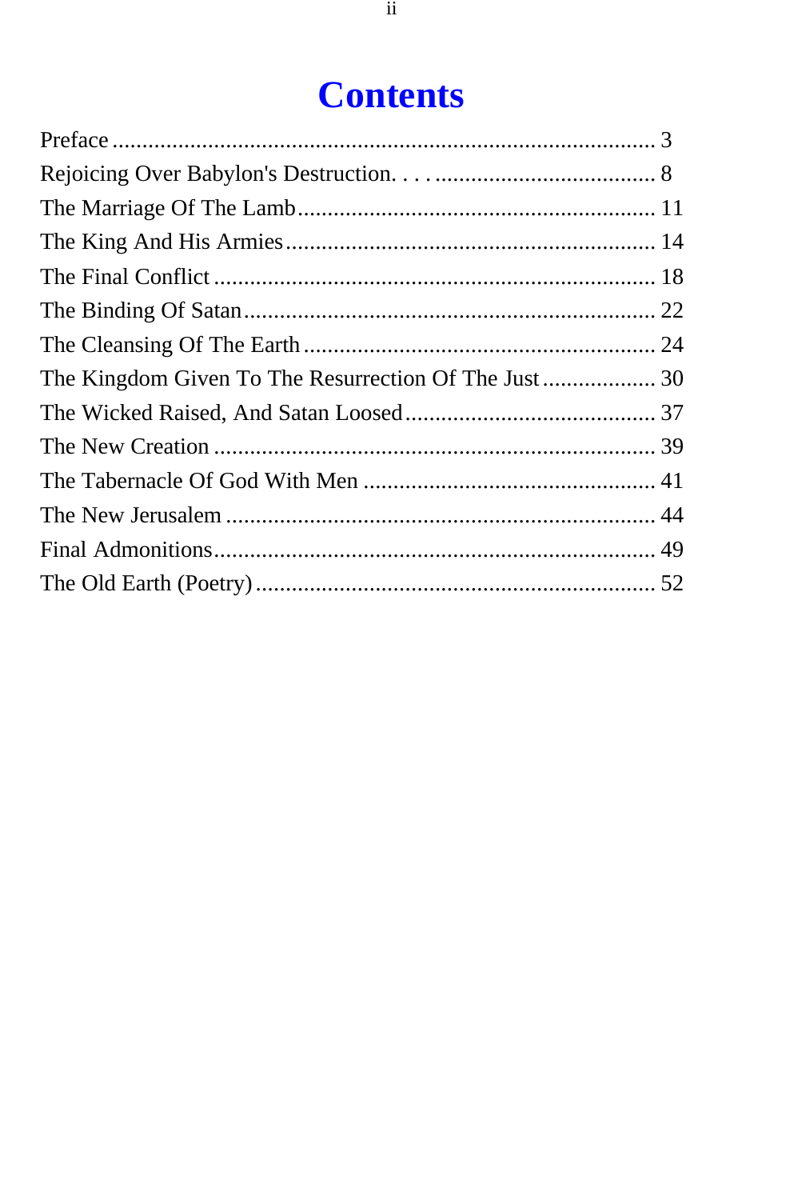# Contents

| | |
|---|---|
| Preface | 3 |
| Rejoicing Over Babylon's Destruction. . . . | 8 |
| The Marriage Of The Lamb | 11 |
| The King And His Armies | 14 |
| The Final Conflict | 18 |
| The Binding Of Satan | 22 |
| The Cleansing Of The Earth | 24 |
| The Kingdom Given To The Resurrection Of The Just | 30 |
| The Wicked Raised, And Satan Loosed | 37 |
| The New Creation | 39 |
| The Tabernacle Of God With Men | 41 |
| The New Jerusalem | 44 |
| Final Admonitions | 49 |
| The Old Earth (Poetry) | 52 |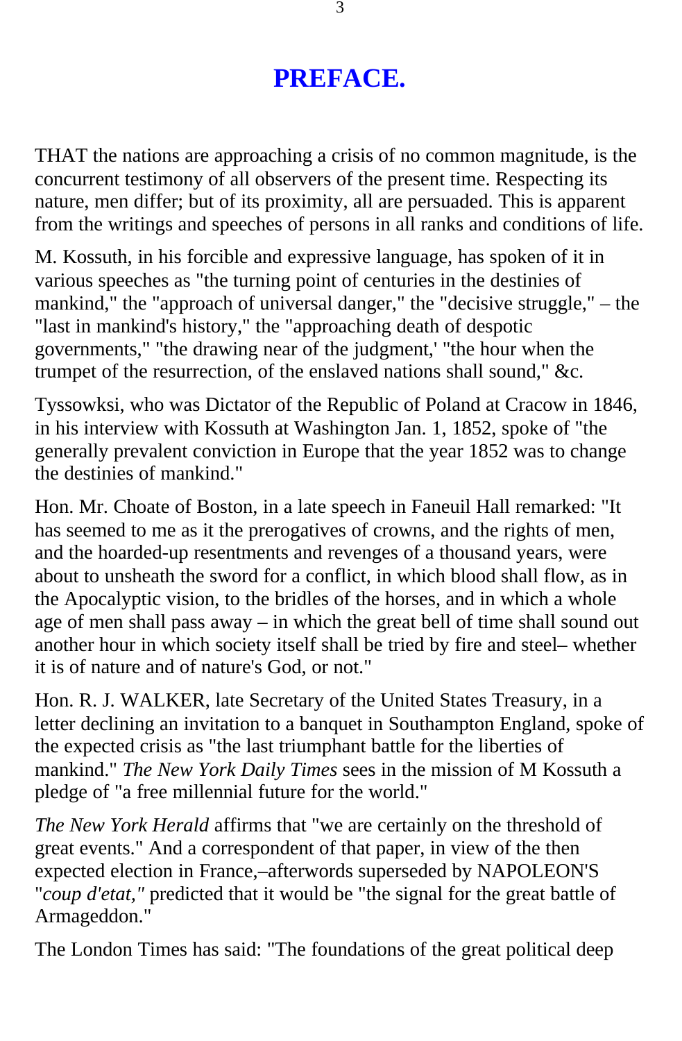# PREFACE.

THAT the nations are approaching a crisis of no common magnitude, is the concurrent testimony of all observers of the present time. Respecting its nature, men differ; but of its proximity, all are persuaded. This is apparent from the writings and speeches of persons in all ranks and conditions of life.

M. Kossuth, in his forcible and expressive language, has spoken of it in various speeches as "the turning point of centuries in the destinies of mankind," the "approach of universal danger," the "decisive struggle," – the "last in mankind's history," the "approaching death of despotic governments," "the drawing near of the judgment,' "the hour when the trumpet of the resurrection, of the enslaved nations shall sound," &c.

Tyssowksi, who was Dictator of the Republic of Poland at Cracow in 1846, in his interview with Kossuth at Washington Jan. 1, 1852, spoke of "the generally prevalent conviction in Europe that the year 1852 was to change the destinies of mankind."

Hon. Mr. Choate of Boston, in a late speech in Faneuil Hall remarked: "It has seemed to me as it the prerogatives of crowns, and the rights of men, and the hoarded-up resentments and revenges of a thousand years, were about to unsheath the sword for a conflict, in which blood shall flow, as in the Apocalyptic vision, to the bridles of the horses, and in which a whole age of men shall pass away – in which the great bell of time shall sound out another hour in which society itself shall be tried by fire and steel– whether it is of nature and of nature's God, or not."

Hon. R. J. WALKER, late Secretary of the United States Treasury, in a letter declining an invitation to a banquet in Southampton England, spoke of the expected crisis as "the last triumphant battle for the liberties of mankind." *The New York Daily Times* sees in the mission of M Kossuth a pledge of "a free millennial future for the world."

*The New York Herald* affirms that "we are certainly on the threshold of great events." And a correspondent of that paper, in view of the then expected election in France,–afterwords superseded by NAPOLEON'S "*coup d'etat,"* predicted that it would be "the signal for the great battle of Armageddon."

The London Times has said: "The foundations of the great political deep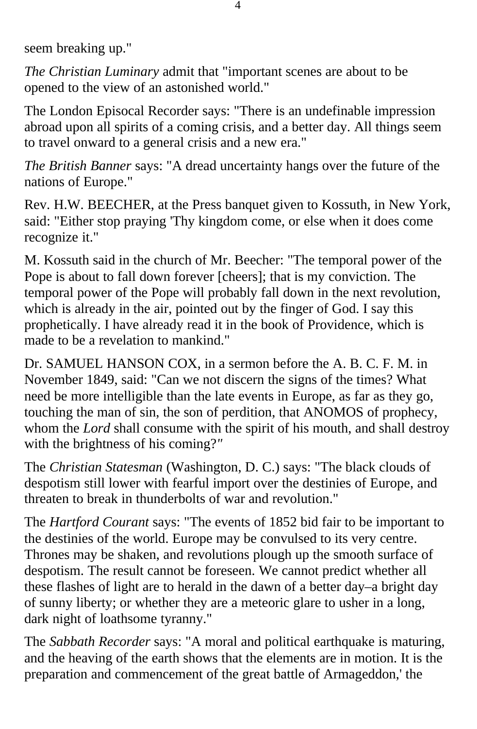seem breaking up."

*The Christian Luminary* admit that "important scenes are about to be opened to the view of an astonished world."

The London Episocal Recorder says: "There is an undefinable impression abroad upon all spirits of a coming crisis, and a better day. All things seem to travel onward to a general crisis and a new era."

*The British Banner* says: "A dread uncertainty hangs over the future of the nations of Europe."

Rev. H.W. BEECHER, at the Press banquet given to Kossuth, in New York, said: "Either stop praying 'Thy kingdom come, or else when it does come recognize it."

M. Kossuth said in the church of Mr. Beecher: "The temporal power of the Pope is about to fall down forever [cheers]; that is my conviction. The temporal power of the Pope will probably fall down in the next revolution, which is already in the air, pointed out by the finger of God. I say this prophetically. I have already read it in the book of Providence, which is made to be a revelation to mankind."

Dr. SAMUEL HANSON COX, in a sermon before the A. B. C. F. M. in November 1849, said: "Can we not discern the signs of the times? What need be more intelligible than the late events in Europe, as far as they go, touching the man of sin, the son of perdition, that ANOMOS of prophecy, whom the *Lord* shall consume with the spirit of his mouth, and shall destroy with the brightness of his coming?"

The *Christian Statesman* (Washington, D. C.) says: "The black clouds of despotism still lower with fearful import over the destinies of Europe, and threaten to break in thunderbolts of war and revolution."

The *Hartford Courant* says: "The events of 1852 bid fair to be important to the destinies of the world. Europe may be convulsed to its very centre. Thrones may be shaken, and revolutions plough up the smooth surface of despotism. The result cannot be foreseen. We cannot predict whether all these flashes of light are to herald in the dawn of a better day–a bright day of sunny liberty; or whether they are a meteoric glare to usher in a long, dark night of loathsome tyranny."

The *Sabbath Recorder* says: "A moral and political earthquake is maturing, and the heaving of the earth shows that the elements are in motion. It is the preparation and commencement of the great battle of Armageddon,' the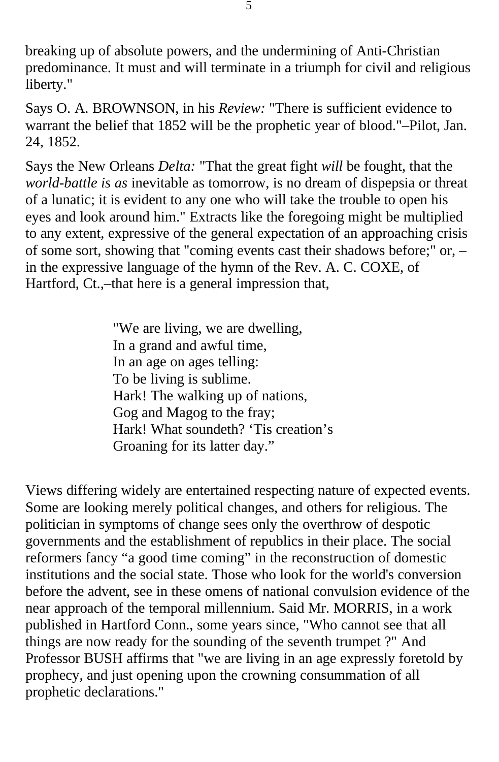breaking up of absolute powers, and the undermining of Anti-Christian predominance. It must and will terminate in a triumph for civil and religious liberty."

Says O. A. BROWNSON, in his *Review:* "There is sufficient evidence to warrant the belief that 1852 will be the prophetic year of blood."–Pilot, Jan. 24, 1852.

Says the New Orleans *Delta:* "That the great fight *will* be fought, that the *world-battle is as* inevitable as tomorrow, is no dream of dispepsia or threat of a lunatic; it is evident to any one who will take the trouble to open his eyes and look around him." Extracts like the foregoing might be multiplied to any extent, expressive of the general expectation of an approaching crisis of some sort, showing that "coming events cast their shadows before;" or, – in the expressive language of the hymn of the Rev. A. C. COXE, of Hartford, Ct.,–that here is a general impression that,

> "We are living, we are dwelling,
> In a grand and awful time,
> In an age on ages telling:
> To be living is sublime.
> Hark! The walking up of nations,
> Gog and Magog to the fray;
> Hark! What soundeth? 'Tis creation's
> Groaning for its latter day."

Views differing widely are entertained respecting nature of expected events. Some are looking merely political changes, and others for religious. The politician in symptoms of change sees only the overthrow of despotic governments and the establishment of republics in their place. The social reformers fancy "a good time coming" in the reconstruction of domestic institutions and the social state. Those who look for the world's conversion before the advent, see in these omens of national convulsion evidence of the near approach of the temporal millennium. Said Mr. MORRIS, in a work published in Hartford Conn., some years since, "Who cannot see that all things are now ready for the sounding of the seventh trumpet ?" And Professor BUSH affirms that "we are living in an age expressly foretold by prophecy, and just opening upon the crowning consummation of all prophetic declarations."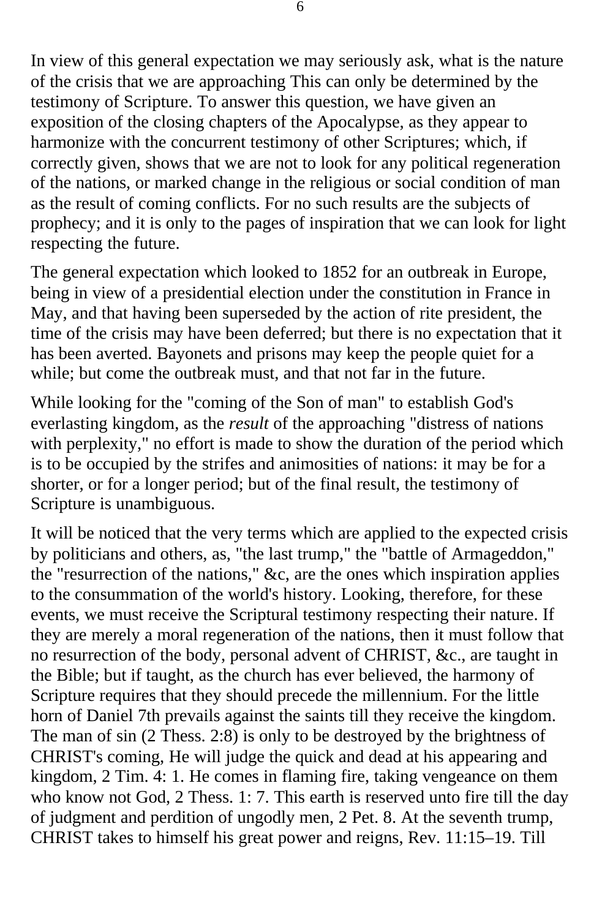In view of this general expectation we may seriously ask, what is the nature of the crisis that we are approaching This can only be determined by the testimony of Scripture. To answer this question, we have given an exposition of the closing chapters of the Apocalypse, as they appear to harmonize with the concurrent testimony of other Scriptures; which, if correctly given, shows that we are not to look for any political regeneration of the nations, or marked change in the religious or social condition of man as the result of coming conflicts. For no such results are the subjects of prophecy; and it is only to the pages of inspiration that we can look for light respecting the future.

The general expectation which looked to 1852 for an outbreak in Europe, being in view of a presidential election under the constitution in France in May, and that having been superseded by the action of rite president, the time of the crisis may have been deferred; but there is no expectation that it has been averted. Bayonets and prisons may keep the people quiet for a while; but come the outbreak must, and that not far in the future.

While looking for the "coming of the Son of man" to establish God's everlasting kingdom, as the *result* of the approaching "distress of nations with perplexity," no effort is made to show the duration of the period which is to be occupied by the strifes and animosities of nations: it may be for a shorter, or for a longer period; but of the final result, the testimony of Scripture is unambiguous.

It will be noticed that the very terms which are applied to the expected crisis by politicians and others, as, "the last trump," the "battle of Armageddon," the "resurrection of the nations," &c, are the ones which inspiration applies to the consummation of the world's history. Looking, therefore, for these events, we must receive the Scriptural testimony respecting their nature. If they are merely a moral regeneration of the nations, then it must follow that no resurrection of the body, personal advent of CHRIST, &c., are taught in the Bible; but if taught, as the church has ever believed, the harmony of Scripture requires that they should precede the millennium. For the little horn of Daniel 7th prevails against the saints till they receive the kingdom. The man of sin (2 Thess. 2:8) is only to be destroyed by the brightness of CHRIST's coming, He will judge the quick and dead at his appearing and kingdom, 2 Tim. 4: 1. He comes in flaming fire, taking vengeance on them who know not God, 2 Thess. 1: 7. This earth is reserved unto fire till the day of judgment and perdition of ungodly men, 2 Pet. 8. At the seventh trump, CHRIST takes to himself his great power and reigns, Rev. 11:15–19. Till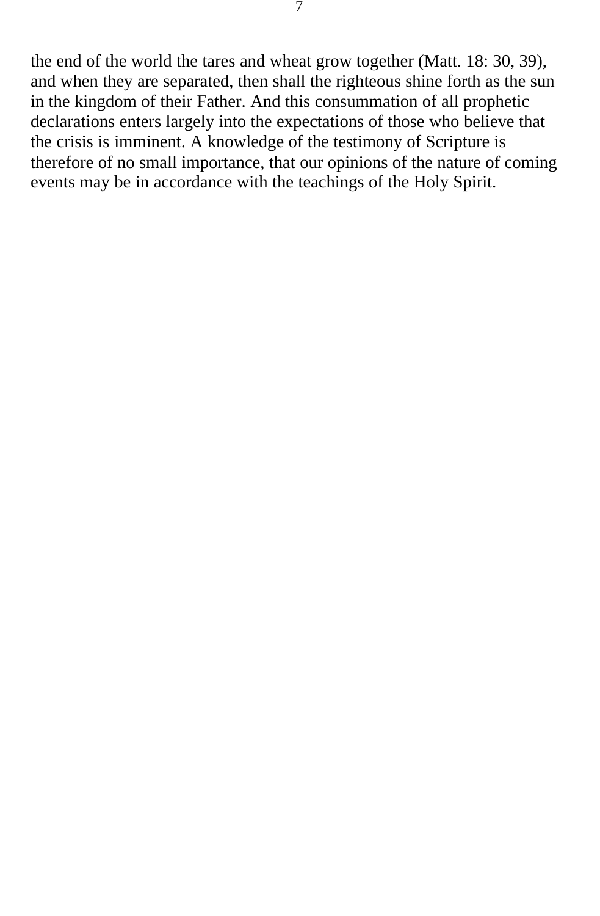the end of the world the tares and wheat grow together (Matt. 18: 30, 39), and when they are separated, then shall the righteous shine forth as the sun in the kingdom of their Father. And this consummation of all prophetic declarations enters largely into the expectations of those who believe that the crisis is imminent. A knowledge of the testimony of Scripture is therefore of no small importance, that our opinions of the nature of coming events may be in accordance with the teachings of the Holy Spirit.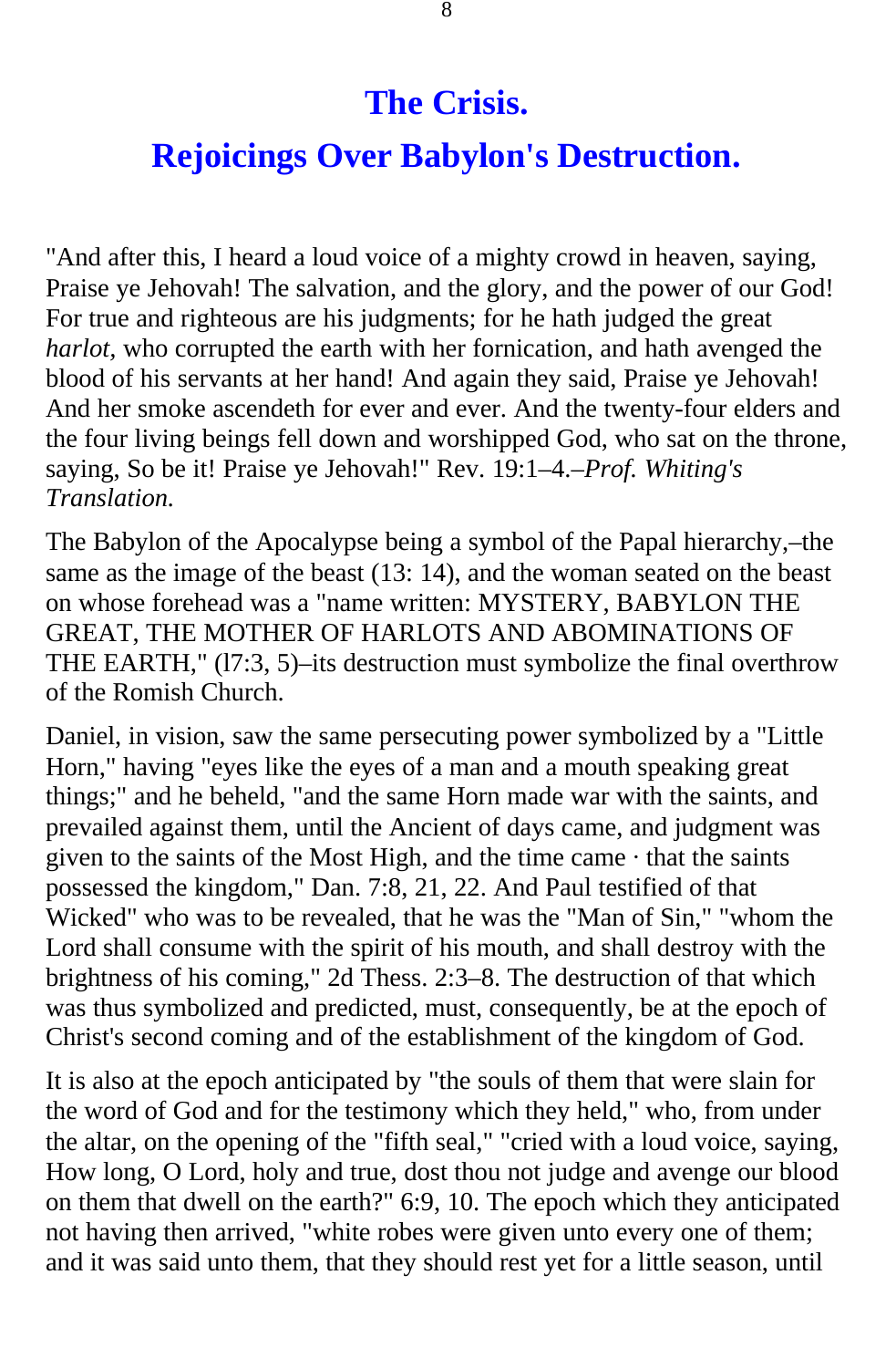# The Crisis.

## Rejoicings Over Babylon's Destruction.

"And after this, I heard a loud voice of a mighty crowd in heaven, saying, Praise ye Jehovah! The salvation, and the glory, and the power of our God! For true and righteous are his judgments; for he hath judged the great *harlot,* who corrupted the earth with her fornication, and hath avenged the blood of his servants at her hand! And again they said, Praise ye Jehovah! And her smoke ascendeth for ever and ever. And the twenty-four elders and the four living beings fell down and worshipped God, who sat on the throne, saying, So be it! Praise ye Jehovah!" Rev. 19:1–4.–*Prof. Whiting's Translation.*

The Babylon of the Apocalypse being a symbol of the Papal hierarchy,–the same as the image of the beast (13: 14), and the woman seated on the beast on whose forehead was a "name written: MYSTERY, BABYLON THE GREAT, THE MOTHER OF HARLOTS AND ABOMINATIONS OF THE EARTH," (l7:3, 5)–its destruction must symbolize the final overthrow of the Romish Church.

Daniel, in vision, saw the same persecuting power symbolized by a "Little Horn," having "eyes like the eyes of a man and a mouth speaking great things;" and he beheld, "and the same Horn made war with the saints, and prevailed against them, until the Ancient of days came, and judgment was given to the saints of the Most High, and the time came · that the saints possessed the kingdom," Dan. 7:8, 21, 22. And Paul testified of that Wicked" who was to be revealed, that he was the "Man of Sin," "whom the Lord shall consume with the spirit of his mouth, and shall destroy with the brightness of his coming," 2d Thess. 2:3–8. The destruction of that which was thus symbolized and predicted, must, consequently, be at the epoch of Christ's second coming and of the establishment of the kingdom of God.

It is also at the epoch anticipated by "the souls of them that were slain for the word of God and for the testimony which they held," who, from under the altar, on the opening of the "fifth seal," "cried with a loud voice, saying, How long, O Lord, holy and true, dost thou not judge and avenge our blood on them that dwell on the earth?" 6:9, 10. The epoch which they anticipated not having then arrived, "white robes were given unto every one of them; and it was said unto them, that they should rest yet for a little season, until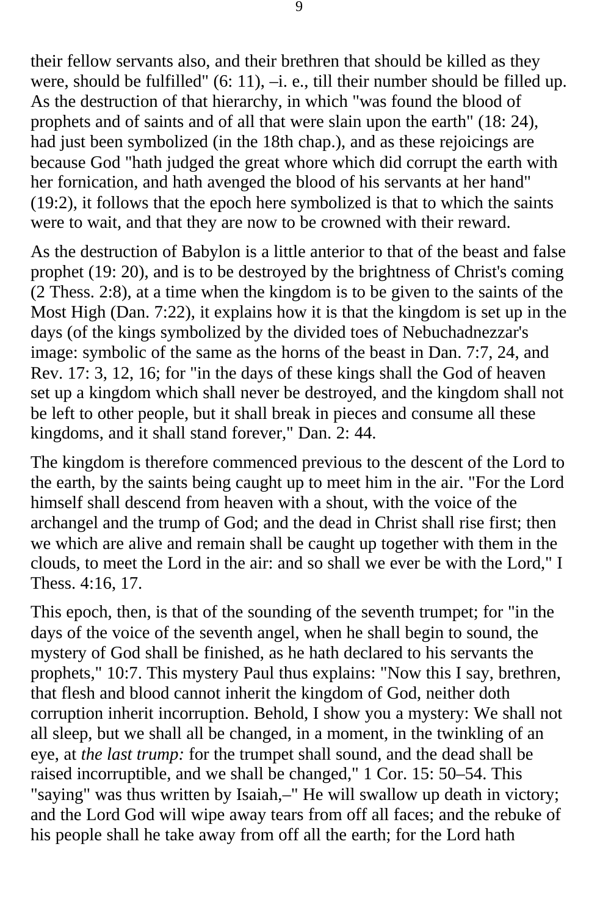their fellow servants also, and their brethren that should be killed as they were, should be fulfilled" (6: 11), –i. e., till their number should be filled up. As the destruction of that hierarchy, in which "was found the blood of prophets and of saints and of all that were slain upon the earth" (18: 24), had just been symbolized (in the 18th chap.), and as these rejoicings are because God "hath judged the great whore which did corrupt the earth with her fornication, and hath avenged the blood of his servants at her hand" (19:2), it follows that the epoch here symbolized is that to which the saints were to wait, and that they are now to be crowned with their reward.

As the destruction of Babylon is a little anterior to that of the beast and false prophet (19: 20), and is to be destroyed by the brightness of Christ's coming (2 Thess. 2:8), at a time when the kingdom is to be given to the saints of the Most High (Dan. 7:22), it explains how it is that the kingdom is set up in the days (of the kings symbolized by the divided toes of Nebuchadnezzar's image: symbolic of the same as the horns of the beast in Dan. 7:7, 24, and Rev. 17: 3, 12, 16; for "in the days of these kings shall the God of heaven set up a kingdom which shall never be destroyed, and the kingdom shall not be left to other people, but it shall break in pieces and consume all these kingdoms, and it shall stand forever," Dan. 2: 44.

The kingdom is therefore commenced previous to the descent of the Lord to the earth, by the saints being caught up to meet him in the air. "For the Lord himself shall descend from heaven with a shout, with the voice of the archangel and the trump of God; and the dead in Christ shall rise first; then we which are alive and remain shall be caught up together with them in the clouds, to meet the Lord in the air: and so shall we ever be with the Lord," I Thess. 4:16, 17.

This epoch, then, is that of the sounding of the seventh trumpet; for "in the days of the voice of the seventh angel, when he shall begin to sound, the mystery of God shall be finished, as he hath declared to his servants the prophets," 10:7. This mystery Paul thus explains: "Now this I say, brethren, that flesh and blood cannot inherit the kingdom of God, neither doth corruption inherit incorruption. Behold, I show you a mystery: We shall not all sleep, but we shall all be changed, in a moment, in the twinkling of an eye, at *the last trump:* for the trumpet shall sound, and the dead shall be raised incorruptible, and we shall be changed," 1 Cor. 15: 50–54. This "saying" was thus written by Isaiah,–" He will swallow up death in victory; and the Lord God will wipe away tears from off all faces; and the rebuke of his people shall he take away from off all the earth; for the Lord hath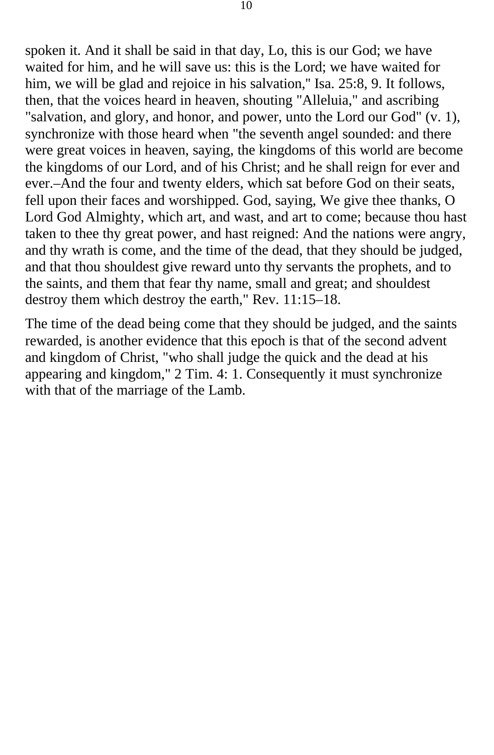spoken it. And it shall be said in that day, Lo, this is our God; we have waited for him, and he will save us: this is the Lord; we have waited for him, we will be glad and rejoice in his salvation," Isa. 25:8, 9. It follows, then, that the voices heard in heaven, shouting "Alleluia," and ascribing "salvation, and glory, and honor, and power, unto the Lord our God" (v. 1), synchronize with those heard when "the seventh angel sounded: and there were great voices in heaven, saying, the kingdoms of this world are become the kingdoms of our Lord, and of his Christ; and he shall reign for ever and ever.–And the four and twenty elders, which sat before God on their seats, fell upon their faces and worshipped. God, saying, We give thee thanks, O Lord God Almighty, which art, and wast, and art to come; because thou hast taken to thee thy great power, and hast reigned: And the nations were angry, and thy wrath is come, and the time of the dead, that they should be judged, and that thou shouldest give reward unto thy servants the prophets, and to the saints, and them that fear thy name, small and great; and shouldest destroy them which destroy the earth," Rev. 11:15–18.

The time of the dead being come that they should be judged, and the saints rewarded, is another evidence that this epoch is that of the second advent and kingdom of Christ, "who shall judge the quick and the dead at his appearing and kingdom," 2 Tim. 4: 1. Consequently it must synchronize with that of the marriage of the Lamb.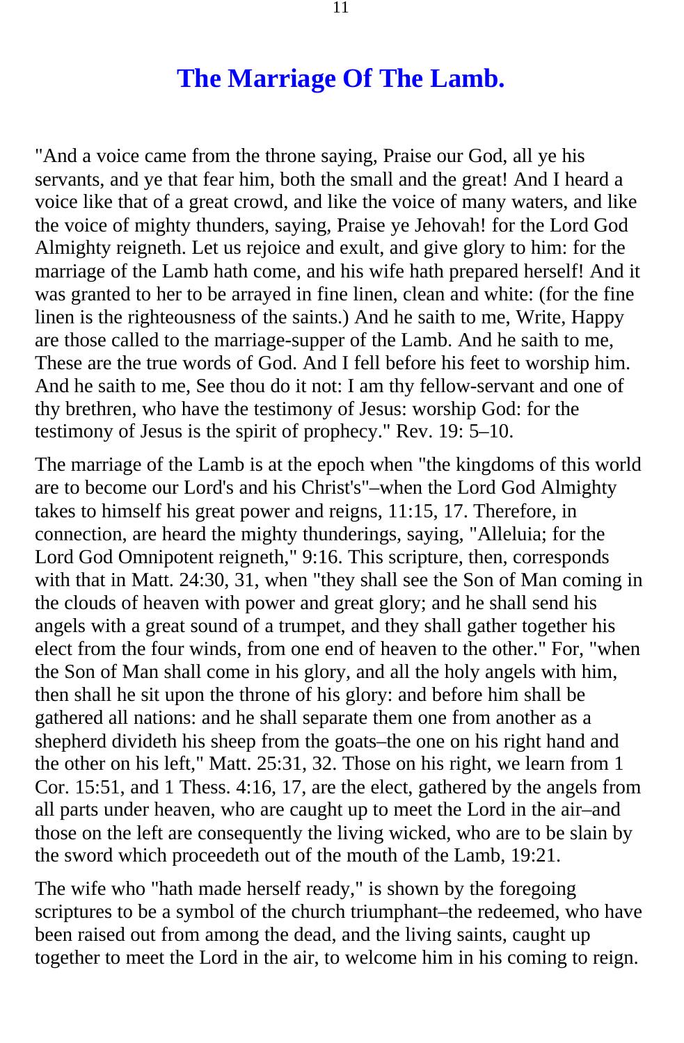# The Marriage Of The Lamb.

"And a voice came from the throne saying, Praise our God, all ye his servants, and ye that fear him, both the small and the great! And I heard a voice like that of a great crowd, and like the voice of many waters, and like the voice of mighty thunders, saying, Praise ye Jehovah! for the Lord God Almighty reigneth. Let us rejoice and exult, and give glory to him: for the marriage of the Lamb hath come, and his wife hath prepared herself! And it was granted to her to be arrayed in fine linen, clean and white: (for the fine linen is the righteousness of the saints.) And he saith to me, Write, Happy are those called to the marriage-supper of the Lamb. And he saith to me, These are the true words of God. And I fell before his feet to worship him. And he saith to me, See thou do it not: I am thy fellow-servant and one of thy brethren, who have the testimony of Jesus: worship God: for the testimony of Jesus is the spirit of prophecy." Rev. 19: 5–10.

The marriage of the Lamb is at the epoch when "the kingdoms of this world are to become our Lord's and his Christ's"–when the Lord God Almighty takes to himself his great power and reigns, 11:15, 17. Therefore, in connection, are heard the mighty thunderings, saying, "Alleluia; for the Lord God Omnipotent reigneth," 9:16. This scripture, then, corresponds with that in Matt. 24:30, 31, when "they shall see the Son of Man coming in the clouds of heaven with power and great glory; and he shall send his angels with a great sound of a trumpet, and they shall gather together his elect from the four winds, from one end of heaven to the other." For, "when the Son of Man shall come in his glory, and all the holy angels with him, then shall he sit upon the throne of his glory: and before him shall be gathered all nations: and he shall separate them one from another as a shepherd divideth his sheep from the goats–the one on his right hand and the other on his left," Matt. 25:31, 32. Those on his right, we learn from 1 Cor. 15:51, and 1 Thess. 4:16, 17, are the elect, gathered by the angels from all parts under heaven, who are caught up to meet the Lord in the air–and those on the left are consequently the living wicked, who are to be slain by the sword which proceedeth out of the mouth of the Lamb, 19:21.

The wife who "hath made herself ready," is shown by the foregoing scriptures to be a symbol of the church triumphant–the redeemed, who have been raised out from among the dead, and the living saints, caught up together to meet the Lord in the air, to welcome him in his coming to reign.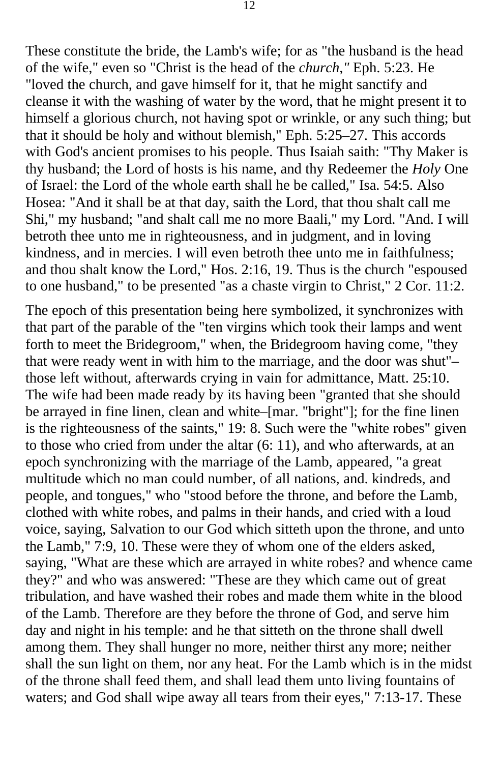These constitute the bride, the Lamb's wife; for as "the husband is the head of the wife," even so "Christ is the head of the *church,"* Eph. 5:23. He "loved the church, and gave himself for it, that he might sanctify and cleanse it with the washing of water by the word, that he might present it to himself a glorious church, not having spot or wrinkle, or any such thing; but that it should be holy and without blemish," Eph. 5:25–27. This accords with God's ancient promises to his people. Thus Isaiah saith: "Thy Maker is thy husband; the Lord of hosts is his name, and thy Redeemer the *Holy* One of Israel: the Lord of the whole earth shall he be called," Isa. 54:5. Also Hosea: "And it shall be at that day, saith the Lord, that thou shalt call me Shi," my husband; "and shalt call me no more Baali," my Lord. "And. I will betroth thee unto me in righteousness, and in judgment, and in loving kindness, and in mercies. I will even betroth thee unto me in faithfulness; and thou shalt know the Lord," Hos. 2:16, 19. Thus is the church "espoused to one husband," to be presented "as a chaste virgin to Christ," 2 Cor. 11:2.

The epoch of this presentation being here symbolized, it synchronizes with that part of the parable of the "ten virgins which took their lamps and went forth to meet the Bridegroom," when, the Bridegroom having come, "they that were ready went in with him to the marriage, and the door was shut"–those left without, afterwards crying in vain for admittance, Matt. 25:10. The wife had been made ready by its having been "granted that she should be arrayed in fine linen, clean and white–[mar. "bright"]; for the fine linen is the righteousness of the saints," 19: 8. Such were the "white robes" given to those who cried from under the altar (6: 11), and who afterwards, at an epoch synchronizing with the marriage of the Lamb, appeared, "a great multitude which no man could number, of all nations, and. kindreds, and people, and tongues," who "stood before the throne, and before the Lamb, clothed with white robes, and palms in their hands, and cried with a loud voice, saying, Salvation to our God which sitteth upon the throne, and unto the Lamb," 7:9, 10. These were they of whom one of the elders asked, saying, "What are these which are arrayed in white robes? and whence came they?" and who was answered: "These are they which came out of great tribulation, and have washed their robes and made them white in the blood of the Lamb. Therefore are they before the throne of God, and serve him day and night in his temple: and he that sitteth on the throne shall dwell among them. They shall hunger no more, neither thirst any more; neither shall the sun light on them, nor any heat. For the Lamb which is in the midst of the throne shall feed them, and shall lead them unto living fountains of waters; and God shall wipe away all tears from their eyes," 7:13-17. These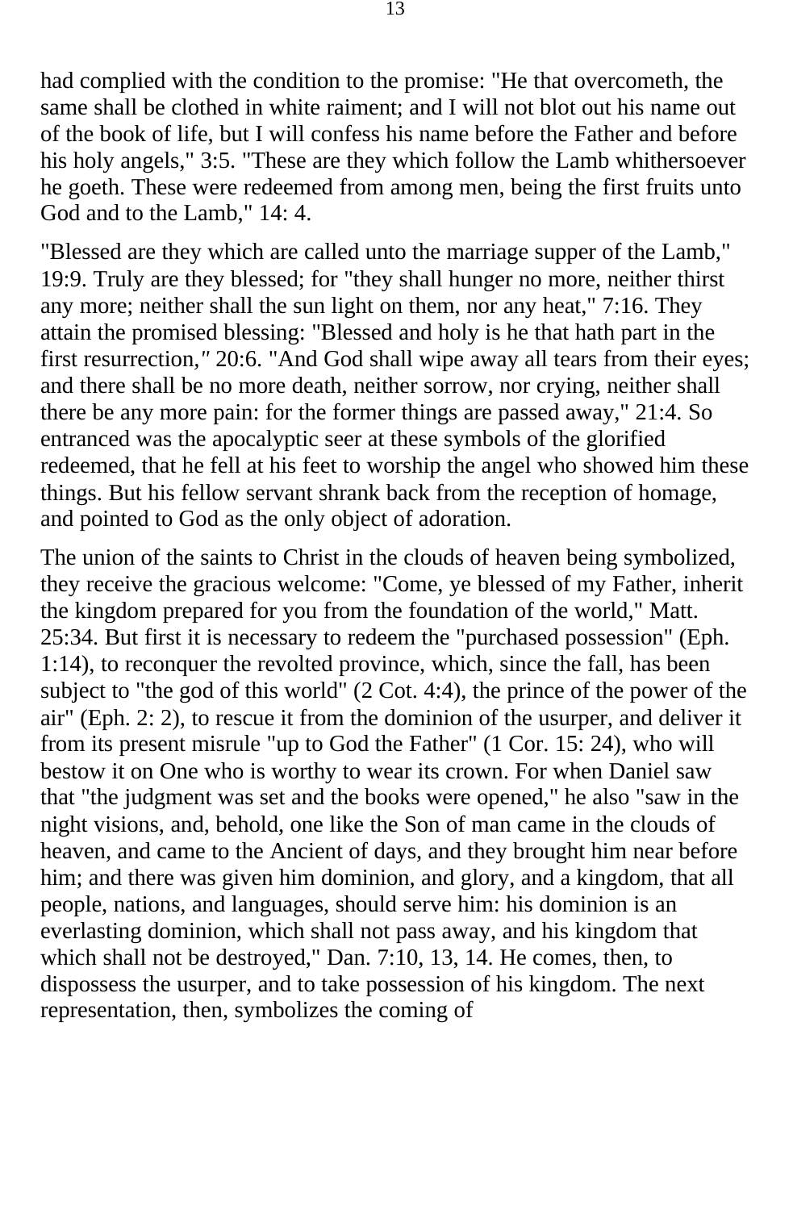had complied with the condition to the promise: "He that overcometh, the same shall be clothed in white raiment; and I will not blot out his name out of the book of life, but I will confess his name before the Father and before his holy angels," 3:5. "These are they which follow the Lamb whithersoever he goeth. These were redeemed from among men, being the first fruits unto God and to the Lamb," 14: 4.

"Blessed are they which are called unto the marriage supper of the Lamb," 19:9. Truly are they blessed; for "they shall hunger no more, neither thirst any more; neither shall the sun light on them, nor any heat," 7:16. They attain the promised blessing: "Blessed and holy is he that hath part in the first resurrection," 20:6. "And God shall wipe away all tears from their eyes; and there shall be no more death, neither sorrow, nor crying, neither shall there be any more pain: for the former things are passed away," 21:4. So entranced was the apocalyptic seer at these symbols of the glorified redeemed, that he fell at his feet to worship the angel who showed him these things. But his fellow servant shrank back from the reception of homage, and pointed to God as the only object of adoration.

The union of the saints to Christ in the clouds of heaven being symbolized, they receive the gracious welcome: "Come, ye blessed of my Father, inherit the kingdom prepared for you from the foundation of the world," Matt. 25:34. But first it is necessary to redeem the "purchased possession" (Eph. 1:14), to reconquer the revolted province, which, since the fall, has been subject to "the god of this world" (2 Cot. 4:4), the prince of the power of the air" (Eph. 2: 2), to rescue it from the dominion of the usurper, and deliver it from its present misrule "up to God the Father" (1 Cor. 15: 24), who will bestow it on One who is worthy to wear its crown. For when Daniel saw that "the judgment was set and the books were opened," he also "saw in the night visions, and, behold, one like the Son of man came in the clouds of heaven, and came to the Ancient of days, and they brought him near before him; and there was given him dominion, and glory, and a kingdom, that all people, nations, and languages, should serve him: his dominion is an everlasting dominion, which shall not pass away, and his kingdom that which shall not be destroyed," Dan. 7:10, 13, 14. He comes, then, to dispossess the usurper, and to take possession of his kingdom. The next representation, then, symbolizes the coming of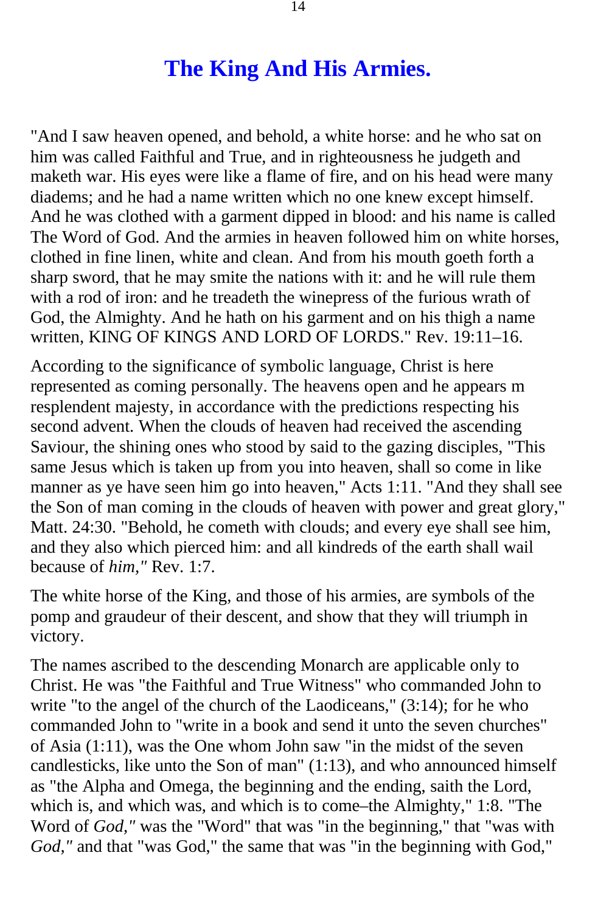# The King And His Armies.

"And I saw heaven opened, and behold, a white horse: and he who sat on him was called Faithful and True, and in righteousness he judgeth and maketh war. His eyes were like a flame of fire, and on his head were many diadems; and he had a name written which no one knew except himself. And he was clothed with a garment dipped in blood: and his name is called The Word of God. And the armies in heaven followed him on white horses, clothed in fine linen, white and clean. And from his mouth goeth forth a sharp sword, that he may smite the nations with it: and he will rule them with a rod of iron: and he treadeth the winepress of the furious wrath of God, the Almighty. And he hath on his garment and on his thigh a name written, KING OF KINGS AND LORD OF LORDS." Rev. 19:11–16.

According to the significance of symbolic language, Christ is here represented as coming personally. The heavens open and he appears m resplendent majesty, in accordance with the predictions respecting his second advent. When the clouds of heaven had received the ascending Saviour, the shining ones who stood by said to the gazing disciples, "This same Jesus which is taken up from you into heaven, shall so come in like manner as ye have seen him go into heaven," Acts 1:11. "And they shall see the Son of man coming in the clouds of heaven with power and great glory," Matt. 24:30. "Behold, he cometh with clouds; and every eye shall see him, and they also which pierced him: and all kindreds of the earth shall wail because of *him,"* Rev. 1:7.

The white horse of the King, and those of his armies, are symbols of the pomp and graudeur of their descent, and show that they will triumph in victory.

The names ascribed to the descending Monarch are applicable only to Christ. He was "the Faithful and True Witness" who commanded John to write "to the angel of the church of the Laodiceans," (3:14); for he who commanded John to "write in a book and send it unto the seven churches" of Asia (1:11), was the One whom John saw "in the midst of the seven candlesticks, like unto the Son of man" (1:13), and who announced himself as "the Alpha and Omega, the beginning and the ending, saith the Lord, which is, and which was, and which is to come–the Almighty," 1:8. "The Word of *God,"* was the "Word" that was "in the beginning," that "was with *God,"* and that "was God," the same that was "in the beginning with God,"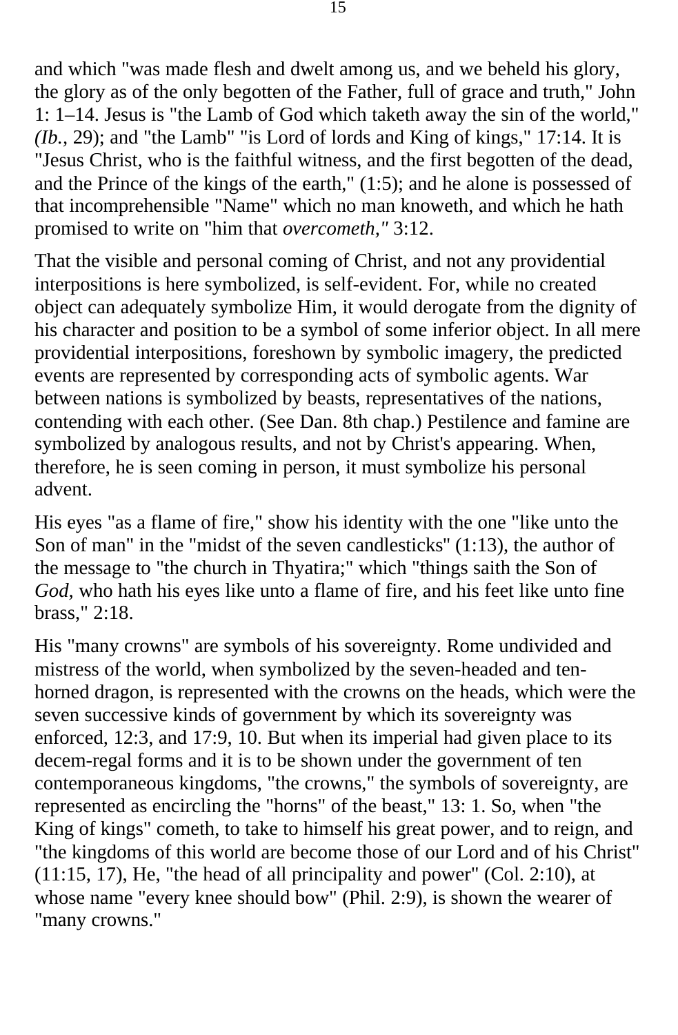and which "was made flesh and dwelt among us, and we beheld his glory, the glory as of the only begotten of the Father, full of grace and truth," John 1: 1–14. Jesus is "the Lamb of God which taketh away the sin of the world," *(Ib.,* 29); and "the Lamb" "is Lord of lords and King of kings," 17:14. It is "Jesus Christ, who is the faithful witness, and the first begotten of the dead, and the Prince of the kings of the earth," (1:5); and he alone is possessed of that incomprehensible "Name" which no man knoweth, and which he hath promised to write on "him that *overcometh,"* 3:12.

That the visible and personal coming of Christ, and not any providential interpositions is here symbolized, is self-evident. For, while no created object can adequately symbolize Him, it would derogate from the dignity of his character and position to be a symbol of some inferior object. In all mere providential interpositions, foreshown by symbolic imagery, the predicted events are represented by corresponding acts of symbolic agents. War between nations is symbolized by beasts, representatives of the nations, contending with each other. (See Dan. 8th chap.) Pestilence and famine are symbolized by analogous results, and not by Christ's appearing. When, therefore, he is seen coming in person, it must symbolize his personal advent.

His eyes "as a flame of fire," show his identity with the one "like unto the Son of man" in the "midst of the seven candlesticks" (1:13), the author of the message to "the church in Thyatira;" which "things saith the Son of *God*, who hath his eyes like unto a flame of fire, and his feet like unto fine brass," 2:18.

His "many crowns" are symbols of his sovereignty. Rome undivided and mistress of the world, when symbolized by the seven-headed and ten-horned dragon, is represented with the crowns on the heads, which were the seven successive kinds of government by which its sovereignty was enforced, 12:3, and 17:9, 10. But when its imperial had given place to its decem-regal forms and it is to be shown under the government of ten contemporaneous kingdoms, "the crowns," the symbols of sovereignty, are represented as encircling the "horns" of the beast," 13: 1. So, when "the King of kings" cometh, to take to himself his great power, and to reign, and "the kingdoms of this world are become those of our Lord and of his Christ" (11:15, 17), He, "the head of all principality and power" (Col. 2:10), at whose name "every knee should bow" (Phil. 2:9), is shown the wearer of "many crowns."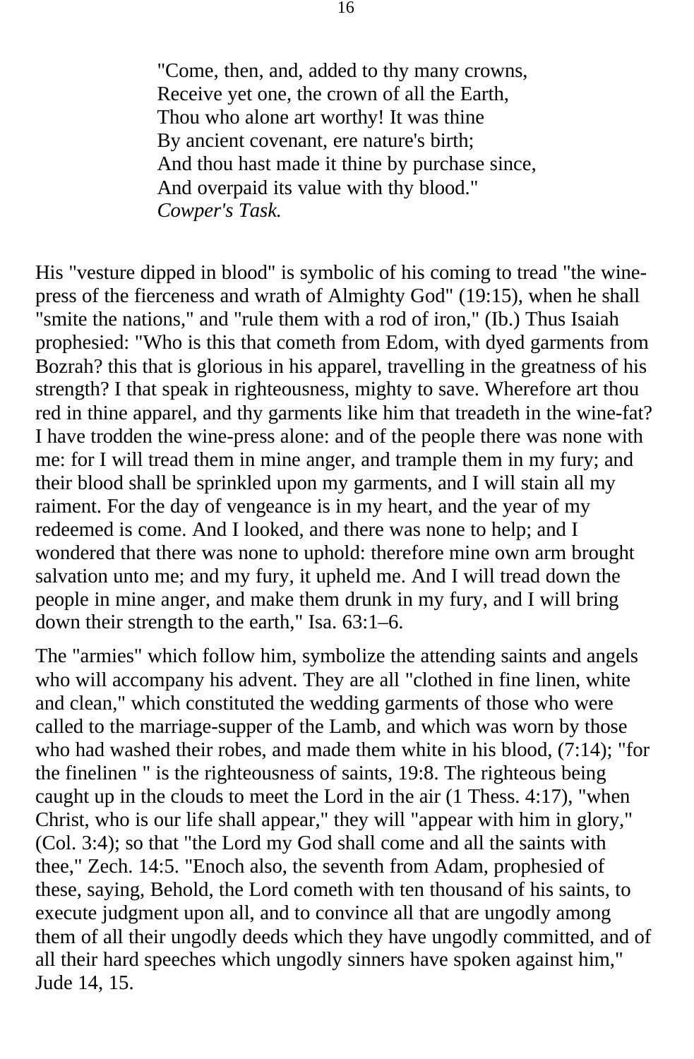> "Come, then, and, added to thy many crowns,
> Receive yet one, the crown of all the Earth,
> Thou who alone art worthy! It was thine
> By ancient covenant, ere nature's birth;
> And thou hast made it thine by purchase since,
> And overpaid its value with thy blood."
> *Cowper's Task.*

His "vesture dipped in blood" is symbolic of his coming to tread "the wine-press of the fierceness and wrath of Almighty God" (19:15), when he shall "smite the nations," and "rule them with a rod of iron," (Ib.) Thus Isaiah prophesied: "Who is this that cometh from Edom, with dyed garments from Bozrah? this that is glorious in his apparel, travelling in the greatness of his strength? I that speak in righteousness, mighty to save. Wherefore art thou red in thine apparel, and thy garments like him that treadeth in the wine-fat? I have trodden the wine-press alone: and of the people there was none with me: for I will tread them in mine anger, and trample them in my fury; and their blood shall be sprinkled upon my garments, and I will stain all my raiment. For the day of vengeance is in my heart, and the year of my redeemed is come. And I looked, and there was none to help; and I wondered that there was none to uphold: therefore mine own arm brought salvation unto me; and my fury, it upheld me. And I will tread down the people in mine anger, and make them drunk in my fury, and I will bring down their strength to the earth," Isa. 63:1–6.

The "armies" which follow him, symbolize the attending saints and angels who will accompany his advent. They are all "clothed in fine linen, white and clean," which constituted the wedding garments of those who were called to the marriage-supper of the Lamb, and which was worn by those who had washed their robes, and made them white in his blood, (7:14); "for the finelinen " is the righteousness of saints, 19:8. The righteous being caught up in the clouds to meet the Lord in the air (1 Thess. 4:17), "when Christ, who is our life shall appear," they will "appear with him in glory," (Col. 3:4); so that "the Lord my God shall come and all the saints with thee," Zech. 14:5. "Enoch also, the seventh from Adam, prophesied of these, saying, Behold, the Lord cometh with ten thousand of his saints, to execute judgment upon all, and to convince all that are ungodly among them of all their ungodly deeds which they have ungodly committed, and of all their hard speeches which ungodly sinners have spoken against him," Jude 14, 15.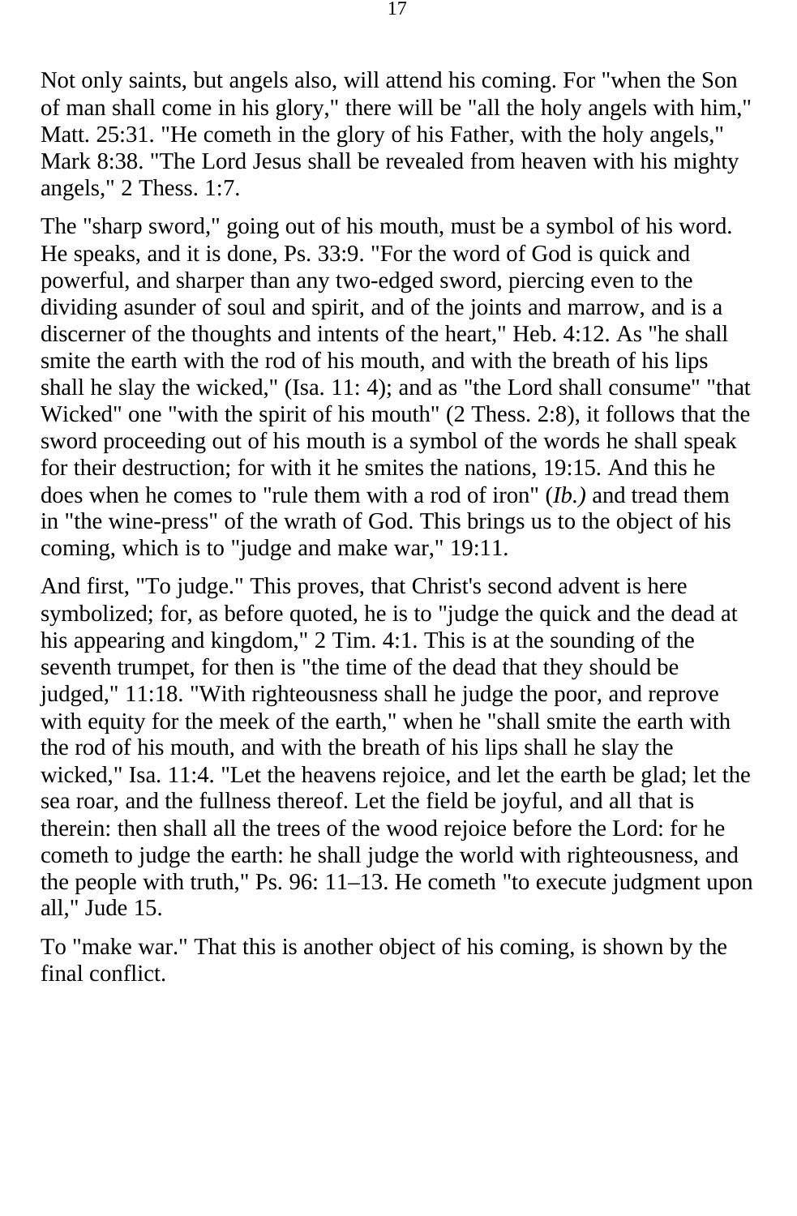Not only saints, but angels also, will attend his coming. For "when the Son of man shall come in his glory," there will be "all the holy angels with him," Matt. 25:31. "He cometh in the glory of his Father, with the holy angels," Mark 8:38. "The Lord Jesus shall be revealed from heaven with his mighty angels," 2 Thess. 1:7.

The "sharp sword," going out of his mouth, must be a symbol of his word. He speaks, and it is done, Ps. 33:9. "For the word of God is quick and powerful, and sharper than any two-edged sword, piercing even to the dividing asunder of soul and spirit, and of the joints and marrow, and is a discerner of the thoughts and intents of the heart," Heb. 4:12. As "he shall smite the earth with the rod of his mouth, and with the breath of his lips shall he slay the wicked," (Isa. 11: 4); and as "the Lord shall consume" "that Wicked" one "with the spirit of his mouth" (2 Thess. 2:8), it follows that the sword proceeding out of his mouth is a symbol of the words he shall speak for their destruction; for with it he smites the nations, 19:15. And this he does when he comes to "rule them with a rod of iron" (*Ib.)* and tread them in "the wine-press" of the wrath of God. This brings us to the object of his coming, which is to "judge and make war," 19:11.

And first, "To judge." This proves, that Christ's second advent is here symbolized; for, as before quoted, he is to "judge the quick and the dead at his appearing and kingdom," 2 Tim. 4:1. This is at the sounding of the seventh trumpet, for then is "the time of the dead that they should be judged," 11:18. "With righteousness shall he judge the poor, and reprove with equity for the meek of the earth," when he "shall smite the earth with the rod of his mouth, and with the breath of his lips shall he slay the wicked," Isa. 11:4. "Let the heavens rejoice, and let the earth be glad; let the sea roar, and the fullness thereof. Let the field be joyful, and all that is therein: then shall all the trees of the wood rejoice before the Lord: for he cometh to judge the earth: he shall judge the world with righteousness, and the people with truth," Ps. 96: 11–13. He cometh "to execute judgment upon all," Jude 15.

To "make war." That this is another object of his coming, is shown by the final conflict.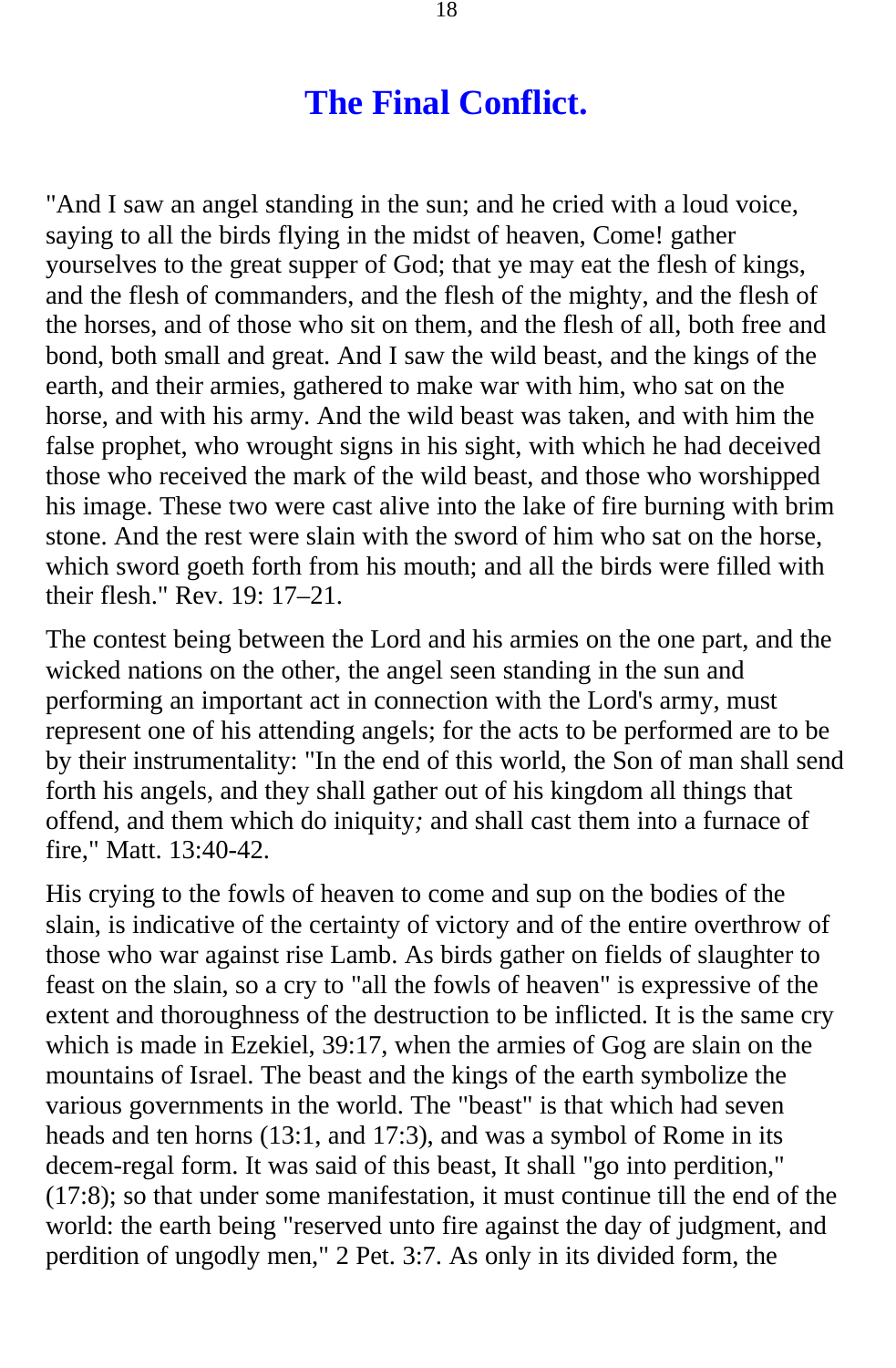# The Final Conflict.

"And I saw an angel standing in the sun; and he cried with a loud voice, saying to all the birds flying in the midst of heaven, Come! gather yourselves to the great supper of God; that ye may eat the flesh of kings, and the flesh of commanders, and the flesh of the mighty, and the flesh of the horses, and of those who sit on them, and the flesh of all, both free and bond, both small and great. And I saw the wild beast, and the kings of the earth, and their armies, gathered to make war with him, who sat on the horse, and with his army. And the wild beast was taken, and with him the false prophet, who wrought signs in his sight, with which he had deceived those who received the mark of the wild beast, and those who worshipped his image. These two were cast alive into the lake of fire burning with brim stone. And the rest were slain with the sword of him who sat on the horse, which sword goeth forth from his mouth; and all the birds were filled with their flesh." Rev. 19: 17–21.

The contest being between the Lord and his armies on the one part, and the wicked nations on the other, the angel seen standing in the sun and performing an important act in connection with the Lord's army, must represent one of his attending angels; for the acts to be performed are to be by their instrumentality: "In the end of this world, the Son of man shall send forth his angels, and they shall gather out of his kingdom all things that offend, and them which do iniquity; and shall cast them into a furnace of fire," Matt. 13:40-42.

His crying to the fowls of heaven to come and sup on the bodies of the slain, is indicative of the certainty of victory and of the entire overthrow of those who war against rise Lamb. As birds gather on fields of slaughter to feast on the slain, so a cry to "all the fowls of heaven" is expressive of the extent and thoroughness of the destruction to be inflicted. It is the same cry which is made in Ezekiel, 39:17, when the armies of Gog are slain on the mountains of Israel. The beast and the kings of the earth symbolize the various governments in the world. The "beast" is that which had seven heads and ten horns (13:1, and 17:3), and was a symbol of Rome in its decem-regal form. It was said of this beast, It shall "go into perdition," (17:8); so that under some manifestation, it must continue till the end of the world: the earth being "reserved unto fire against the day of judgment, and perdition of ungodly men," 2 Pet. 3:7. As only in its divided form, the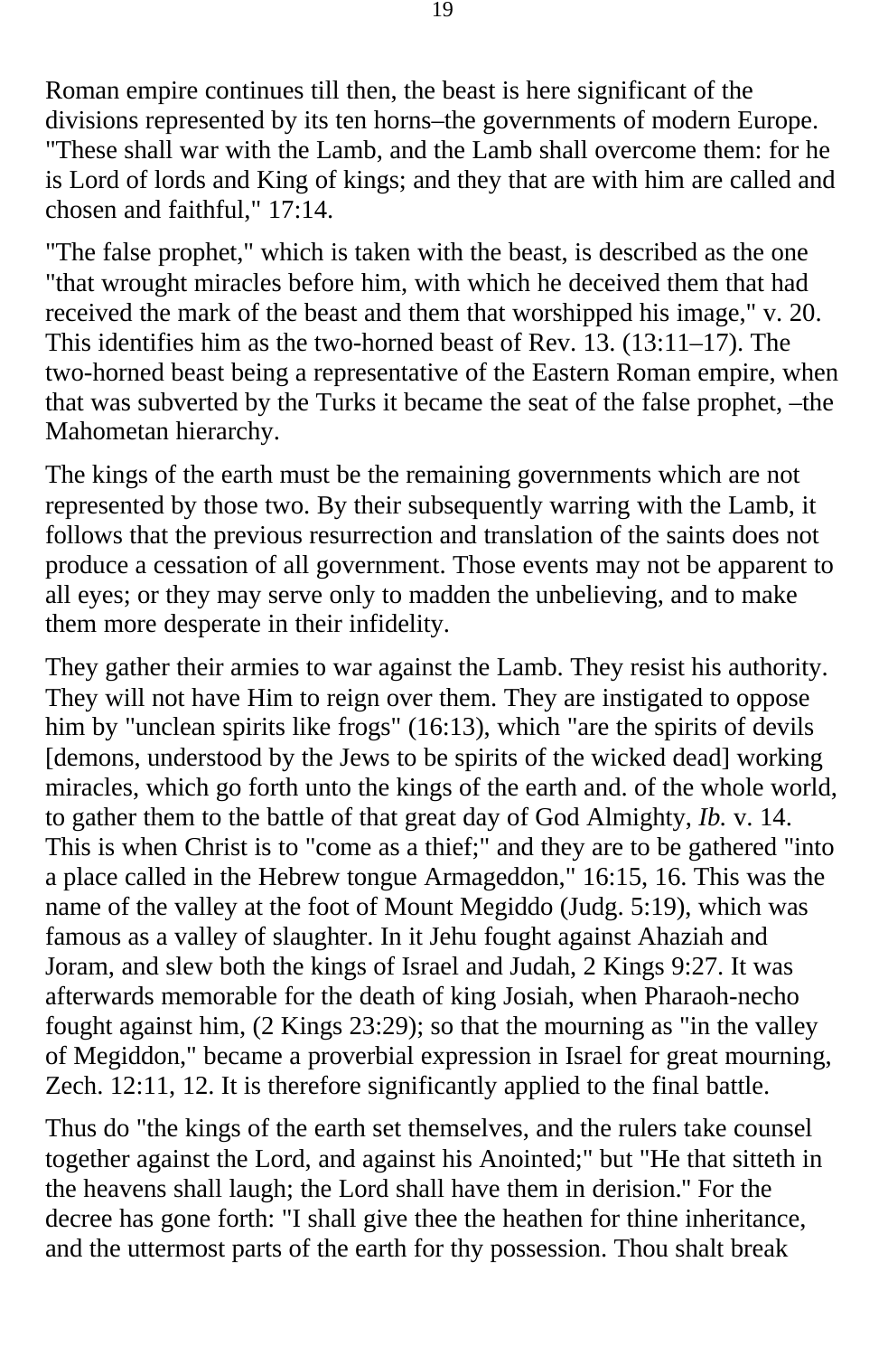Roman empire continues till then, the beast is here significant of the divisions represented by its ten horns–the governments of modern Europe. "These shall war with the Lamb, and the Lamb shall overcome them: for he is Lord of lords and King of kings; and they that are with him are called and chosen and faithful," 17:14.

"The false prophet," which is taken with the beast, is described as the one "that wrought miracles before him, with which he deceived them that had received the mark of the beast and them that worshipped his image," v. 20. This identifies him as the two-horned beast of Rev. 13. (13:11–17). The two-horned beast being a representative of the Eastern Roman empire, when that was subverted by the Turks it became the seat of the false prophet, –the Mahometan hierarchy.

The kings of the earth must be the remaining governments which are not represented by those two. By their subsequently warring with the Lamb, it follows that the previous resurrection and translation of the saints does not produce a cessation of all government. Those events may not be apparent to all eyes; or they may serve only to madden the unbelieving, and to make them more desperate in their infidelity.

They gather their armies to war against the Lamb. They resist his authority. They will not have Him to reign over them. They are instigated to oppose him by "unclean spirits like frogs" (16:13), which "are the spirits of devils [demons, understood by the Jews to be spirits of the wicked dead] working miracles, which go forth unto the kings of the earth and. of the whole world, to gather them to the battle of that great day of God Almighty, *Ib.* v. 14. This is when Christ is to "come as a thief;" and they are to be gathered "into a place called in the Hebrew tongue Armageddon," 16:15, 16. This was the name of the valley at the foot of Mount Megiddo (Judg. 5:19), which was famous as a valley of slaughter. In it Jehu fought against Ahaziah and Joram, and slew both the kings of Israel and Judah, 2 Kings 9:27. It was afterwards memorable for the death of king Josiah, when Pharaoh-necho fought against him, (2 Kings 23:29); so that the mourning as "in the valley of Megiddon," became a proverbial expression in Israel for great mourning, Zech. 12:11, 12. It is therefore significantly applied to the final battle.

Thus do "the kings of the earth set themselves, and the rulers take counsel together against the Lord, and against his Anointed;" but "He that sitteth in the heavens shall laugh; the Lord shall have them in derision." For the decree has gone forth: "I shall give thee the heathen for thine inheritance, and the uttermost parts of the earth for thy possession. Thou shalt break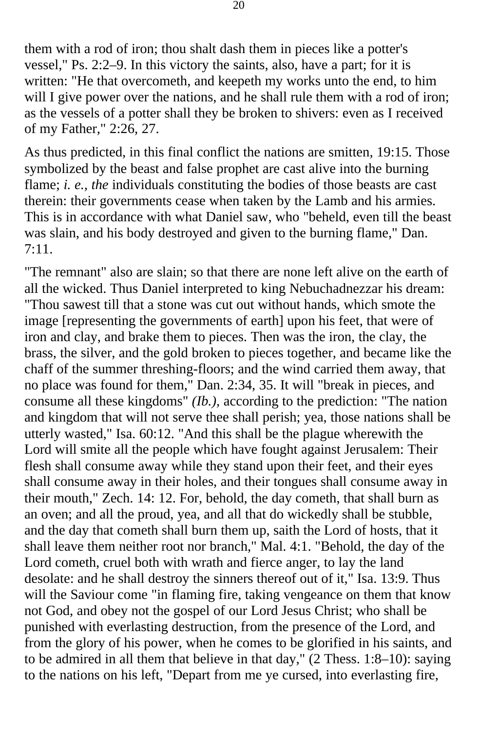them with a rod of iron; thou shalt dash them in pieces like a potter's vessel," Ps. 2:2–9. In this victory the saints, also, have a part; for it is written: "He that overcometh, and keepeth my works unto the end, to him will I give power over the nations, and he shall rule them with a rod of iron; as the vessels of a potter shall they be broken to shivers: even as I received of my Father," 2:26, 27.

As thus predicted, in this final conflict the nations are smitten, 19:15. Those symbolized by the beast and false prophet are cast alive into the burning flame; *i. e., the* individuals constituting the bodies of those beasts are cast therein: their governments cease when taken by the Lamb and his armies. This is in accordance with what Daniel saw, who "beheld, even till the beast was slain, and his body destroyed and given to the burning flame," Dan. 7:11.

"The remnant" also are slain; so that there are none left alive on the earth of all the wicked. Thus Daniel interpreted to king Nebuchadnezzar his dream: "Thou sawest till that a stone was cut out without hands, which smote the image [representing the governments of earth] upon his feet, that were of iron and clay, and brake them to pieces. Then was the iron, the clay, the brass, the silver, and the gold broken to pieces together, and became like the chaff of the summer threshing-floors; and the wind carried them away, that no place was found for them," Dan. 2:34, 35. It will "break in pieces, and consume all these kingdoms" *(Ib.),* according to the prediction: "The nation and kingdom that will not serve thee shall perish; yea, those nations shall be utterly wasted," Isa. 60:12. "And this shall be the plague wherewith the Lord will smite all the people which have fought against Jerusalem: Their flesh shall consume away while they stand upon their feet, and their eyes shall consume away in their holes, and their tongues shall consume away in their mouth," Zech. 14: 12. For, behold, the day cometh, that shall burn as an oven; and all the proud, yea, and all that do wickedly shall be stubble, and the day that cometh shall burn them up, saith the Lord of hosts, that it shall leave them neither root nor branch," Mal. 4:1. "Behold, the day of the Lord cometh, cruel both with wrath and fierce anger, to lay the land desolate: and he shall destroy the sinners thereof out of it," Isa. 13:9. Thus will the Saviour come "in flaming fire, taking vengeance on them that know not God, and obey not the gospel of our Lord Jesus Christ; who shall be punished with everlasting destruction, from the presence of the Lord, and from the glory of his power, when he comes to be glorified in his saints, and to be admired in all them that believe in that day," (2 Thess. 1:8–10): saying to the nations on his left, "Depart from me ye cursed, into everlasting fire,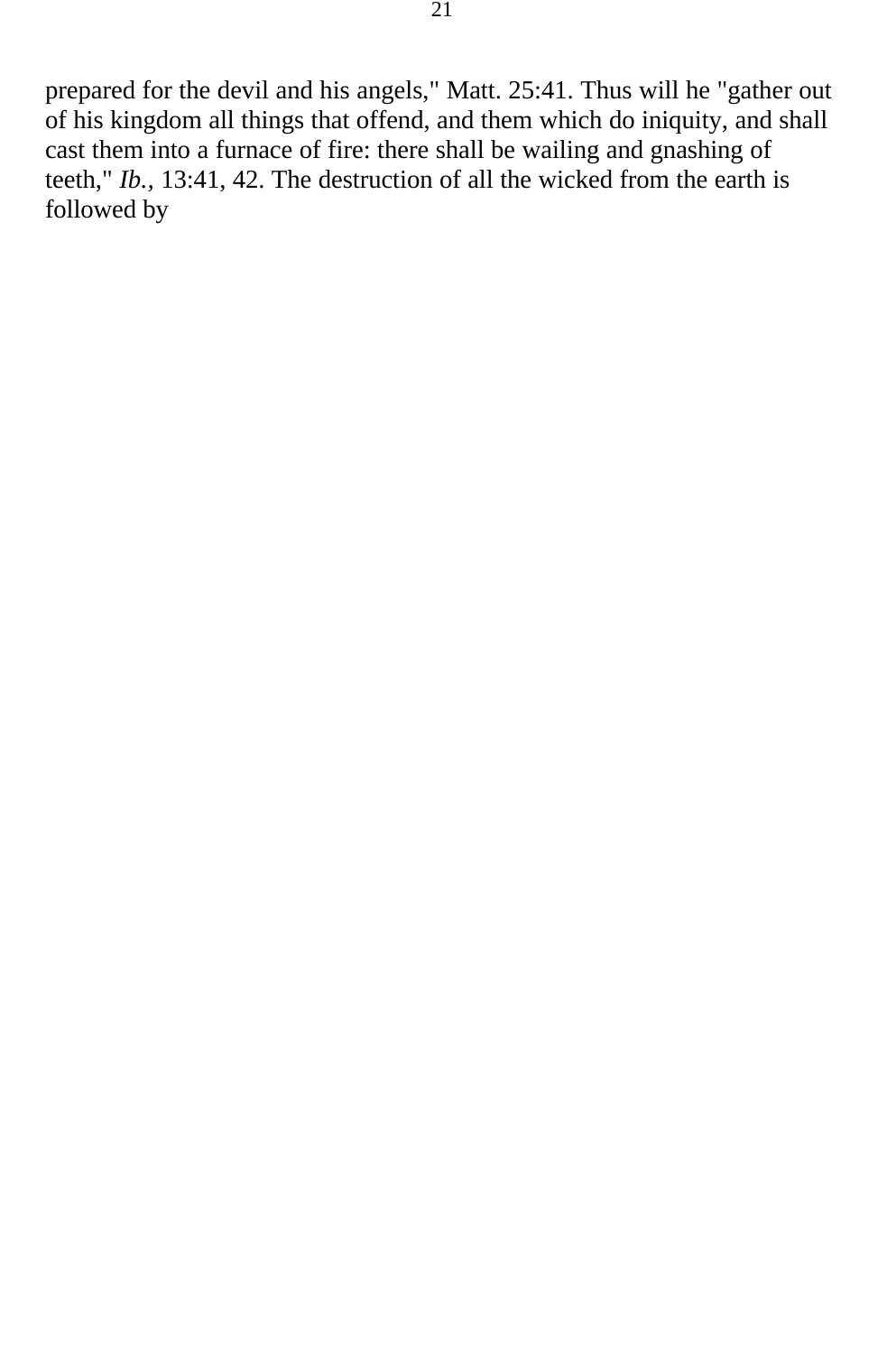prepared for the devil and his angels," Matt. 25:41. Thus will he "gather out of his kingdom all things that offend, and them which do iniquity, and shall cast them into a furnace of fire: there shall be wailing and gnashing of teeth," *Ib.*, 13:41, 42. The destruction of all the wicked from the earth is followed by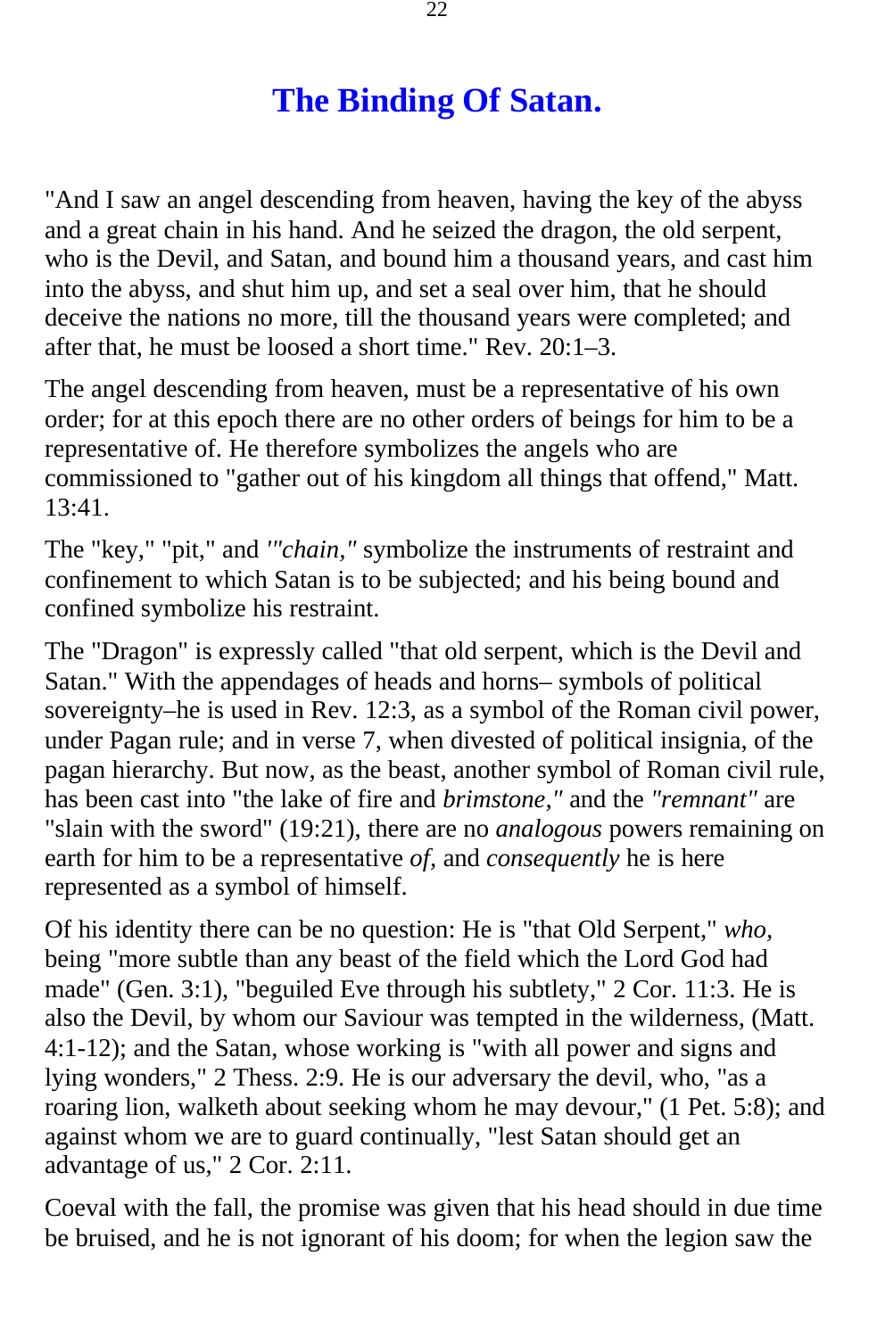# The Binding Of Satan.

"And I saw an angel descending from heaven, having the key of the abyss and a great chain in his hand. And he seized the dragon, the old serpent, who is the Devil, and Satan, and bound him a thousand years, and cast him into the abyss, and shut him up, and set a seal over him, that he should deceive the nations no more, till the thousand years were completed; and after that, he must be loosed a short time." Rev. 20:1–3.

The angel descending from heaven, must be a representative of his own order; for at this epoch there are no other orders of beings for him to be a representative of. He therefore symbolizes the angels who are commissioned to "gather out of his kingdom all things that offend," Matt. 13:41.

The "key," "pit," and *'"chain,"* symbolize the instruments of restraint and confinement to which Satan is to be subjected; and his being bound and confined symbolize his restraint.

The "Dragon" is expressly called "that old serpent, which is the Devil and Satan." With the appendages of heads and horns– symbols of political sovereignty–he is used in Rev. 12:3, as a symbol of the Roman civil power, under Pagan rule; and in verse 7, when divested of political insignia, of the pagan hierarchy. But now, as the beast, another symbol of Roman civil rule, has been cast into "the lake of fire and *brimstone,"* and the *"remnant"* are "slain with the sword" (19:21), there are no *analogous* powers remaining on earth for him to be a representative *of,* and *consequently* he is here represented as a symbol of himself.

Of his identity there can be no question: He is "that Old Serpent," *who,* being "more subtle than any beast of the field which the Lord God had made" (Gen. 3:1), "beguiled Eve through his subtlety," 2 Cor. 11:3. He is also the Devil, by whom our Saviour was tempted in the wilderness, (Matt. 4:1-12); and the Satan, whose working is "with all power and signs and lying wonders," 2 Thess. 2:9. He is our adversary the devil, who, "as a roaring lion, walketh about seeking whom he may devour," (1 Pet. 5:8); and against whom we are to guard continually, "lest Satan should get an advantage of us," 2 Cor. 2:11.

Coeval with the fall, the promise was given that his head should in due time be bruised, and he is not ignorant of his doom; for when the legion saw the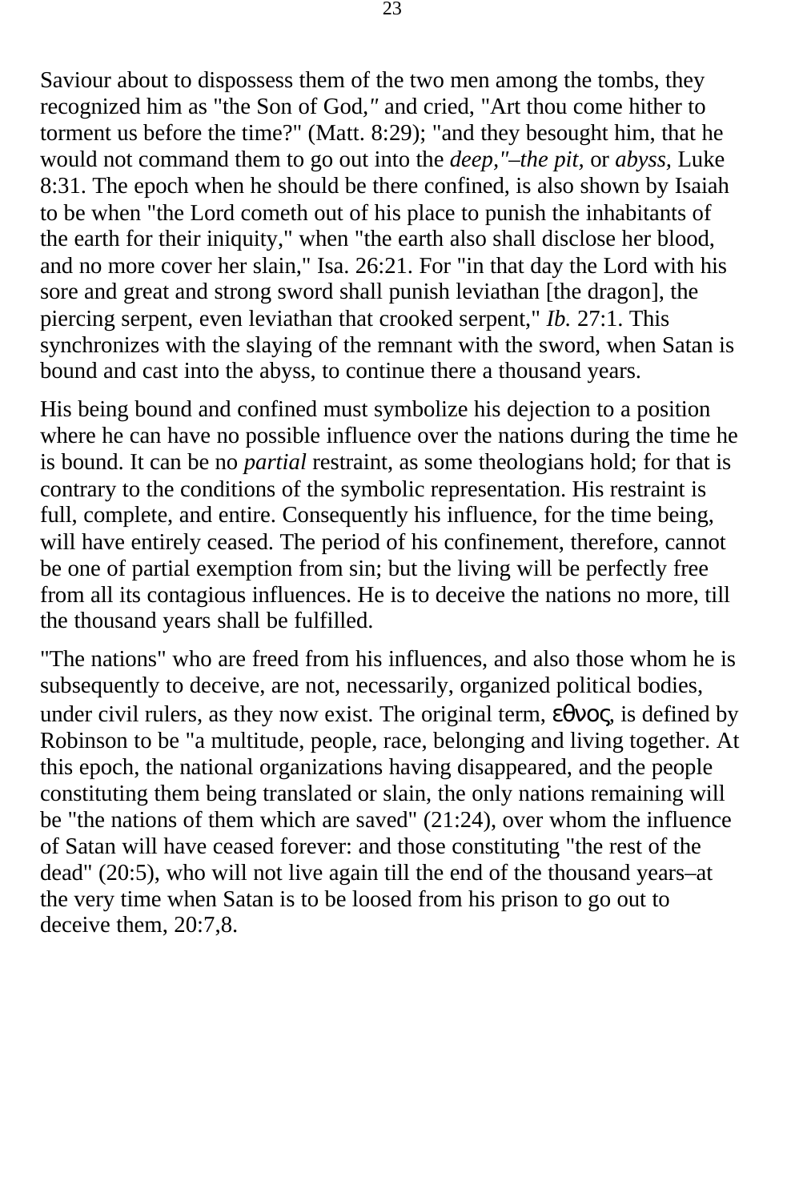Saviour about to dispossess them of the two men among the tombs, they recognized him as "the Son of God," and cried, "Art thou come hither to torment us before the time?" (Matt. 8:29); "and they besought him, that he would not command them to go out into the *deep,"–the pit,* or *abyss,* Luke 8:31. The epoch when he should be there confined, is also shown by Isaiah to be when "the Lord cometh out of his place to punish the inhabitants of the earth for their iniquity," when "the earth also shall disclose her blood, and no more cover her slain," Isa. 26:21. For "in that day the Lord with his sore and great and strong sword shall punish leviathan [the dragon], the piercing serpent, even leviathan that crooked serpent," *Ib.* 27:1. This synchronizes with the slaying of the remnant with the sword, when Satan is bound and cast into the abyss, to continue there a thousand years.

His being bound and confined must symbolize his dejection to a position where he can have no possible influence over the nations during the time he is bound. It can be no *partial* restraint, as some theologians hold; for that is contrary to the conditions of the symbolic representation. His restraint is full, complete, and entire. Consequently his influence, for the time being, will have entirely ceased. The period of his confinement, therefore, cannot be one of partial exemption from sin; but the living will be perfectly free from all its contagious influences. He is to deceive the nations no more, till the thousand years shall be fulfilled.

"The nations" who are freed from his influences, and also those whom he is subsequently to deceive, are not, necessarily, organized political bodies, under civil rulers, as they now exist. The original term, εθνος, is defined by Robinson to be "a multitude, people, race, belonging and living together. At this epoch, the national organizations having disappeared, and the people constituting them being translated or slain, the only nations remaining will be "the nations of them which are saved" (21:24), over whom the influence of Satan will have ceased forever: and those constituting "the rest of the dead" (20:5), who will not live again till the end of the thousand years–at the very time when Satan is to be loosed from his prison to go out to deceive them, 20:7,8.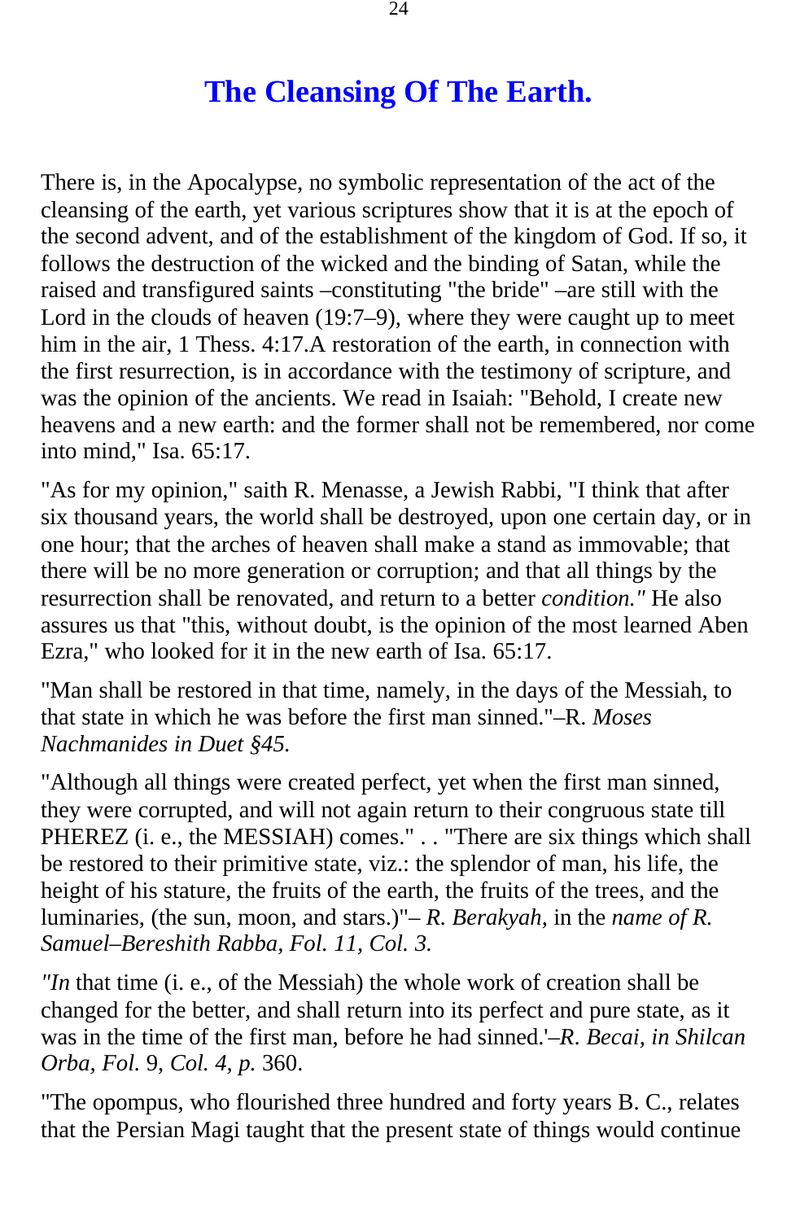# The Cleansing Of The Earth.

There is, in the Apocalypse, no symbolic representation of the act of the cleansing of the earth, yet various scriptures show that it is at the epoch of the second advent, and of the establishment of the kingdom of God. If so, it follows the destruction of the wicked and the binding of Satan, while the raised and transfigured saints –constituting "the bride" –are still with the Lord in the clouds of heaven (19:7–9), where they were caught up to meet him in the air, 1 Thess. 4:17.A restoration of the earth, in connection with the first resurrection, is in accordance with the testimony of scripture, and was the opinion of the ancients. We read in Isaiah: "Behold, I create new heavens and a new earth: and the former shall not be remembered, nor come into mind," Isa. 65:17.

"As for my opinion," saith R. Menasse, a Jewish Rabbi, "I think that after six thousand years, the world shall be destroyed, upon one certain day, or in one hour; that the arches of heaven shall make a stand as immovable; that there will be no more generation or corruption; and that all things by the resurrection shall be renovated, and return to a better *condition."* He also assures us that "this, without doubt, is the opinion of the most learned Aben Ezra," who looked for it in the new earth of Isa. 65:17.

"Man shall be restored in that time, namely, in the days of the Messiah, to that state in which he was before the first man sinned."–R. *Moses Nachmanides in Duet §45.*

"Although all things were created perfect, yet when the first man sinned, they were corrupted, and will not again return to their congruous state till PHEREZ (i. e., the MESSIAH) comes." . . "There are six things which shall be restored to their primitive state, viz.: the splendor of man, his life, the height of his stature, the fruits of the earth, the fruits of the trees, and the luminaries, (the sun, moon, and stars.)"– *R. Berakyah,* in the *name of R. Samuel–Bereshith Rabba, Fol. 11, Col. 3.*

*"In* that time (i. e., of the Messiah) the whole work of creation shall be changed for the better, and shall return into its perfect and pure state, as it was in the time of the first man, before he had sinned.'–*R. Becai, in Shilcan Orba, Fol.* 9, *Col. 4, p.* 360.

"The opompus, who flourished three hundred and forty years B. C., relates that the Persian Magi taught that the present state of things would continue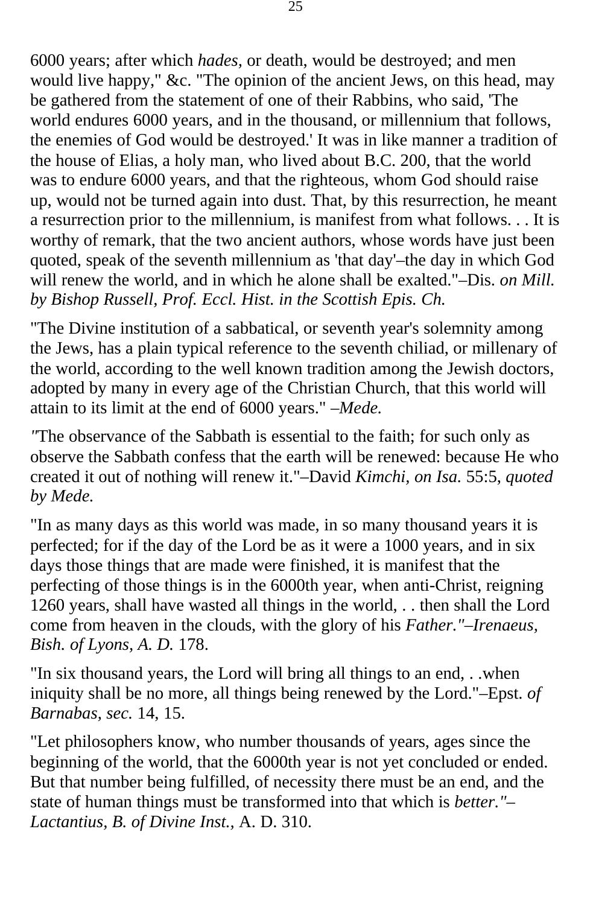6000 years; after which *hades*, or death, would be destroyed; and men would live happy," &c. "The opinion of the ancient Jews, on this head, may be gathered from the statement of one of their Rabbins, who said, 'The world endures 6000 years, and in the thousand, or millennium that follows, the enemies of God would be destroyed.' It was in like manner a tradition of the house of Elias, a holy man, who lived about B.C. 200, that the world was to endure 6000 years, and that the righteous, whom God should raise up, would not be turned again into dust. That, by this resurrection, he meant a resurrection prior to the millennium, is manifest from what follows. . . It is worthy of remark, that the two ancient authors, whose words have just been quoted, speak of the seventh millennium as 'that day'–the day in which God will renew the world, and in which he alone shall be exalted."–Dis. *on Mill. by Bishop Russell, Prof. Eccl. Hist. in the Scottish Epis. Ch.*

"The Divine institution of a sabbatical, or seventh year's solemnity among the Jews, has a plain typical reference to the seventh chiliad, or millenary of the world, according to the well known tradition among the Jewish doctors, adopted by many in every age of the Christian Church, that this world will attain to its limit at the end of 6000 years." –*Mede.*

*"*The observance of the Sabbath is essential to the faith; for such only as observe the Sabbath confess that the earth will be renewed: because He who created it out of nothing will renew it."–David *Kimchi, on Isa.* 55:5, *quoted by Mede.*

"In as many days as this world was made, in so many thousand years it is perfected; for if the day of the Lord be as it were a 1000 years, and in six days those things that are made were finished, it is manifest that the perfecting of those things is in the 6000th year, when anti-Christ, reigning 1260 years, shall have wasted all things in the world, . . then shall the Lord come from heaven in the clouds, with the glory of his *Father."–Irenaeus, Bish. of Lyons, A. D.* 178.

"In six thousand years, the Lord will bring all things to an end, . .when iniquity shall be no more, all things being renewed by the Lord."–Epst. *of Barnabas, sec.* 14, 15.

"Let philosophers know, who number thousands of years, ages since the beginning of the world, that the 6000th year is not yet concluded or ended. But that number being fulfilled, of necessity there must be an end, and the state of human things must be transformed into that which is *better."–Lactantius, B. of Divine Inst.,* A. D. 310.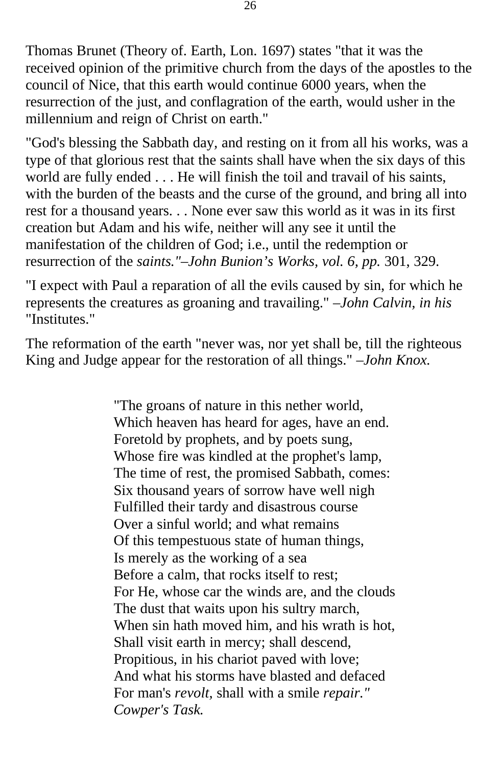Thomas Brunet (Theory of. Earth, Lon. 1697) states "that it was the received opinion of the primitive church from the days of the apostles to the council of Nice, that this earth would continue 6000 years, when the resurrection of the just, and conflagration of the earth, would usher in the millennium and reign of Christ on earth."

"God's blessing the Sabbath day, and resting on it from all his works, was a type of that glorious rest that the saints shall have when the six days of this world are fully ended . . . He will finish the toil and travail of his saints, with the burden of the beasts and the curse of the ground, and bring all into rest for a thousand years. . . None ever saw this world as it was in its first creation but Adam and his wife, neither will any see it until the manifestation of the children of God; i.e., until the redemption or resurrection of the *saints."–John Bunion's Works, vol. 6, pp.* 301, 329.

"I expect with Paul a reparation of all the evils caused by sin, for which he represents the creatures as groaning and travailing." *–John Calvin, in his* "Institutes."

The reformation of the earth "never was, nor yet shall be, till the righteous King and Judge appear for the restoration of all things." *–John Knox.*

> "The groans of nature in this nether world,
> Which heaven has heard for ages, have an end.
> Foretold by prophets, and by poets sung,
> Whose fire was kindled at the prophet's lamp,
> The time of rest, the promised Sabbath, comes:
> Six thousand years of sorrow have well nigh
> Fulfilled their tardy and disastrous course
> Over a sinful world; and what remains
> Of this tempestuous state of human things,
> Is merely as the working of a sea
> Before a calm, that rocks itself to rest;
> For He, whose car the winds are, and the clouds
> The dust that waits upon his sultry march,
> When sin hath moved him, and his wrath is hot,
> Shall visit earth in mercy; shall descend,
> Propitious, in his chariot paved with love;
> And what his storms have blasted and defaced
> For man's *revolt,* shall with a smile *repair."*
> *Cowper's Task.*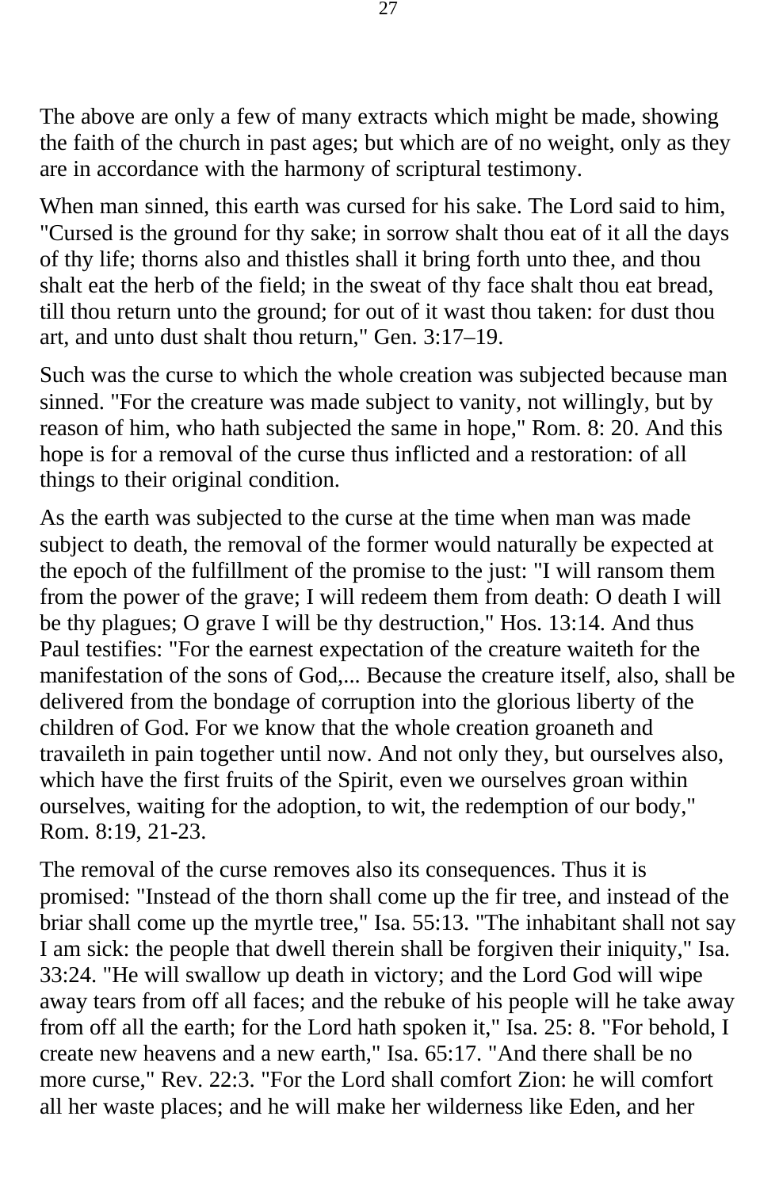The above are only a few of many extracts which might be made, showing the faith of the church in past ages; but which are of no weight, only as they are in accordance with the harmony of scriptural testimony.

When man sinned, this earth was cursed for his sake. The Lord said to him, "Cursed is the ground for thy sake; in sorrow shalt thou eat of it all the days of thy life; thorns also and thistles shall it bring forth unto thee, and thou shalt eat the herb of the field; in the sweat of thy face shalt thou eat bread, till thou return unto the ground; for out of it wast thou taken: for dust thou art, and unto dust shalt thou return," Gen. 3:17–19.

Such was the curse to which the whole creation was subjected because man sinned. "For the creature was made subject to vanity, not willingly, but by reason of him, who hath subjected the same in hope," Rom. 8: 20. And this hope is for a removal of the curse thus inflicted and a restoration: of all things to their original condition.

As the earth was subjected to the curse at the time when man was made subject to death, the removal of the former would naturally be expected at the epoch of the fulfillment of the promise to the just: "I will ransom them from the power of the grave; I will redeem them from death: O death I will be thy plagues; O grave I will be thy destruction," Hos. 13:14. And thus Paul testifies: "For the earnest expectation of the creature waiteth for the manifestation of the sons of God,... Because the creature itself, also, shall be delivered from the bondage of corruption into the glorious liberty of the children of God. For we know that the whole creation groaneth and travaileth in pain together until now. And not only they, but ourselves also, which have the first fruits of the Spirit, even we ourselves groan within ourselves, waiting for the adoption, to wit, the redemption of our body," Rom. 8:19, 21-23.

The removal of the curse removes also its consequences. Thus it is promised: "Instead of the thorn shall come up the fir tree, and instead of the briar shall come up the myrtle tree," Isa. 55:13. "The inhabitant shall not say I am sick: the people that dwell therein shall be forgiven their iniquity," Isa. 33:24. "He will swallow up death in victory; and the Lord God will wipe away tears from off all faces; and the rebuke of his people will he take away from off all the earth; for the Lord hath spoken it," Isa. 25: 8. "For behold, I create new heavens and a new earth," Isa. 65:17. "And there shall be no more curse," Rev. 22:3. "For the Lord shall comfort Zion: he will comfort all her waste places; and he will make her wilderness like Eden, and her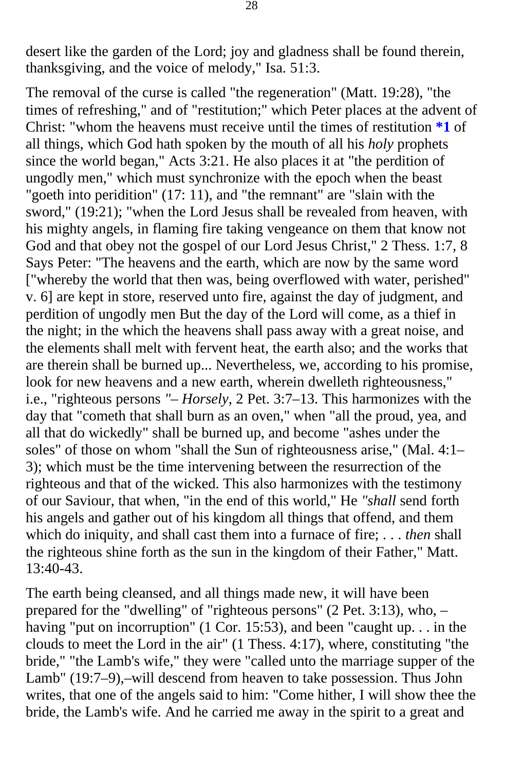desert like the garden of the Lord; joy and gladness shall be found therein, thanksgiving, and the voice of melody," Isa. 51:3.

The removal of the curse is called "the regeneration" (Matt. 19:28), "the times of refreshing," and of "restitution;" which Peter places at the advent of Christ: "whom the heavens must receive until the times of restitution **\*1** of all things, which God hath spoken by the mouth of all his *holy* prophets since the world began," Acts 3:21. He also places it at "the perdition of ungodly men," which must synchronize with the epoch when the beast "goeth into peridition" (17: 11), and "the remnant" are "slain with the sword," (19:21); "when the Lord Jesus shall be revealed from heaven, with his mighty angels, in flaming fire taking vengeance on them that know not God and that obey not the gospel of our Lord Jesus Christ," 2 Thess. 1:7, 8 Says Peter: "The heavens and the earth, which are now by the same word ["whereby the world that then was, being overflowed with water, perished" v. 6] are kept in store, reserved unto fire, against the day of judgment, and perdition of ungodly men But the day of the Lord will come, as a thief in the night; in the which the heavens shall pass away with a great noise, and the elements shall melt with fervent heat, the earth also; and the works that are therein shall be burned up... Nevertheless, we, according to his promise, look for new heavens and a new earth, wherein dwelleth righteousness," i.e., "righteous persons *"– Horsely,* 2 Pet. 3:7–13. This harmonizes with the day that "cometh that shall burn as an oven," when "all the proud, yea, and all that do wickedly" shall be burned up, and become "ashes under the soles" of those on whom "shall the Sun of righteousness arise," (Mal. 4:1–3); which must be the time intervening between the resurrection of the righteous and that of the wicked. This also harmonizes with the testimony of our Saviour, that when, "in the end of this world," He *"shall* send forth his angels and gather out of his kingdom all things that offend, and them which do iniquity, and shall cast them into a furnace of fire; . . . *then* shall the righteous shine forth as the sun in the kingdom of their Father," Matt. 13:40-43.

The earth being cleansed, and all things made new, it will have been prepared for the "dwelling" of "righteous persons" (2 Pet. 3:13), who, – having "put on incorruption" (1 Cor. 15:53), and been "caught up. . . in the clouds to meet the Lord in the air" (1 Thess. 4:17), where, constituting "the bride," "the Lamb's wife," they were "called unto the marriage supper of the Lamb" (19:7–9),–will descend from heaven to take possession. Thus John writes, that one of the angels said to him: "Come hither, I will show thee the bride, the Lamb's wife. And he carried me away in the spirit to a great and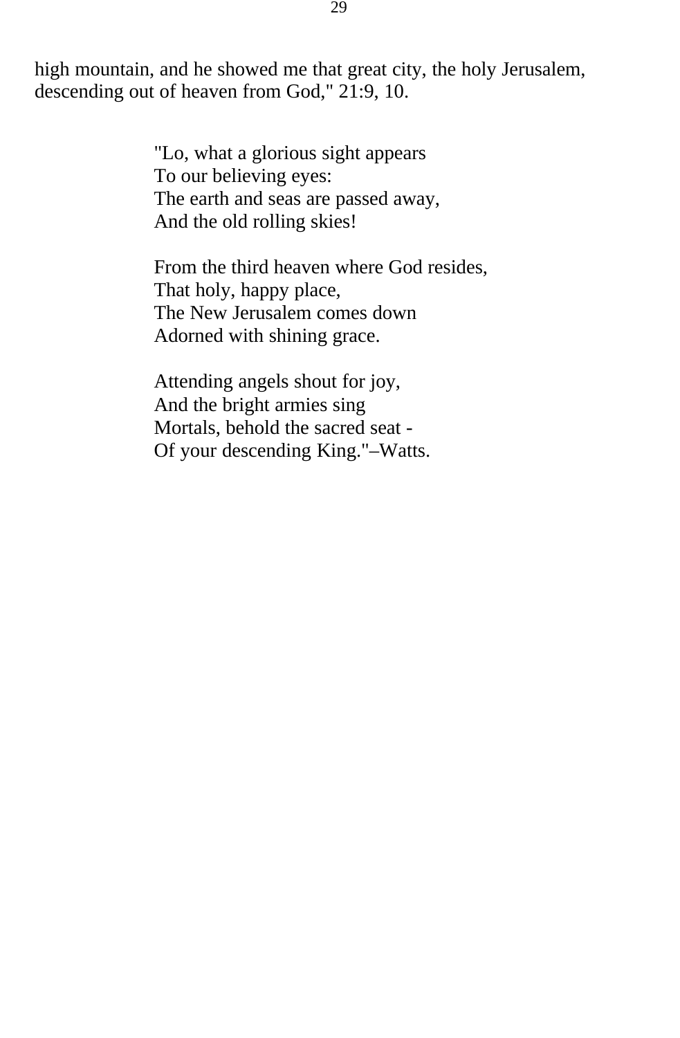high mountain, and he showed me that great city, the holy Jerusalem, descending out of heaven from God," 21:9, 10.

> "Lo, what a glorious sight appears  
> To our believing eyes:  
> The earth and seas are passed away,  
> And the old rolling skies!
>
> From the third heaven where God resides,  
> That holy, happy place,  
> The New Jerusalem comes down  
> Adorned with shining grace.
>
> Attending angels shout for joy,  
> And the bright armies sing  
> Mortals, behold the sacred seat -  
> Of your descending King."–Watts.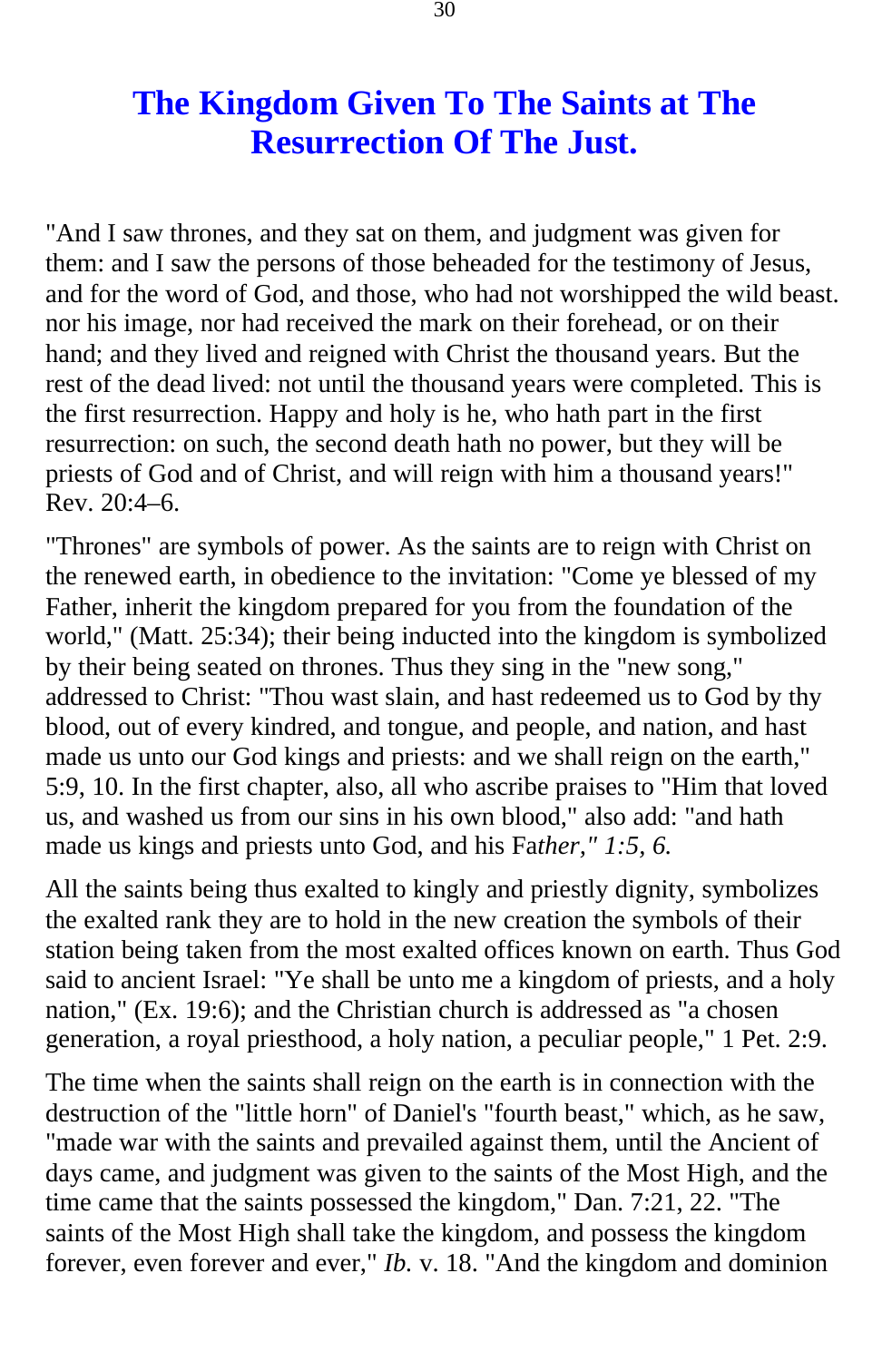# The Kingdom Given To The Saints at The Resurrection Of The Just.

"And I saw thrones, and they sat on them, and judgment was given for them: and I saw the persons of those beheaded for the testimony of Jesus, and for the word of God, and those, who had not worshipped the wild beast. nor his image, nor had received the mark on their forehead, or on their hand; and they lived and reigned with Christ the thousand years. But the rest of the dead lived: not until the thousand years were completed. This is the first resurrection. Happy and holy is he, who hath part in the first resurrection: on such, the second death hath no power, but they will be priests of God and of Christ, and will reign with him a thousand years!" Rev. 20:4–6.

"Thrones" are symbols of power. As the saints are to reign with Christ on the renewed earth, in obedience to the invitation: "Come ye blessed of my Father, inherit the kingdom prepared for you from the foundation of the world," (Matt. 25:34); their being inducted into the kingdom is symbolized by their being seated on thrones. Thus they sing in the "new song," addressed to Christ: "Thou wast slain, and hast redeemed us to God by thy blood, out of every kindred, and tongue, and people, and nation, and hast made us unto our God kings and priests: and we shall reign on the earth," 5:9, 10. In the first chapter, also, all who ascribe praises to "Him that loved us, and washed us from our sins in his own blood," also add: "and hath made us kings and priests unto God, and his Fa*ther," 1:5, 6.*

All the saints being thus exalted to kingly and priestly dignity, symbolizes the exalted rank they are to hold in the new creation the symbols of their station being taken from the most exalted offices known on earth. Thus God said to ancient Israel: "Ye shall be unto me a kingdom of priests, and a holy nation," (Ex. 19:6); and the Christian church is addressed as "a chosen generation, a royal priesthood, a holy nation, a peculiar people," 1 Pet. 2:9.

The time when the saints shall reign on the earth is in connection with the destruction of the "little horn" of Daniel's "fourth beast," which, as he saw, "made war with the saints and prevailed against them, until the Ancient of days came, and judgment was given to the saints of the Most High, and the time came that the saints possessed the kingdom," Dan. 7:21, 22. "The saints of the Most High shall take the kingdom, and possess the kingdom forever, even forever and ever," *Ib.* v. 18. "And the kingdom and dominion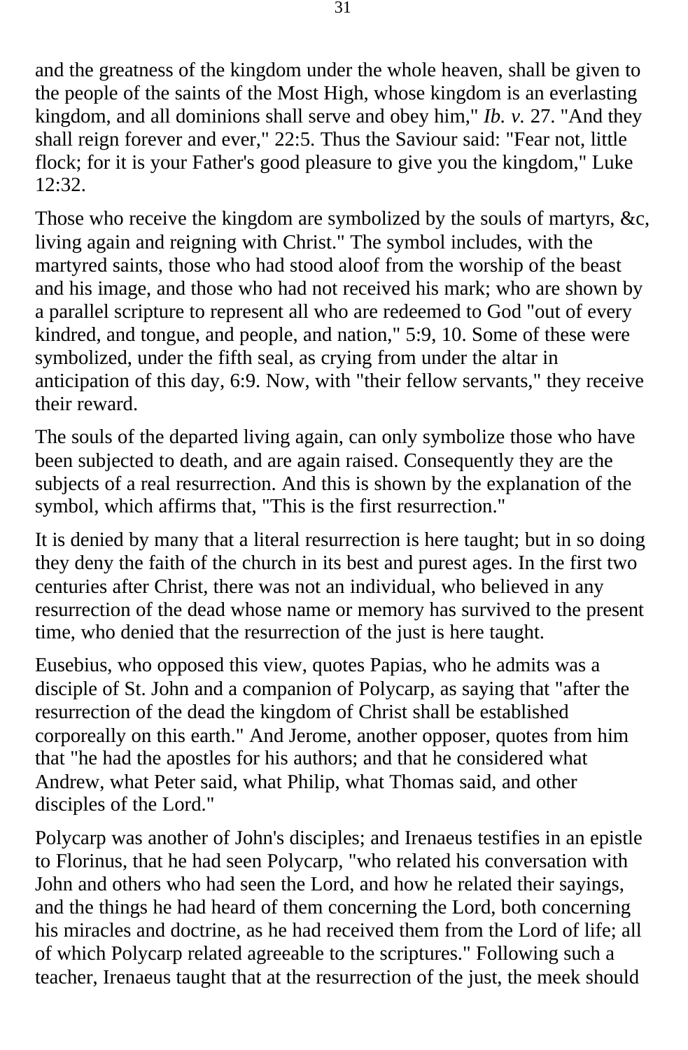and the greatness of the kingdom under the whole heaven, shall be given to the people of the saints of the Most High, whose kingdom is an everlasting kingdom, and all dominions shall serve and obey him," *Ib. v.* 27. "And they shall reign forever and ever," 22:5. Thus the Saviour said: "Fear not, little flock; for it is your Father's good pleasure to give you the kingdom," Luke 12:32.

Those who receive the kingdom are symbolized by the souls of martyrs, &c, living again and reigning with Christ." The symbol includes, with the martyred saints, those who had stood aloof from the worship of the beast and his image, and those who had not received his mark; who are shown by a parallel scripture to represent all who are redeemed to God "out of every kindred, and tongue, and people, and nation," 5:9, 10. Some of these were symbolized, under the fifth seal, as crying from under the altar in anticipation of this day, 6:9. Now, with "their fellow servants," they receive their reward.

The souls of the departed living again, can only symbolize those who have been subjected to death, and are again raised. Consequently they are the subjects of a real resurrection. And this is shown by the explanation of the symbol, which affirms that, "This is the first resurrection."

It is denied by many that a literal resurrection is here taught; but in so doing they deny the faith of the church in its best and purest ages. In the first two centuries after Christ, there was not an individual, who believed in any resurrection of the dead whose name or memory has survived to the present time, who denied that the resurrection of the just is here taught.

Eusebius, who opposed this view, quotes Papias, who he admits was a disciple of St. John and a companion of Polycarp, as saying that "after the resurrection of the dead the kingdom of Christ shall be established corporeally on this earth." And Jerome, another opposer, quotes from him that "he had the apostles for his authors; and that he considered what Andrew, what Peter said, what Philip, what Thomas said, and other disciples of the Lord."

Polycarp was another of John's disciples; and Irenaeus testifies in an epistle to Florinus, that he had seen Polycarp, "who related his conversation with John and others who had seen the Lord, and how he related their sayings, and the things he had heard of them concerning the Lord, both concerning his miracles and doctrine, as he had received them from the Lord of life; all of which Polycarp related agreeable to the scriptures." Following such a teacher, Irenaeus taught that at the resurrection of the just, the meek should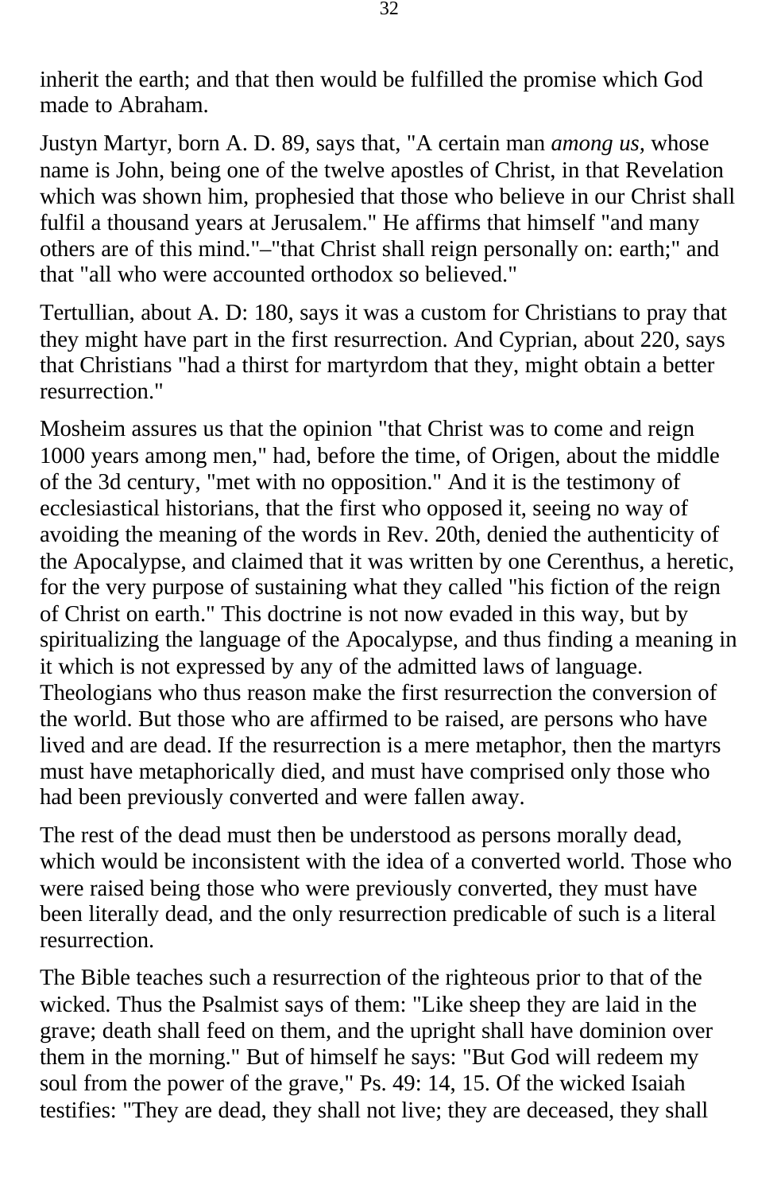inherit the earth; and that then would be fulfilled the promise which God made to Abraham.

Justyn Martyr, born A. D. 89, says that, "A certain man *among us,* whose name is John, being one of the twelve apostles of Christ, in that Revelation which was shown him, prophesied that those who believe in our Christ shall fulfil a thousand years at Jerusalem." He affirms that himself "and many others are of this mind."–"that Christ shall reign personally on: earth;" and that "all who were accounted orthodox so believed."

Tertullian, about A. D: 180, says it was a custom for Christians to pray that they might have part in the first resurrection. And Cyprian, about 220, says that Christians "had a thirst for martyrdom that they, might obtain a better resurrection."

Mosheim assures us that the opinion "that Christ was to come and reign 1000 years among men," had, before the time, of Origen, about the middle of the 3d century, "met with no opposition." And it is the testimony of ecclesiastical historians, that the first who opposed it, seeing no way of avoiding the meaning of the words in Rev. 20th, denied the authenticity of the Apocalypse, and claimed that it was written by one Cerenthus, a heretic, for the very purpose of sustaining what they called "his fiction of the reign of Christ on earth." This doctrine is not now evaded in this way, but by spiritualizing the language of the Apocalypse, and thus finding a meaning in it which is not expressed by any of the admitted laws of language. Theologians who thus reason make the first resurrection the conversion of the world. But those who are affirmed to be raised, are persons who have lived and are dead. If the resurrection is a mere metaphor, then the martyrs must have metaphorically died, and must have comprised only those who had been previously converted and were fallen away.

The rest of the dead must then be understood as persons morally dead, which would be inconsistent with the idea of a converted world. Those who were raised being those who were previously converted, they must have been literally dead, and the only resurrection predicable of such is a literal resurrection.

The Bible teaches such a resurrection of the righteous prior to that of the wicked. Thus the Psalmist says of them: "Like sheep they are laid in the grave; death shall feed on them, and the upright shall have dominion over them in the morning." But of himself he says: "But God will redeem my soul from the power of the grave," Ps. 49: 14, 15. Of the wicked Isaiah testifies: "They are dead, they shall not live; they are deceased, they shall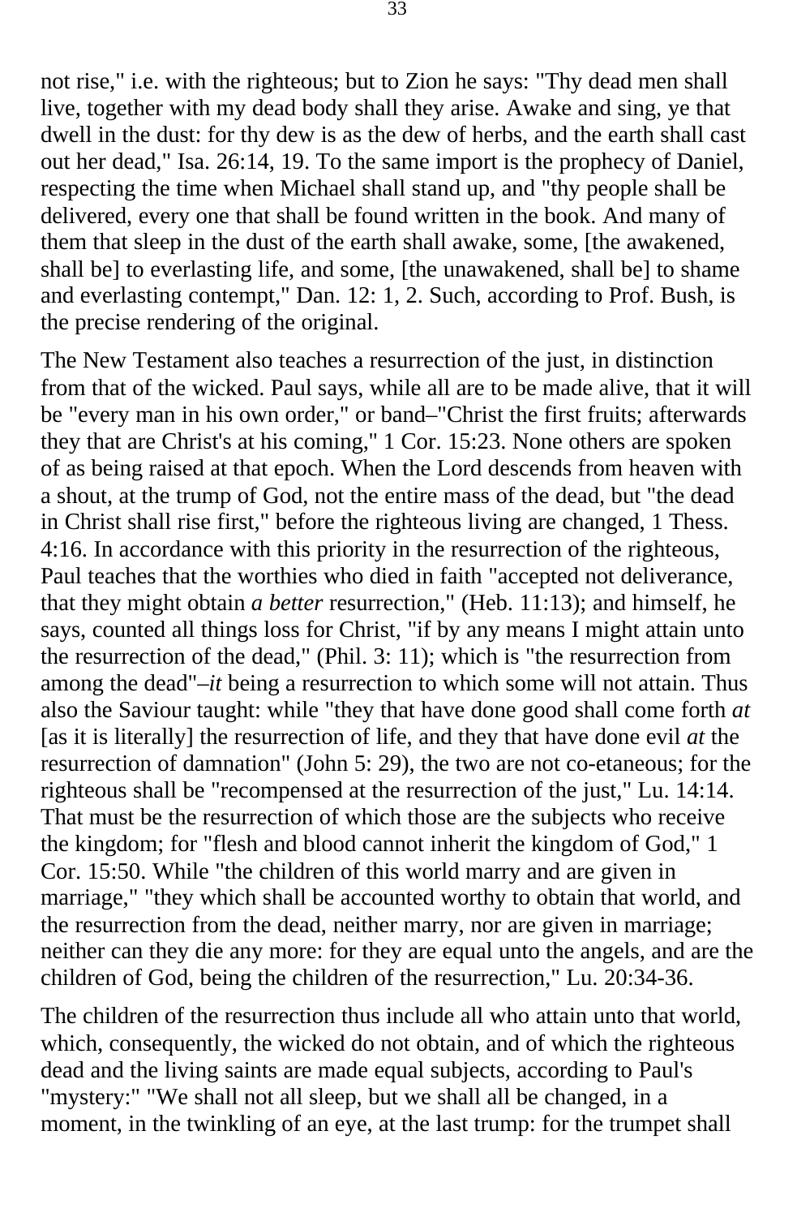not rise," i.e. with the righteous; but to Zion he says: "Thy dead men shall live, together with my dead body shall they arise. Awake and sing, ye that dwell in the dust: for thy dew is as the dew of herbs, and the earth shall cast out her dead," Isa. 26:14, 19. To the same import is the prophecy of Daniel, respecting the time when Michael shall stand up, and "thy people shall be delivered, every one that shall be found written in the book. And many of them that sleep in the dust of the earth shall awake, some, [the awakened, shall be] to everlasting life, and some, [the unawakened, shall be] to shame and everlasting contempt," Dan. 12: 1, 2. Such, according to Prof. Bush, is the precise rendering of the original.

The New Testament also teaches a resurrection of the just, in distinction from that of the wicked. Paul says, while all are to be made alive, that it will be "every man in his own order," or band–"Christ the first fruits; afterwards they that are Christ's at his coming," 1 Cor. 15:23. None others are spoken of as being raised at that epoch. When the Lord descends from heaven with a shout, at the trump of God, not the entire mass of the dead, but "the dead in Christ shall rise first," before the righteous living are changed, 1 Thess. 4:16. In accordance with this priority in the resurrection of the righteous, Paul teaches that the worthies who died in faith "accepted not deliverance, that they might obtain *a better* resurrection," (Heb. 11:13); and himself, he says, counted all things loss for Christ, "if by any means I might attain unto the resurrection of the dead," (Phil. 3: 11); which is "the resurrection from among the dead"–*it* being a resurrection to which some will not attain. Thus also the Saviour taught: while "they that have done good shall come forth *at* [as it is literally] the resurrection of life, and they that have done evil *at* the resurrection of damnation" (John 5: 29), the two are not co-etaneous; for the righteous shall be "recompensed at the resurrection of the just," Lu. 14:14. That must be the resurrection of which those are the subjects who receive the kingdom; for "flesh and blood cannot inherit the kingdom of God," 1 Cor. 15:50. While "the children of this world marry and are given in marriage," "they which shall be accounted worthy to obtain that world, and the resurrection from the dead, neither marry, nor are given in marriage; neither can they die any more: for they are equal unto the angels, and are the children of God, being the children of the resurrection," Lu. 20:34-36.

The children of the resurrection thus include all who attain unto that world, which, consequently, the wicked do not obtain, and of which the righteous dead and the living saints are made equal subjects, according to Paul's "mystery:" "We shall not all sleep, but we shall all be changed, in a moment, in the twinkling of an eye, at the last trump: for the trumpet shall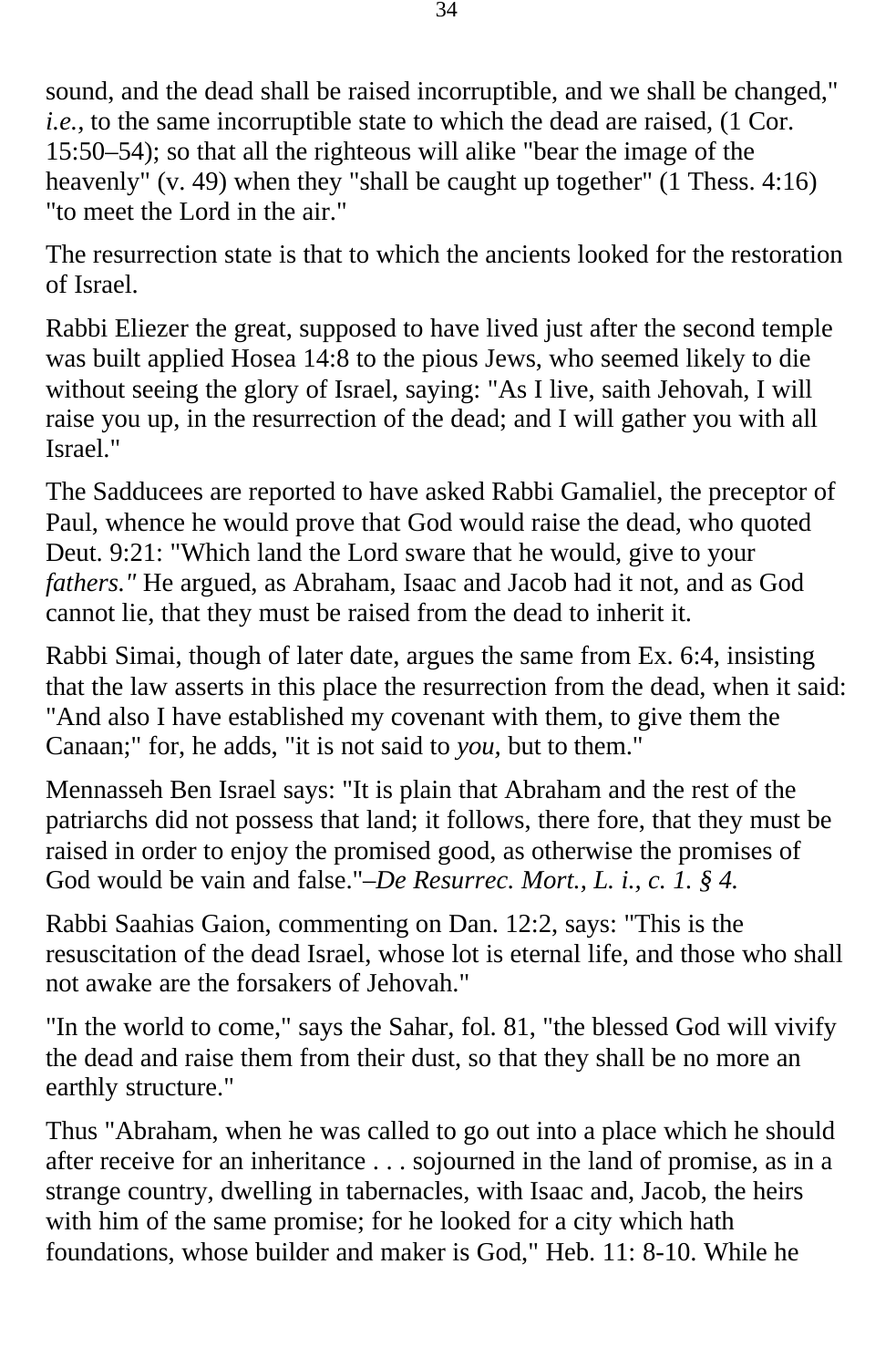sound, and the dead shall be raised incorruptible, and we shall be changed," *i.e.*, to the same incorruptible state to which the dead are raised, (1 Cor. 15:50–54); so that all the righteous will alike "bear the image of the heavenly" (v. 49) when they "shall be caught up together" (1 Thess. 4:16) "to meet the Lord in the air."

The resurrection state is that to which the ancients looked for the restoration of Israel.

Rabbi Eliezer the great, supposed to have lived just after the second temple was built applied Hosea 14:8 to the pious Jews, who seemed likely to die without seeing the glory of Israel, saying: "As I live, saith Jehovah, I will raise you up, in the resurrection of the dead; and I will gather you with all Israel."

The Sadducees are reported to have asked Rabbi Gamaliel, the preceptor of Paul, whence he would prove that God would raise the dead, who quoted Deut. 9:21: "Which land the Lord sware that he would, give to your *fathers."* He argued, as Abraham, Isaac and Jacob had it not, and as God cannot lie, that they must be raised from the dead to inherit it.

Rabbi Simai, though of later date, argues the same from Ex. 6:4, insisting that the law asserts in this place the resurrection from the dead, when it said: "And also I have established my covenant with them, to give them the Canaan;" for, he adds, "it is not said to *you,* but to them."

Mennasseh Ben Israel says: "It is plain that Abraham and the rest of the patriarchs did not possess that land; it follows, there fore, that they must be raised in order to enjoy the promised good, as otherwise the promises of God would be vain and false."–*De Resurrec. Mort., L. i., c. 1. § 4.*

Rabbi Saahias Gaion, commenting on Dan. 12:2, says: "This is the resuscitation of the dead Israel, whose lot is eternal life, and those who shall not awake are the forsakers of Jehovah."

"In the world to come," says the Sahar, fol. 81, "the blessed God will vivify the dead and raise them from their dust, so that they shall be no more an earthly structure."

Thus "Abraham, when he was called to go out into a place which he should after receive for an inheritance . . . sojourned in the land of promise, as in a strange country, dwelling in tabernacles, with Isaac and, Jacob, the heirs with him of the same promise; for he looked for a city which hath foundations, whose builder and maker is God," Heb. 11: 8-10. While he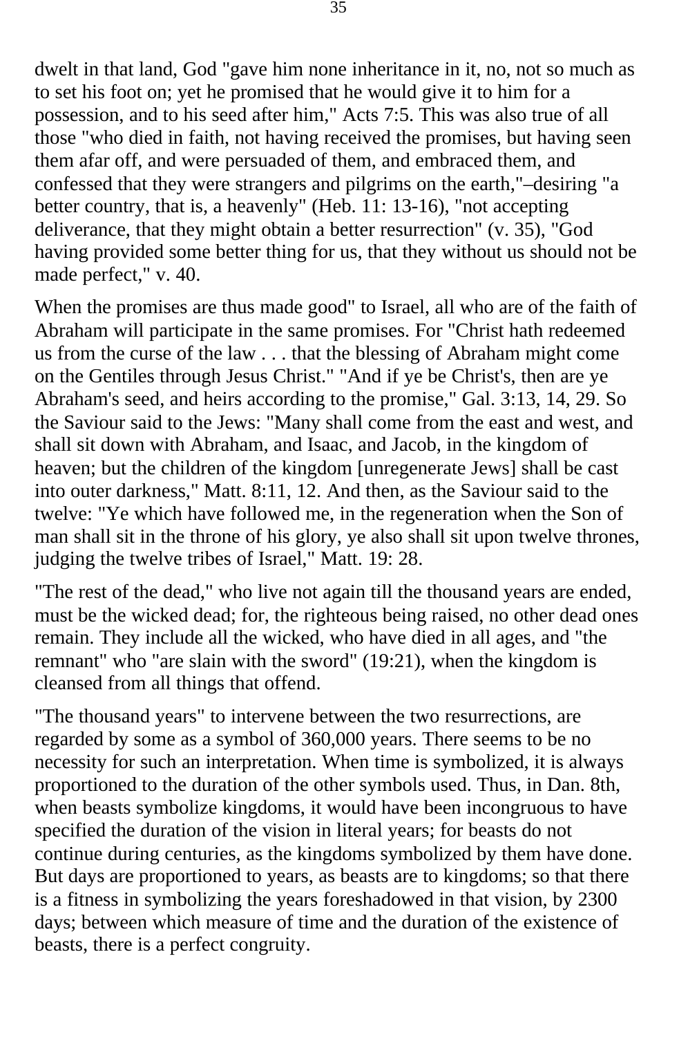dwelt in that land, God "gave him none inheritance in it, no, not so much as to set his foot on; yet he promised that he would give it to him for a possession, and to his seed after him," Acts 7:5. This was also true of all those "who died in faith, not having received the promises, but having seen them afar off, and were persuaded of them, and embraced them, and confessed that they were strangers and pilgrims on the earth,"–desiring "a better country, that is, a heavenly" (Heb. 11: 13-16), "not accepting deliverance, that they might obtain a better resurrection" (v. 35), "God having provided some better thing for us, that they without us should not be made perfect," v. 40.

When the promises are thus made good" to Israel, all who are of the faith of Abraham will participate in the same promises. For "Christ hath redeemed us from the curse of the law . . . that the blessing of Abraham might come on the Gentiles through Jesus Christ." "And if ye be Christ's, then are ye Abraham's seed, and heirs according to the promise," Gal. 3:13, 14, 29. So the Saviour said to the Jews: "Many shall come from the east and west, and shall sit down with Abraham, and Isaac, and Jacob, in the kingdom of heaven; but the children of the kingdom [unregenerate Jews] shall be cast into outer darkness," Matt. 8:11, 12. And then, as the Saviour said to the twelve: "Ye which have followed me, in the regeneration when the Son of man shall sit in the throne of his glory, ye also shall sit upon twelve thrones, judging the twelve tribes of Israel," Matt. 19: 28.

"The rest of the dead," who live not again till the thousand years are ended, must be the wicked dead; for, the righteous being raised, no other dead ones remain. They include all the wicked, who have died in all ages, and "the remnant" who "are slain with the sword" (19:21), when the kingdom is cleansed from all things that offend.

"The thousand years" to intervene between the two resurrections, are regarded by some as a symbol of 360,000 years. There seems to be no necessity for such an interpretation. When time is symbolized, it is always proportioned to the duration of the other symbols used. Thus, in Dan. 8th, when beasts symbolize kingdoms, it would have been incongruous to have specified the duration of the vision in literal years; for beasts do not continue during centuries, as the kingdoms symbolized by them have done. But days are proportioned to years, as beasts are to kingdoms; so that there is a fitness in symbolizing the years foreshadowed in that vision, by 2300 days; between which measure of time and the duration of the existence of beasts, there is a perfect congruity.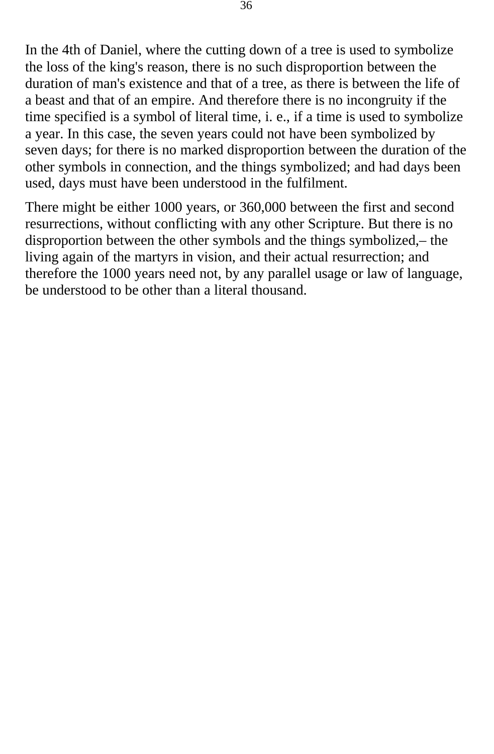In the 4th of Daniel, where the cutting down of a tree is used to symbolize the loss of the king's reason, there is no such disproportion between the duration of man's existence and that of a tree, as there is between the life of a beast and that of an empire. And therefore there is no incongruity if the time specified is a symbol of literal time, i. e., if a time is used to symbolize a year. In this case, the seven years could not have been symbolized by seven days; for there is no marked disproportion between the duration of the other symbols in connection, and the things symbolized; and had days been used, days must have been understood in the fulfilment.

There might be either 1000 years, or 360,000 between the first and second resurrections, without conflicting with any other Scripture. But there is no disproportion between the other symbols and the things symbolized,– the living again of the martyrs in vision, and their actual resurrection; and therefore the 1000 years need not, by any parallel usage or law of language, be understood to be other than a literal thousand.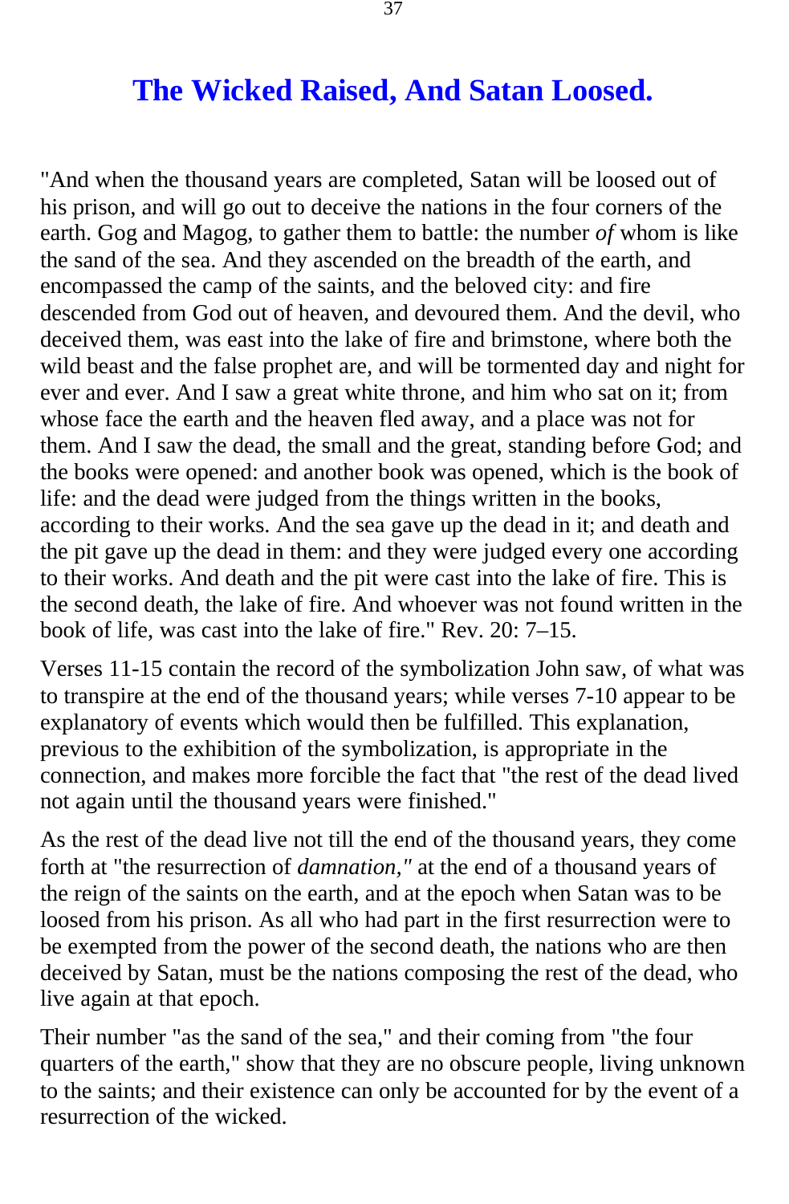# The Wicked Raised, And Satan Loosed.

"And when the thousand years are completed, Satan will be loosed out of his prison, and will go out to deceive the nations in the four corners of the earth. Gog and Magog, to gather them to battle: the number *of* whom is like the sand of the sea. And they ascended on the breadth of the earth, and encompassed the camp of the saints, and the beloved city: and fire descended from God out of heaven, and devoured them. And the devil, who deceived them, was east into the lake of fire and brimstone, where both the wild beast and the false prophet are, and will be tormented day and night for ever and ever. And I saw a great white throne, and him who sat on it; from whose face the earth and the heaven fled away, and a place was not for them. And I saw the dead, the small and the great, standing before God; and the books were opened: and another book was opened, which is the book of life: and the dead were judged from the things written in the books, according to their works. And the sea gave up the dead in it; and death and the pit gave up the dead in them: and they were judged every one according to their works. And death and the pit were cast into the lake of fire. This is the second death, the lake of fire. And whoever was not found written in the book of life, was cast into the lake of fire." Rev. 20: 7–15.

Verses 11-15 contain the record of the symbolization John saw, of what was to transpire at the end of the thousand years; while verses 7-10 appear to be explanatory of events which would then be fulfilled. This explanation, previous to the exhibition of the symbolization, is appropriate in the connection, and makes more forcible the fact that "the rest of the dead lived not again until the thousand years were finished."

As the rest of the dead live not till the end of the thousand years, they come forth at "the resurrection of *damnation,"* at the end of a thousand years of the reign of the saints on the earth, and at the epoch when Satan was to be loosed from his prison. As all who had part in the first resurrection were to be exempted from the power of the second death, the nations who are then deceived by Satan, must be the nations composing the rest of the dead, who live again at that epoch.

Their number "as the sand of the sea," and their coming from "the four quarters of the earth," show that they are no obscure people, living unknown to the saints; and their existence can only be accounted for by the event of a resurrection of the wicked.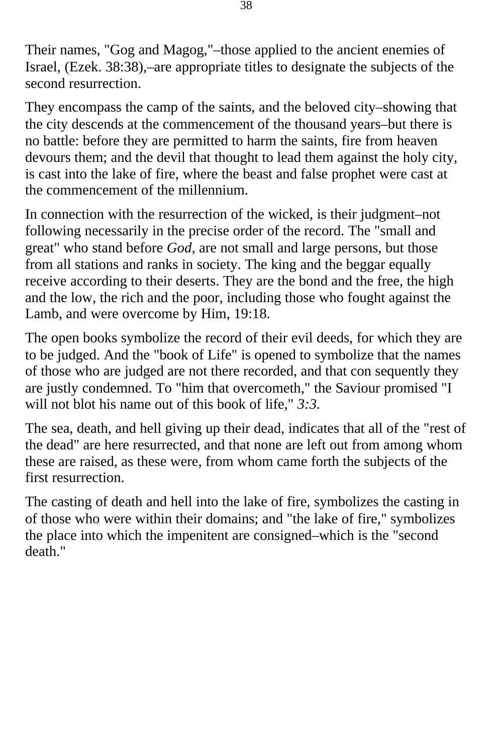Their names, "Gog and Magog,"–those applied to the ancient enemies of Israel, (Ezek. 38:38),–are appropriate titles to designate the subjects of the second resurrection.

They encompass the camp of the saints, and the beloved city–showing that the city descends at the commencement of the thousand years–but there is no battle: before they are permitted to harm the saints, fire from heaven devours them; and the devil that thought to lead them against the holy city, is cast into the lake of fire, where the beast and false prophet were cast at the commencement of the millennium.

In connection with the resurrection of the wicked, is their judgment–not following necessarily in the precise order of the record. The "small and great" who stand before *God*, are not small and large persons, but those from all stations and ranks in society. The king and the beggar equally receive according to their deserts. They are the bond and the free, the high and the low, the rich and the poor, including those who fought against the Lamb, and were overcome by Him, 19:18.

The open books symbolize the record of their evil deeds, for which they are to be judged. And the "book of Life" is opened to symbolize that the names of those who are judged are not there recorded, and that con sequently they are justly condemned. To "him that overcometh," the Saviour promised "I will not blot his name out of this book of life," *3:3*.

The sea, death, and hell giving up their dead, indicates that all of the "rest of the dead" are here resurrected, and that none are left out from among whom these are raised, as these were, from whom came forth the subjects of the first resurrection.

The casting of death and hell into the lake of fire, symbolizes the casting in of those who were within their domains; and "the lake of fire," symbolizes the place into which the impenitent are consigned–which is the "second death."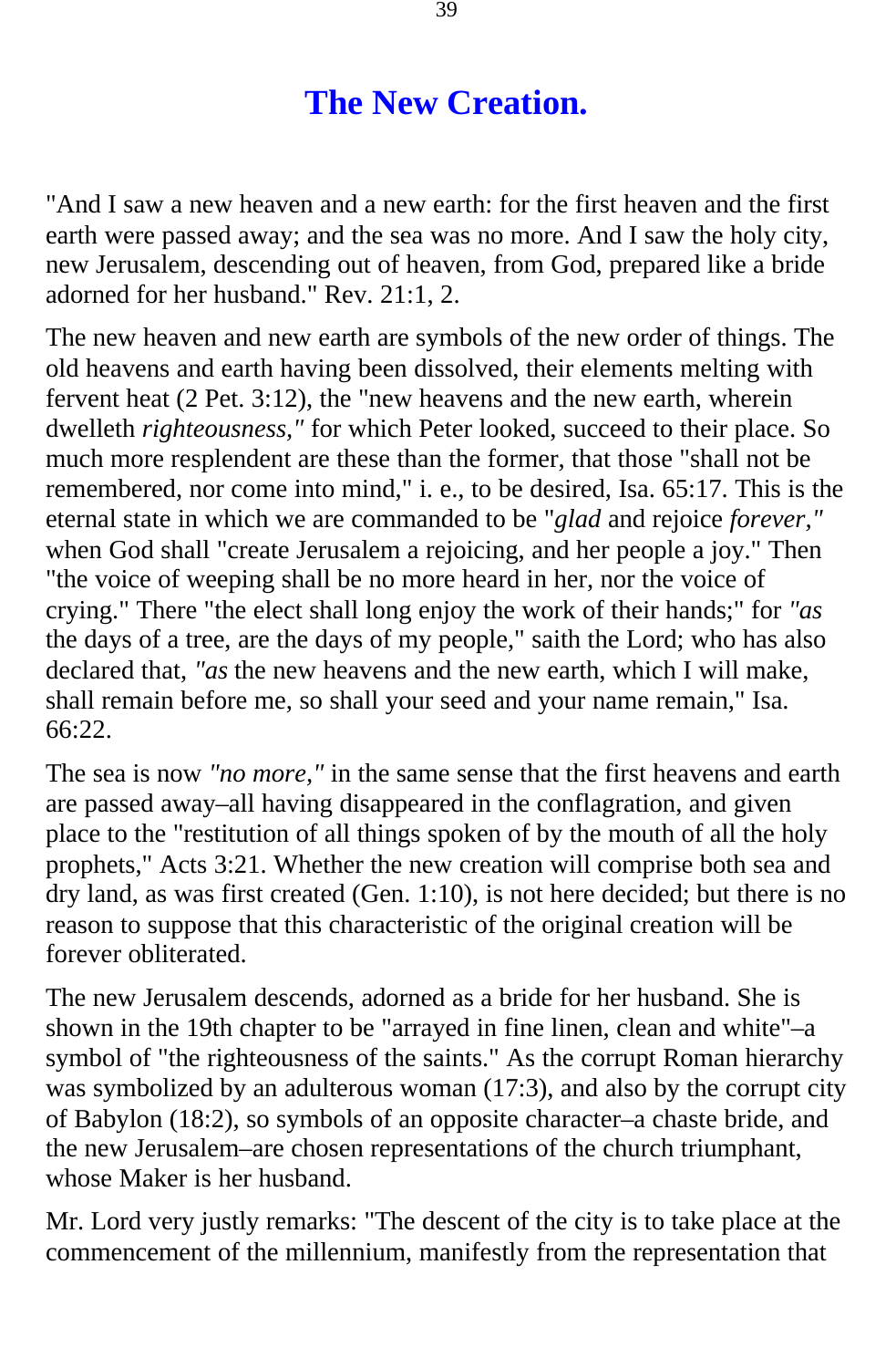# The New Creation.

"And I saw a new heaven and a new earth: for the first heaven and the first earth were passed away; and the sea was no more. And I saw the holy city, new Jerusalem, descending out of heaven, from God, prepared like a bride adorned for her husband." Rev. 21:1, 2.

The new heaven and new earth are symbols of the new order of things. The old heavens and earth having been dissolved, their elements melting with fervent heat (2 Pet. 3:12), the "new heavens and the new earth, wherein dwelleth *righteousness,"* for which Peter looked, succeed to their place. So much more resplendent are these than the former, that those "shall not be remembered, nor come into mind," i. e., to be desired, Isa. 65:17. This is the eternal state in which we are commanded to be "*glad* and rejoice *forever,"* when God shall "create Jerusalem a rejoicing, and her people a joy." Then "the voice of weeping shall be no more heard in her, nor the voice of crying." There "the elect shall long enjoy the work of their hands;" for *"as* the days of a tree, are the days of my people," saith the Lord; who has also declared that, *"as* the new heavens and the new earth, which I will make, shall remain before me, so shall your seed and your name remain," Isa. 66:22.

The sea is now *"no more,"* in the same sense that the first heavens and earth are passed away–all having disappeared in the conflagration, and given place to the "restitution of all things spoken of by the mouth of all the holy prophets," Acts 3:21. Whether the new creation will comprise both sea and dry land, as was first created (Gen. 1:10), is not here decided; but there is no reason to suppose that this characteristic of the original creation will be forever obliterated.

The new Jerusalem descends, adorned as a bride for her husband. She is shown in the 19th chapter to be "arrayed in fine linen, clean and white"–a symbol of "the righteousness of the saints." As the corrupt Roman hierarchy was symbolized by an adulterous woman (17:3), and also by the corrupt city of Babylon (18:2), so symbols of an opposite character–a chaste bride, and the new Jerusalem–are chosen representations of the church triumphant, whose Maker is her husband.

Mr. Lord very justly remarks: "The descent of the city is to take place at the commencement of the millennium, manifestly from the representation that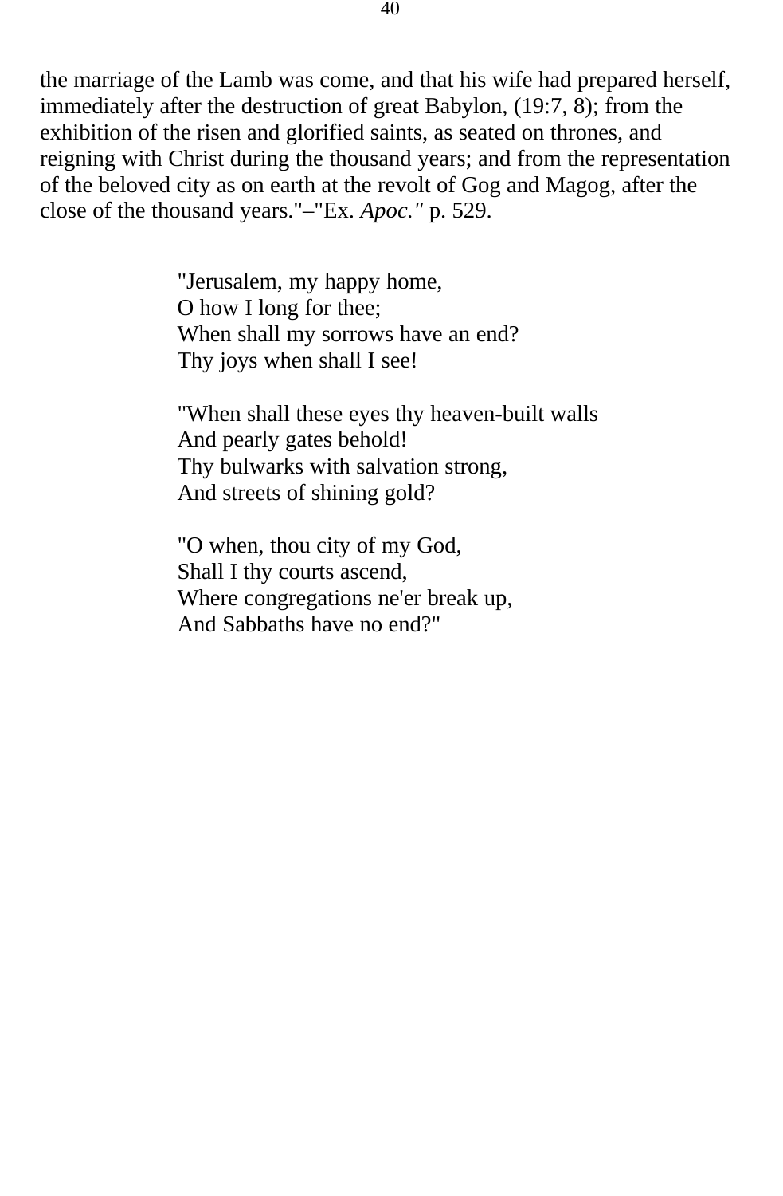the marriage of the Lamb was come, and that his wife had prepared herself, immediately after the destruction of great Babylon, (19:7, 8); from the exhibition of the risen and glorified saints, as seated on thrones, and reigning with Christ during the thousand years; and from the representation of the beloved city as on earth at the revolt of Gog and Magog, after the close of the thousand years."–"Ex. *Apoc."* p. 529.

> "Jerusalem, my happy home,
> O how I long for thee;
> When shall my sorrows have an end?
> Thy joys when shall I see!
>
> "When shall these eyes thy heaven-built walls
> And pearly gates behold!
> Thy bulwarks with salvation strong,
> And streets of shining gold?
>
> "O when, thou city of my God,
> Shall I thy courts ascend,
> Where congregations ne'er break up,
> And Sabbaths have no end?"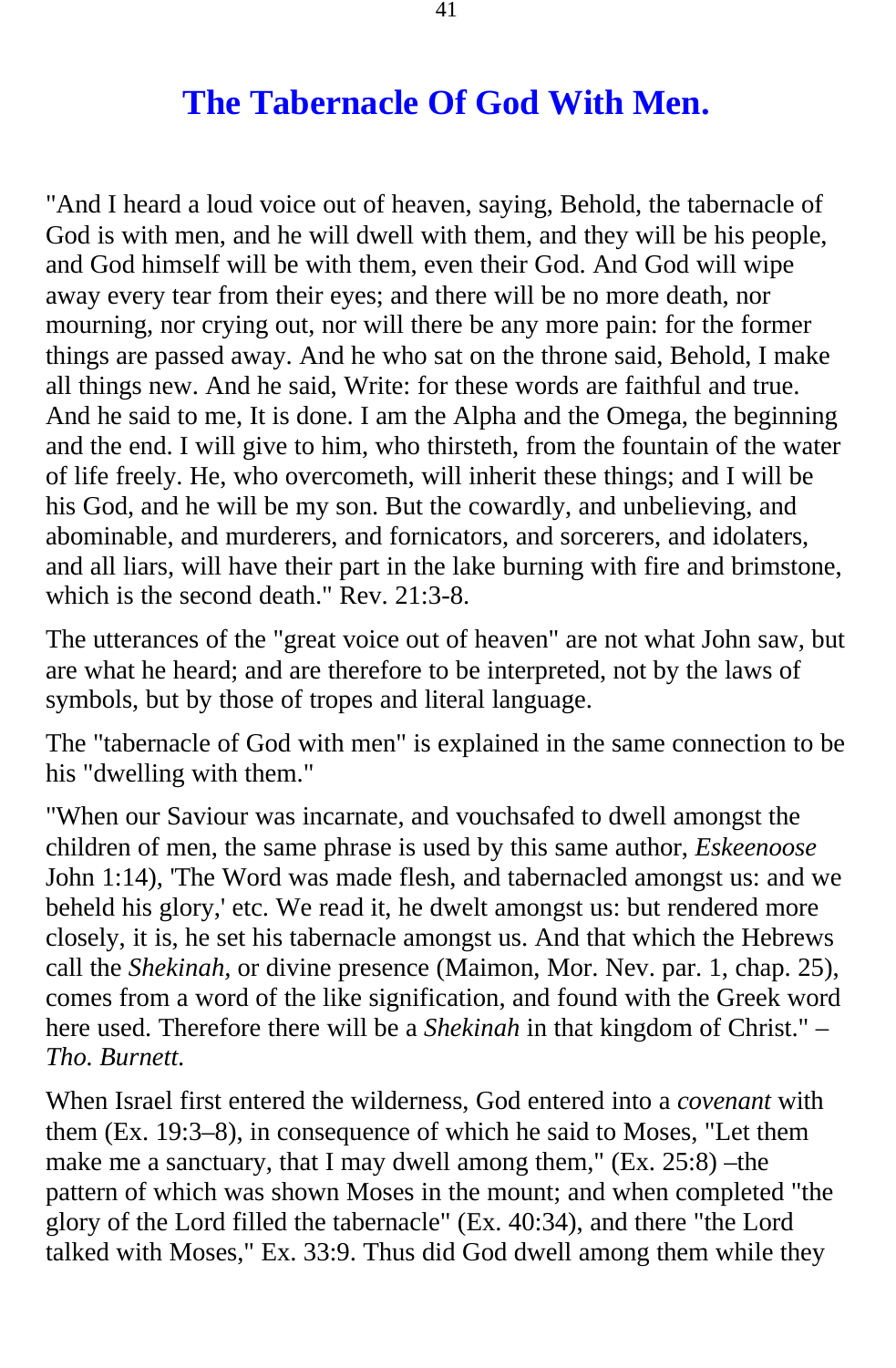# The Tabernacle Of God With Men.

"And I heard a loud voice out of heaven, saying, Behold, the tabernacle of God is with men, and he will dwell with them, and they will be his people, and God himself will be with them, even their God. And God will wipe away every tear from their eyes; and there will be no more death, nor mourning, nor crying out, nor will there be any more pain: for the former things are passed away. And he who sat on the throne said, Behold, I make all things new. And he said, Write: for these words are faithful and true. And he said to me, It is done. I am the Alpha and the Omega, the beginning and the end. I will give to him, who thirsteth, from the fountain of the water of life freely. He, who overcometh, will inherit these things; and I will be his God, and he will be my son. But the cowardly, and unbelieving, and abominable, and murderers, and fornicators, and sorcerers, and idolaters, and all liars, will have their part in the lake burning with fire and brimstone, which is the second death." Rev. 21:3-8.

The utterances of the "great voice out of heaven" are not what John saw, but are what he heard; and are therefore to be interpreted, not by the laws of symbols, but by those of tropes and literal language.

The "tabernacle of God with men" is explained in the same connection to be his "dwelling with them."

"When our Saviour was incarnate, and vouchsafed to dwell amongst the children of men, the same phrase is used by this same author, *Eskeenoose* John 1:14), 'The Word was made flesh, and tabernacled amongst us: and we beheld his glory,' etc. We read it, he dwelt amongst us: but rendered more closely, it is, he set his tabernacle amongst us. And that which the Hebrews call the *Shekinah*, or divine presence (Maimon, Mor. Nev. par. 1, chap. 25), comes from a word of the like signification, and found with the Greek word here used. Therefore there will be a *Shekinah* in that kingdom of Christ." – *Tho. Burnett.*

When Israel first entered the wilderness, God entered into a *covenant* with them (Ex. 19:3–8), in consequence of which he said to Moses, "Let them make me a sanctuary, that I may dwell among them," (Ex. 25:8) –the pattern of which was shown Moses in the mount; and when completed "the glory of the Lord filled the tabernacle" (Ex. 40:34), and there "the Lord talked with Moses," Ex. 33:9. Thus did God dwell among them while they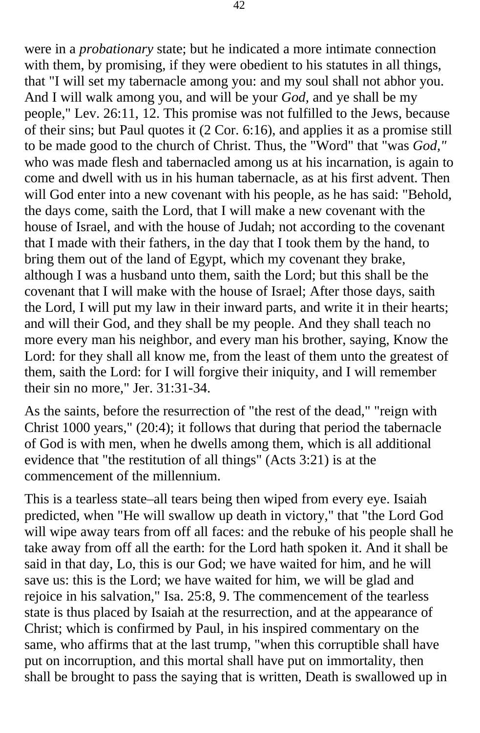were in a *probationary* state; but he indicated a more intimate connection with them, by promising, if they were obedient to his statutes in all things, that "I will set my tabernacle among you: and my soul shall not abhor you. And I will walk among you, and will be your *God,* and ye shall be my people," Lev. 26:11, 12. This promise was not fulfilled to the Jews, because of their sins; but Paul quotes it (2 Cor. 6:16), and applies it as a promise still to be made good to the church of Christ. Thus, the "Word" that "was *God,"* who was made flesh and tabernacled among us at his incarnation, is again to come and dwell with us in his human tabernacle, as at his first advent. Then will God enter into a new covenant with his people, as he has said: "Behold, the days come, saith the Lord, that I will make a new covenant with the house of Israel, and with the house of Judah; not according to the covenant that I made with their fathers, in the day that I took them by the hand, to bring them out of the land of Egypt, which my covenant they brake, although I was a husband unto them, saith the Lord; but this shall be the covenant that I will make with the house of Israel; After those days, saith the Lord, I will put my law in their inward parts, and write it in their hearts; and will their God, and they shall be my people. And they shall teach no more every man his neighbor, and every man his brother, saying, Know the Lord: for they shall all know me, from the least of them unto the greatest of them, saith the Lord: for I will forgive their iniquity, and I will remember their sin no more," Jer. 31:31-34.

As the saints, before the resurrection of "the rest of the dead," "reign with Christ 1000 years," (20:4); it follows that during that period the tabernacle of God is with men, when he dwells among them, which is all additional evidence that "the restitution of all things" (Acts 3:21) is at the commencement of the millennium.

This is a tearless state–all tears being then wiped from every eye. Isaiah predicted, when "He will swallow up death in victory," that "the Lord God will wipe away tears from off all faces: and the rebuke of his people shall he take away from off all the earth: for the Lord hath spoken it. And it shall be said in that day, Lo, this is our God; we have waited for him, and he will save us: this is the Lord; we have waited for him, we will be glad and rejoice in his salvation," Isa. 25:8, 9. The commencement of the tearless state is thus placed by Isaiah at the resurrection, and at the appearance of Christ; which is confirmed by Paul, in his inspired commentary on the same, who affirms that at the last trump, "when this corruptible shall have put on incorruption, and this mortal shall have put on immortality, then shall be brought to pass the saying that is written, Death is swallowed up in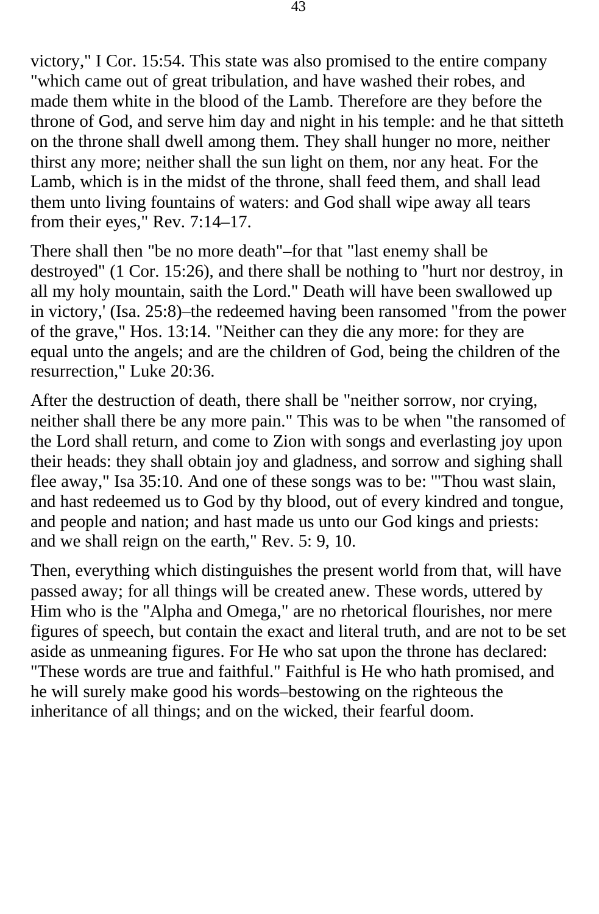victory," I Cor. 15:54. This state was also promised to the entire company "which came out of great tribulation, and have washed their robes, and made them white in the blood of the Lamb. Therefore are they before the throne of God, and serve him day and night in his temple: and he that sitteth on the throne shall dwell among them. They shall hunger no more, neither thirst any more; neither shall the sun light on them, nor any heat. For the Lamb, which is in the midst of the throne, shall feed them, and shall lead them unto living fountains of waters: and God shall wipe away all tears from their eyes," Rev. 7:14–17.

There shall then "be no more death"–for that "last enemy shall be destroyed" (1 Cor. 15:26), and there shall be nothing to "hurt nor destroy, in all my holy mountain, saith the Lord." Death will have been swallowed up in victory,' (Isa. 25:8)–the redeemed having been ransomed "from the power of the grave," Hos. 13:14. "Neither can they die any more: for they are equal unto the angels; and are the children of God, being the children of the resurrection," Luke 20:36.

After the destruction of death, there shall be "neither sorrow, nor crying, neither shall there be any more pain." This was to be when "the ransomed of the Lord shall return, and come to Zion with songs and everlasting joy upon their heads: they shall obtain joy and gladness, and sorrow and sighing shall flee away," Isa 35:10. And one of these songs was to be: "'Thou wast slain, and hast redeemed us to God by thy blood, out of every kindred and tongue, and people and nation; and hast made us unto our God kings and priests: and we shall reign on the earth," Rev. 5: 9, 10.

Then, everything which distinguishes the present world from that, will have passed away; for all things will be created anew. These words, uttered by Him who is the "Alpha and Omega," are no rhetorical flourishes, nor mere figures of speech, but contain the exact and literal truth, and are not to be set aside as unmeaning figures. For He who sat upon the throne has declared: "These words are true and faithful." Faithful is He who hath promised, and he will surely make good his words–bestowing on the righteous the inheritance of all things; and on the wicked, their fearful doom.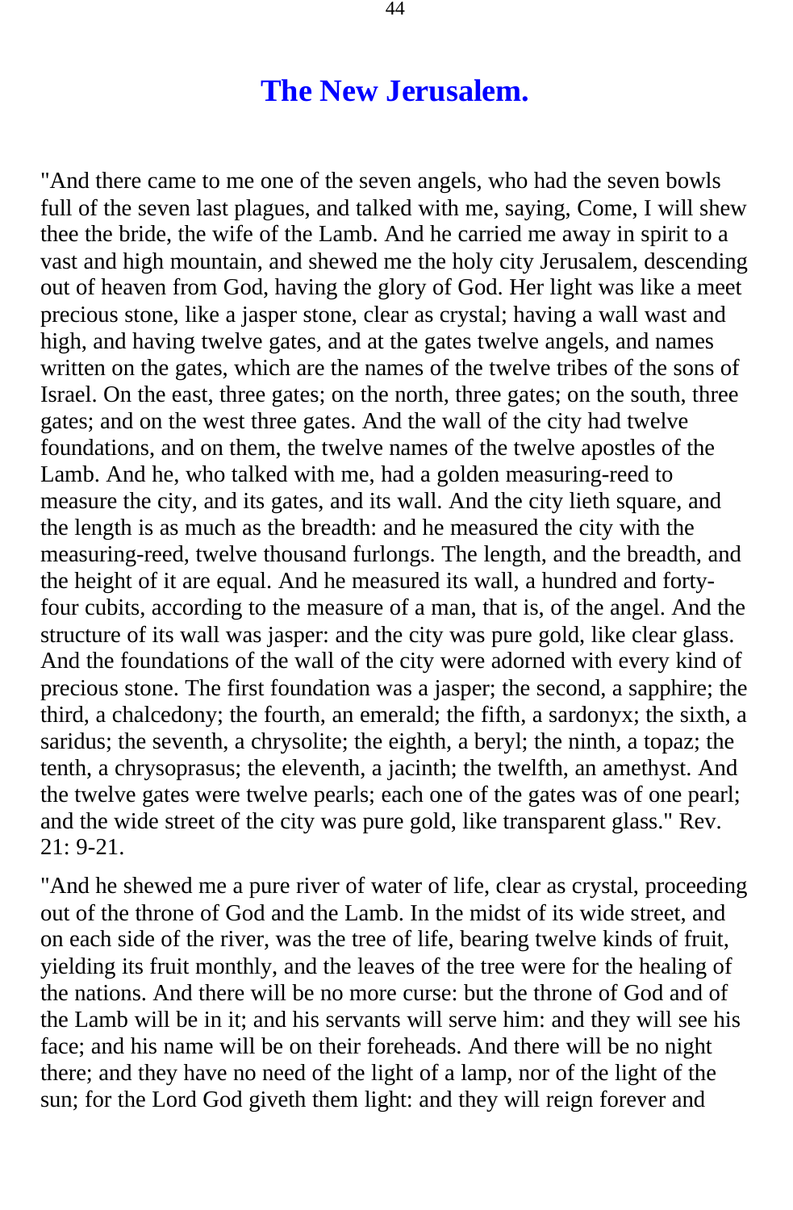## The New Jerusalem.

"And there came to me one of the seven angels, who had the seven bowls full of the seven last plagues, and talked with me, saying, Come, I will shew thee the bride, the wife of the Lamb. And he carried me away in spirit to a vast and high mountain, and shewed me the holy city Jerusalem, descending out of heaven from God, having the glory of God. Her light was like a meet precious stone, like a jasper stone, clear as crystal; having a wall wast and high, and having twelve gates, and at the gates twelve angels, and names written on the gates, which are the names of the twelve tribes of the sons of Israel. On the east, three gates; on the north, three gates; on the south, three gates; and on the west three gates. And the wall of the city had twelve foundations, and on them, the twelve names of the twelve apostles of the Lamb. And he, who talked with me, had a golden measuring-reed to measure the city, and its gates, and its wall. And the city lieth square, and the length is as much as the breadth: and he measured the city with the measuring-reed, twelve thousand furlongs. The length, and the breadth, and the height of it are equal. And he measured its wall, a hundred and forty-four cubits, according to the measure of a man, that is, of the angel. And the structure of its wall was jasper: and the city was pure gold, like clear glass. And the foundations of the wall of the city were adorned with every kind of precious stone. The first foundation was a jasper; the second, a sapphire; the third, a chalcedony; the fourth, an emerald; the fifth, a sardonyx; the sixth, a saridus; the seventh, a chrysolite; the eighth, a beryl; the ninth, a topaz; the tenth, a chrysoprasus; the eleventh, a jacinth; the twelfth, an amethyst. And the twelve gates were twelve pearls; each one of the gates was of one pearl; and the wide street of the city was pure gold, like transparent glass." Rev. 21: 9-21.

"And he shewed me a pure river of water of life, clear as crystal, proceeding out of the throne of God and the Lamb. In the midst of its wide street, and on each side of the river, was the tree of life, bearing twelve kinds of fruit, yielding its fruit monthly, and the leaves of the tree were for the healing of the nations. And there will be no more curse: but the throne of God and of the Lamb will be in it; and his servants will serve him: and they will see his face; and his name will be on their foreheads. And there will be no night there; and they have no need of the light of a lamp, nor of the light of the sun; for the Lord God giveth them light: and they will reign forever and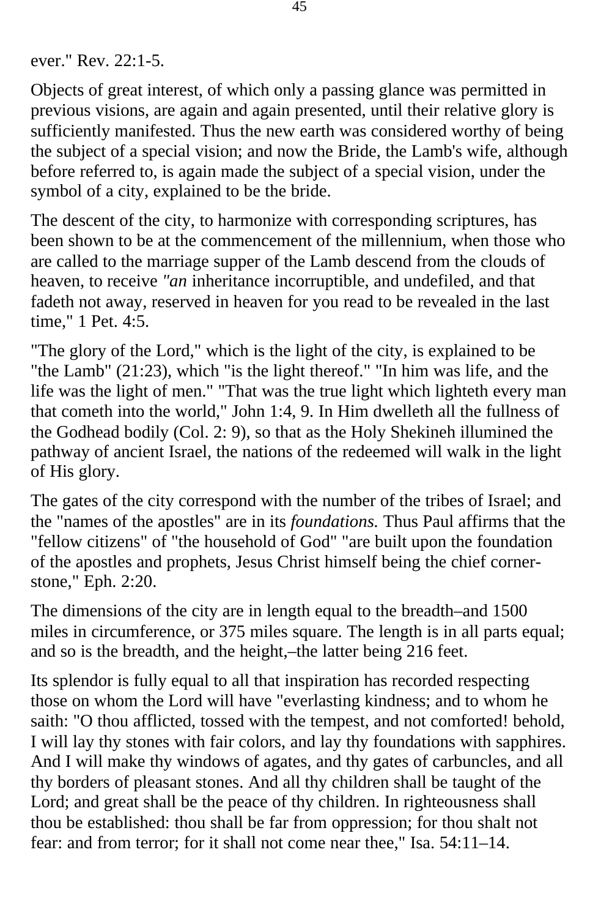ever." Rev. 22:1-5.

Objects of great interest, of which only a passing glance was permitted in previous visions, are again and again presented, until their relative glory is sufficiently manifested. Thus the new earth was considered worthy of being the subject of a special vision; and now the Bride, the Lamb's wife, although before referred to, is again made the subject of a special vision, under the symbol of a city, explained to be the bride.

The descent of the city, to harmonize with corresponding scriptures, has been shown to be at the commencement of the millennium, when those who are called to the marriage supper of the Lamb descend from the clouds of heaven, to receive *"an* inheritance incorruptible, and undefiled, and that fadeth not away, reserved in heaven for you read to be revealed in the last time," 1 Pet. 4:5.

"The glory of the Lord," which is the light of the city, is explained to be "the Lamb" (21:23), which "is the light thereof." "In him was life, and the life was the light of men." "That was the true light which lighteth every man that cometh into the world," John 1:4, 9. In Him dwelleth all the fullness of the Godhead bodily (Col. 2: 9), so that as the Holy Shekineh illumined the pathway of ancient Israel, the nations of the redeemed will walk in the light of His glory.

The gates of the city correspond with the number of the tribes of Israel; and the "names of the apostles" are in its *foundations.* Thus Paul affirms that the "fellow citizens" of "the household of God" "are built upon the foundation of the apostles and prophets, Jesus Christ himself being the chief corner-stone," Eph. 2:20.

The dimensions of the city are in length equal to the breadth–and 1500 miles in circumference, or 375 miles square. The length is in all parts equal; and so is the breadth, and the height,–the latter being 216 feet.

Its splendor is fully equal to all that inspiration has recorded respecting those on whom the Lord will have "everlasting kindness; and to whom he saith: "O thou afflicted, tossed with the tempest, and not comforted! behold, I will lay thy stones with fair colors, and lay thy foundations with sapphires. And I will make thy windows of agates, and thy gates of carbuncles, and all thy borders of pleasant stones. And all thy children shall be taught of the Lord; and great shall be the peace of thy children. In righteousness shall thou be established: thou shall be far from oppression; for thou shalt not fear: and from terror; for it shall not come near thee," Isa. 54:11–14.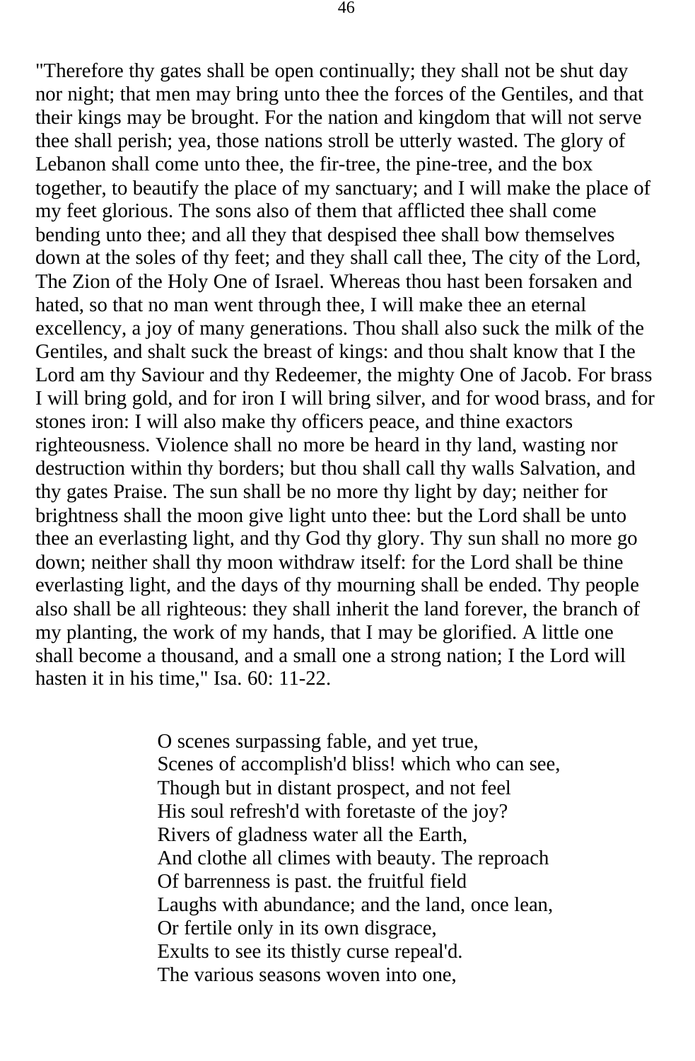"Therefore thy gates shall be open continually; they shall not be shut day nor night; that men may bring unto thee the forces of the Gentiles, and that their kings may be brought. For the nation and kingdom that will not serve thee shall perish; yea, those nations stroll be utterly wasted. The glory of Lebanon shall come unto thee, the fir-tree, the pine-tree, and the box together, to beautify the place of my sanctuary; and I will make the place of my feet glorious. The sons also of them that afflicted thee shall come bending unto thee; and all they that despised thee shall bow themselves down at the soles of thy feet; and they shall call thee, The city of the Lord, The Zion of the Holy One of Israel. Whereas thou hast been forsaken and hated, so that no man went through thee, I will make thee an eternal excellency, a joy of many generations. Thou shall also suck the milk of the Gentiles, and shalt suck the breast of kings: and thou shalt know that I the Lord am thy Saviour and thy Redeemer, the mighty One of Jacob. For brass I will bring gold, and for iron I will bring silver, and for wood brass, and for stones iron: I will also make thy officers peace, and thine exactors righteousness. Violence shall no more be heard in thy land, wasting nor destruction within thy borders; but thou shall call thy walls Salvation, and thy gates Praise. The sun shall be no more thy light by day; neither for brightness shall the moon give light unto thee: but the Lord shall be unto thee an everlasting light, and thy God thy glory. Thy sun shall no more go down; neither shall thy moon withdraw itself: for the Lord shall be thine everlasting light, and the days of thy mourning shall be ended. Thy people also shall be all righteous: they shall inherit the land forever, the branch of my planting, the work of my hands, that I may be glorified. A little one shall become a thousand, and a small one a strong nation; I the Lord will hasten it in his time," Isa. 60: 11-22.

O scenes surpassing fable, and yet true,  
Scenes of accomplish'd bliss! which who can see,  
Though but in distant prospect, and not feel  
His soul refresh'd with foretaste of the joy?  
Rivers of gladness water all the Earth,  
And clothe all climes with beauty. The reproach  
Of barrenness is past. the fruitful field  
Laughs with abundance; and the land, once lean,  
Or fertile only in its own disgrace,  
Exults to see its thistly curse repeal'd.  
The various seasons woven into one,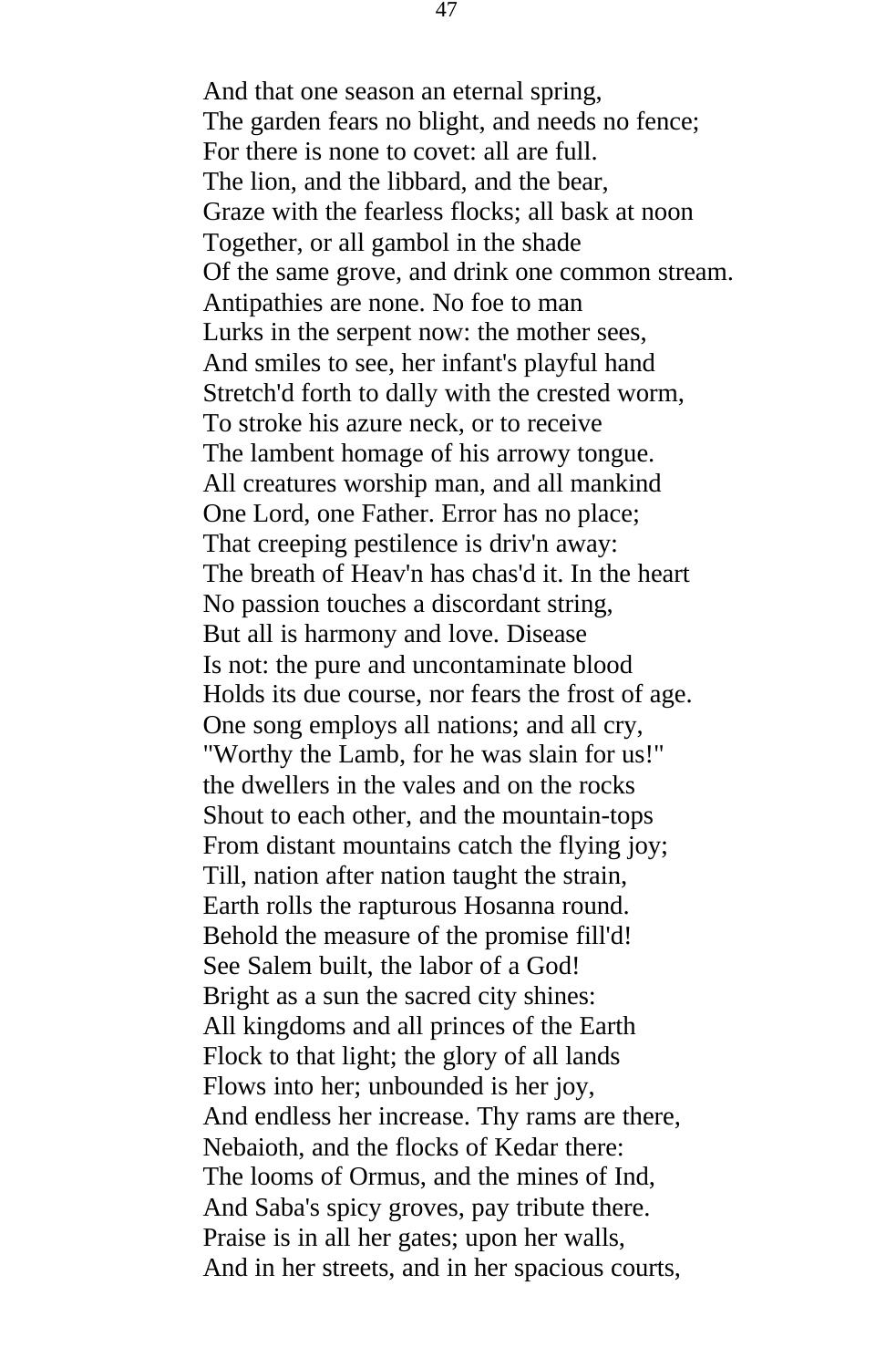And that one season an eternal spring,  
The garden fears no blight, and needs no fence;  
For there is none to covet: all are full.  
The lion, and the libbard, and the bear,  
Graze with the fearless flocks; all bask at noon  
Together, or all gambol in the shade  
Of the same grove, and drink one common stream.  
Antipathies are none. No foe to man  
Lurks in the serpent now: the mother sees,  
And smiles to see, her infant's playful hand  
Stretch'd forth to dally with the crested worm,  
To stroke his azure neck, or to receive  
The lambent homage of his arrowy tongue.  
All creatures worship man, and all mankind  
One Lord, one Father. Error has no place;  
That creeping pestilence is driv'n away:  
The breath of Heav'n has chas'd it. In the heart  
No passion touches a discordant string,  
But all is harmony and love. Disease  
Is not: the pure and uncontaminate blood  
Holds its due course, nor fears the frost of age.  
One song employs all nations; and all cry,  
"Worthy the Lamb, for he was slain for us!"  
the dwellers in the vales and on the rocks  
Shout to each other, and the mountain-tops  
From distant mountains catch the flying joy;  
Till, nation after nation taught the strain,  
Earth rolls the rapturous Hosanna round.  
Behold the measure of the promise fill'd!  
See Salem built, the labor of a God!  
Bright as a sun the sacred city shines:  
All kingdoms and all princes of the Earth  
Flock to that light; the glory of all lands  
Flows into her; unbounded is her joy,  
And endless her increase. Thy rams are there,  
Nebaioth, and the flocks of Kedar there:  
The looms of Ormus, and the mines of Ind,  
And Saba's spicy groves, pay tribute there.  
Praise is in all her gates; upon her walls,  
And in her streets, and in her spacious courts,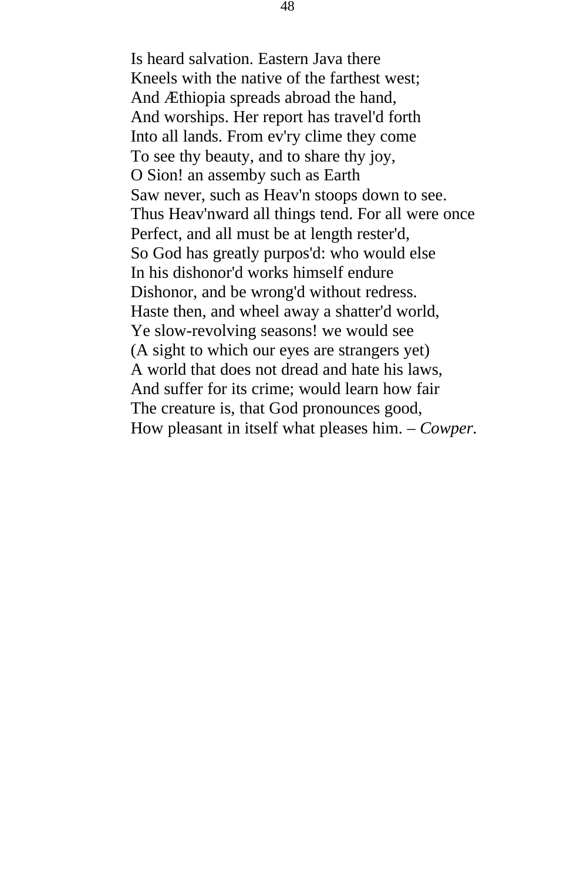Is heard salvation. Eastern Java there  
Kneels with the native of the farthest west;  
And Æthiopia spreads abroad the hand,  
And worships. Her report has travel'd forth  
Into all lands. From ev'ry clime they come  
To see thy beauty, and to share thy joy,  
O Sion! an assemby such as Earth  
Saw never, such as Heav'n stoops down to see.  
Thus Heav'nward all things tend. For all were once  
Perfect, and all must be at length rester'd,  
So God has greatly purpos'd: who would else  
In his dishonor'd works himself endure  
Dishonor, and be wrong'd without redress.  
Haste then, and wheel away a shatter'd world,  
Ye slow-revolving seasons! we would see  
(A sight to which our eyes are strangers yet)  
A world that does not dread and hate his laws,  
And suffer for its crime; would learn how fair  
The creature is, that God pronounces good,  
How pleasant in itself what pleases him. – *Cowper.*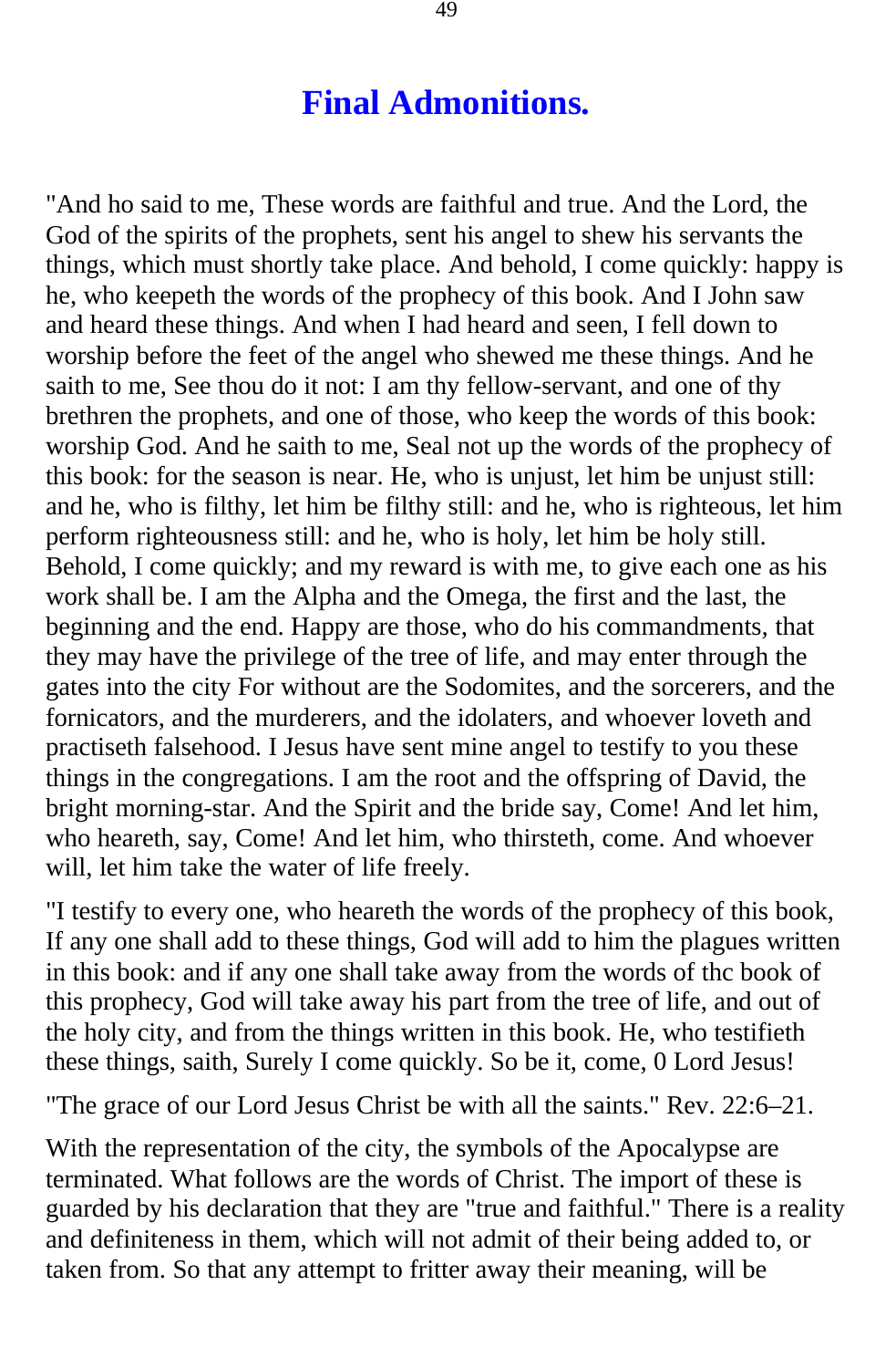# Final Admonitions.

"And ho said to me, These words are faithful and true. And the Lord, the God of the spirits of the prophets, sent his angel to shew his servants the things, which must shortly take place. And behold, I come quickly: happy is he, who keepeth the words of the prophecy of this book. And I John saw and heard these things. And when I had heard and seen, I fell down to worship before the feet of the angel who shewed me these things. And he saith to me, See thou do it not: I am thy fellow-servant, and one of thy brethren the prophets, and one of those, who keep the words of this book: worship God. And he saith to me, Seal not up the words of the prophecy of this book: for the season is near. He, who is unjust, let him be unjust still: and he, who is filthy, let him be filthy still: and he, who is righteous, let him perform righteousness still: and he, who is holy, let him be holy still. Behold, I come quickly; and my reward is with me, to give each one as his work shall be. I am the Alpha and the Omega, the first and the last, the beginning and the end. Happy are those, who do his commandments, that they may have the privilege of the tree of life, and may enter through the gates into the city For without are the Sodomites, and the sorcerers, and the fornicators, and the murderers, and the idolaters, and whoever loveth and practiseth falsehood. I Jesus have sent mine angel to testify to you these things in the congregations. I am the root and the offspring of David, the bright morning-star. And the Spirit and the bride say, Come! And let him, who heareth, say, Come! And let him, who thirsteth, come. And whoever will, let him take the water of life freely.

"I testify to every one, who heareth the words of the prophecy of this book, If any one shall add to these things, God will add to him the plagues written in this book: and if any one shall take away from the words of thc book of this prophecy, God will take away his part from the tree of life, and out of the holy city, and from the things written in this book. He, who testifieth these things, saith, Surely I come quickly. So be it, come, 0 Lord Jesus!

"The grace of our Lord Jesus Christ be with all the saints." Rev. 22:6–21.

With the representation of the city, the symbols of the Apocalypse are terminated. What follows are the words of Christ. The import of these is guarded by his declaration that they are "true and faithful." There is a reality and definiteness in them, which will not admit of their being added to, or taken from. So that any attempt to fritter away their meaning, will be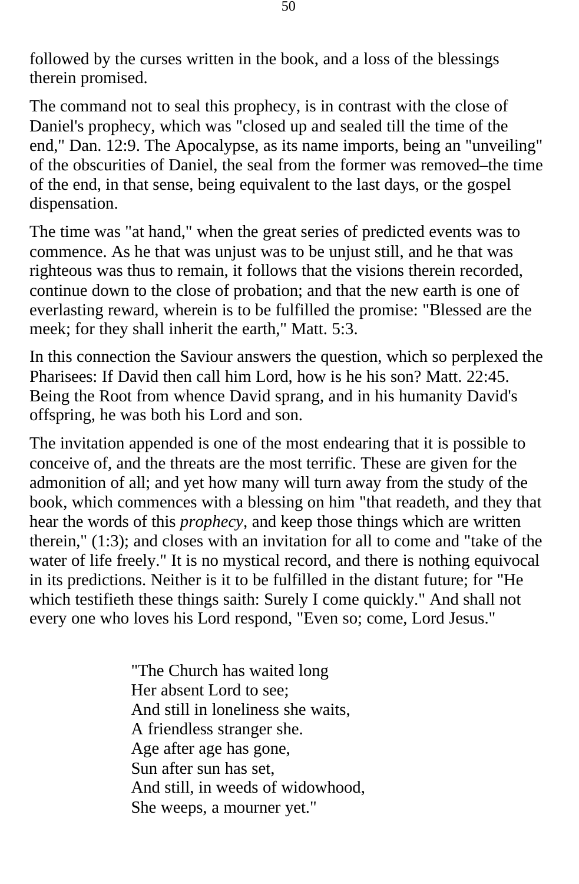followed by the curses written in the book, and a loss of the blessings therein promised.

The command not to seal this prophecy, is in contrast with the close of Daniel's prophecy, which was "closed up and sealed till the time of the end," Dan. 12:9. The Apocalypse, as its name imports, being an "unveiling" of the obscurities of Daniel, the seal from the former was removed–the time of the end, in that sense, being equivalent to the last days, or the gospel dispensation.

The time was "at hand," when the great series of predicted events was to commence. As he that was unjust was to be unjust still, and he that was righteous was thus to remain, it follows that the visions therein recorded, continue down to the close of probation; and that the new earth is one of everlasting reward, wherein is to be fulfilled the promise: "Blessed are the meek; for they shall inherit the earth," Matt. 5:3.

In this connection the Saviour answers the question, which so perplexed the Pharisees: If David then call him Lord, how is he his son? Matt. 22:45. Being the Root from whence David sprang, and in his humanity David's offspring, he was both his Lord and son.

The invitation appended is one of the most endearing that it is possible to conceive of, and the threats are the most terrific. These are given for the admonition of all; and yet how many will turn away from the study of the book, which commences with a blessing on him "that readeth, and they that hear the words of this *prophecy,* and keep those things which are written therein," (1:3); and closes with an invitation for all to come and "take of the water of life freely." It is no mystical record, and there is nothing equivocal in its predictions. Neither is it to be fulfilled in the distant future; for "He which testifieth these things saith: Surely I come quickly." And shall not every one who loves his Lord respond, "Even so; come, Lord Jesus."

> "The Church has waited long
> Her absent Lord to see;
> And still in loneliness she waits,
> A friendless stranger she.
> Age after age has gone,
> Sun after sun has set,
> And still, in weeds of widowhood,
> She weeps, a mourner yet."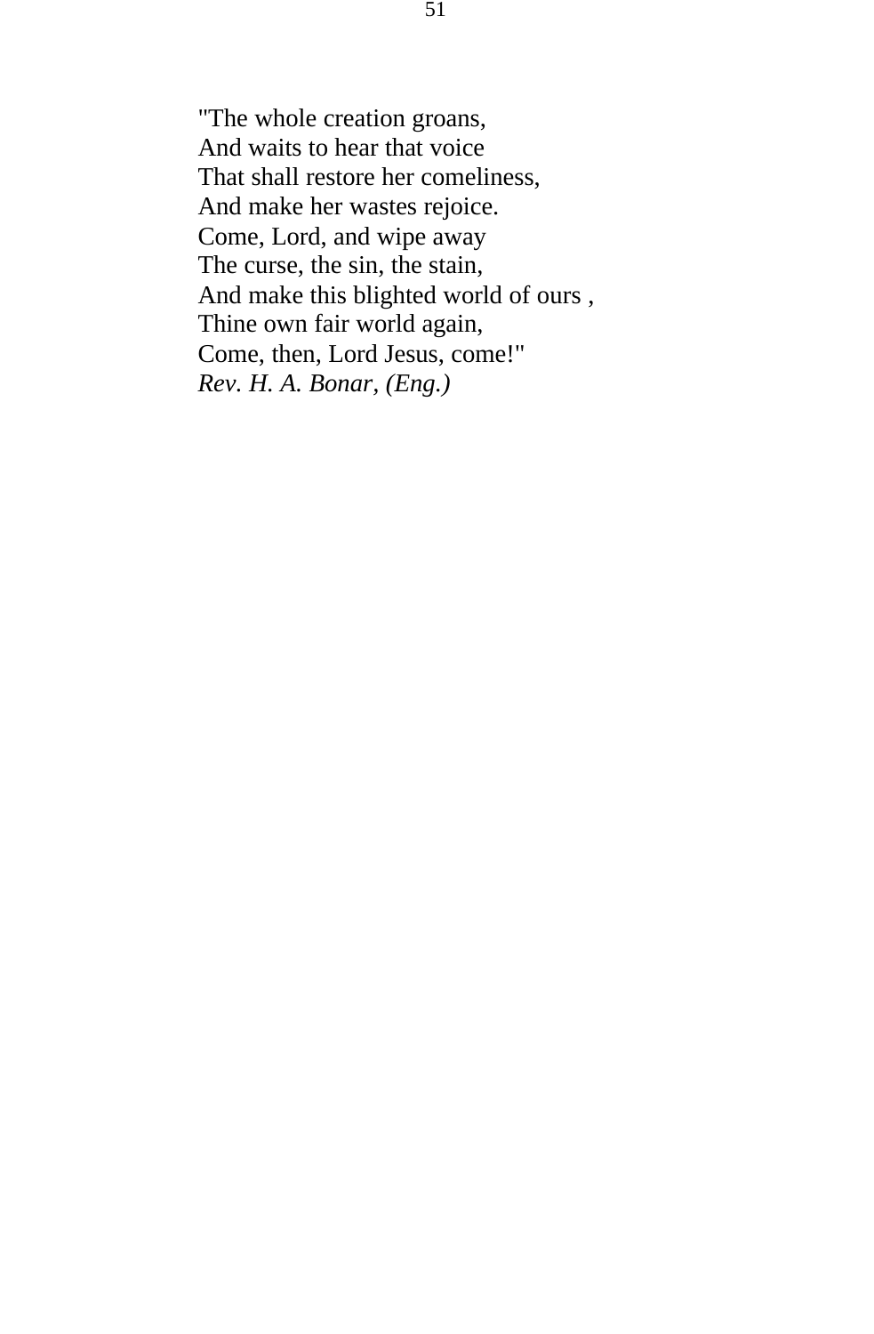"The whole creation groans,  
And waits to hear that voice  
That shall restore her comeliness,  
And make her wastes rejoice.  
Come, Lord, and wipe away  
The curse, the sin, the stain,  
And make this blighted world of ours ,  
Thine own fair world again,  
Come, then, Lord Jesus, come!"  
*Rev. H. A. Bonar, (Eng.)*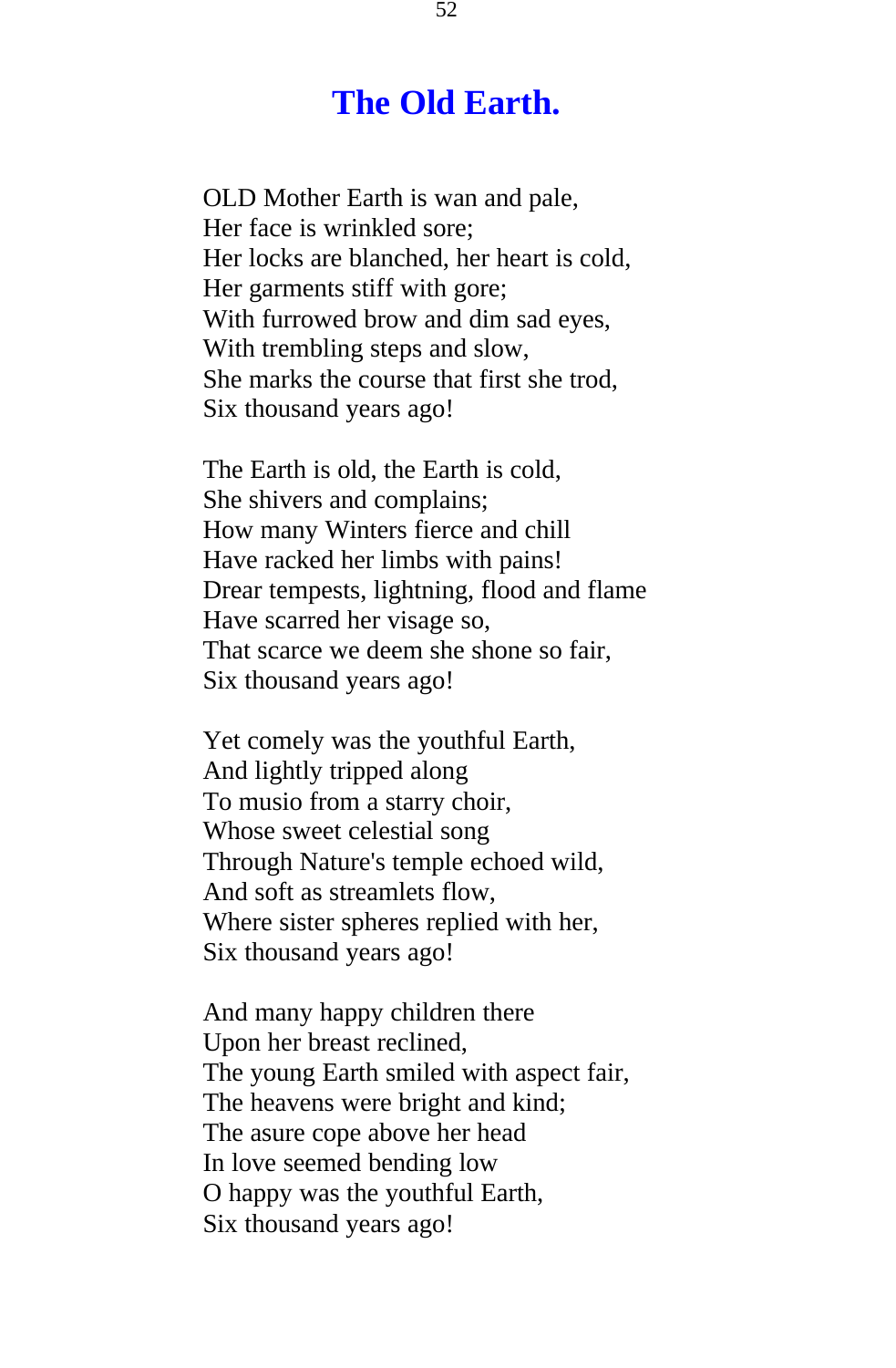# The Old Earth.

OLD Mother Earth is wan and pale,  
Her face is wrinkled sore;  
Her locks are blanched, her heart is cold,  
Her garments stiff with gore;  
With furrowed brow and dim sad eyes,  
With trembling steps and slow,  
She marks the course that first she trod,  
Six thousand years ago!

The Earth is old, the Earth is cold,  
She shivers and complains;  
How many Winters fierce and chill  
Have racked her limbs with pains!  
Drear tempests, lightning, flood and flame  
Have scarred her visage so,  
That scarce we deem she shone so fair,  
Six thousand years ago!

Yet comely was the youthful Earth,  
And lightly tripped along  
To musio from a starry choir,  
Whose sweet celestial song  
Through Nature's temple echoed wild,  
And soft as streamlets flow,  
Where sister spheres replied with her,  
Six thousand years ago!

And many happy children there  
Upon her breast reclined,  
The young Earth smiled with aspect fair,  
The heavens were bright and kind;  
The asure cope above her head  
In love seemed bending low  
O happy was the youthful Earth,  
Six thousand years ago!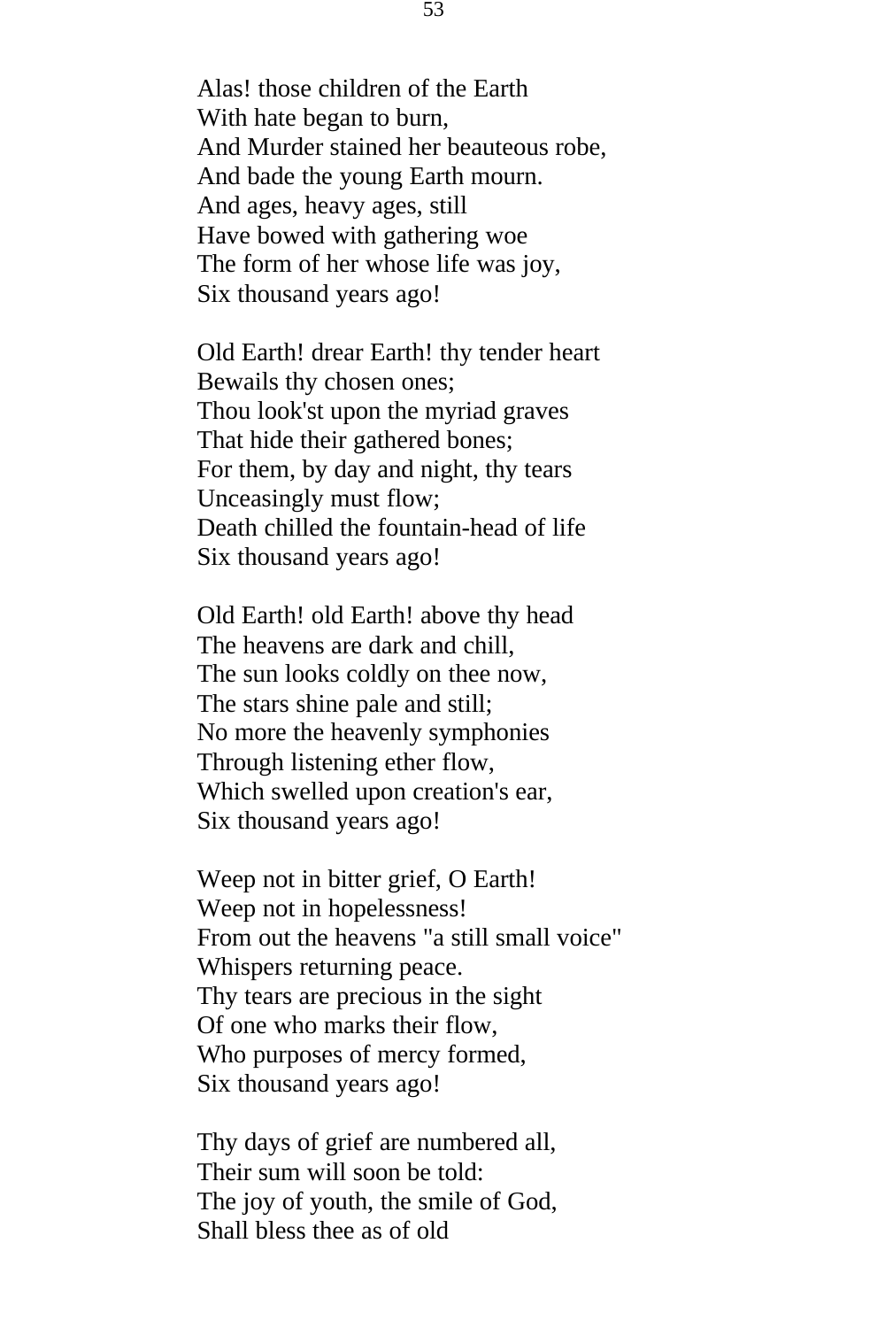Alas! those children of the Earth
With hate began to burn,
And Murder stained her beauteous robe,
And bade the young Earth mourn.
And ages, heavy ages, still
Have bowed with gathering woe
The form of her whose life was joy,
Six thousand years ago!

Old Earth! drear Earth! thy tender heart
Bewails thy chosen ones;
Thou look'st upon the myriad graves
That hide their gathered bones;
For them, by day and night, thy tears
Unceasingly must flow;
Death chilled the fountain-head of life
Six thousand years ago!

Old Earth! old Earth! above thy head
The heavens are dark and chill,
The sun looks coldly on thee now,
The stars shine pale and still;
No more the heavenly symphonies
Through listening ether flow,
Which swelled upon creation's ear,
Six thousand years ago!

Weep not in bitter grief, O Earth!
Weep not in hopelessness!
From out the heavens "a still small voice"
Whispers returning peace.
Thy tears are precious in the sight
Of one who marks their flow,
Who purposes of mercy formed,
Six thousand years ago!

Thy days of grief are numbered all,
Their sum will soon be told:
The joy of youth, the smile of God,
Shall bless thee as of old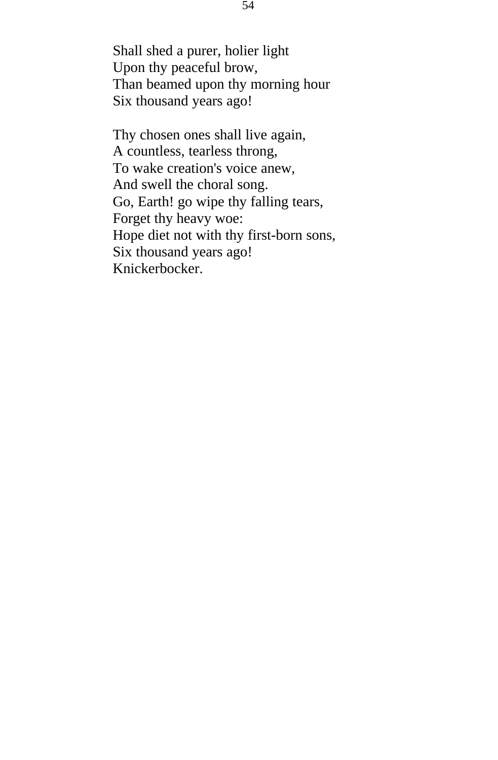Shall shed a purer, holier light
Upon thy peaceful brow,
Than beamed upon thy morning hour
Six thousand years ago!

Thy chosen ones shall live again,
A countless, tearless throng,
To wake creation's voice anew,
And swell the choral song.
Go, Earth! go wipe thy falling tears,
Forget thy heavy woe:
Hope diet not with thy first-born sons,
Six thousand years ago!
Knickerbocker.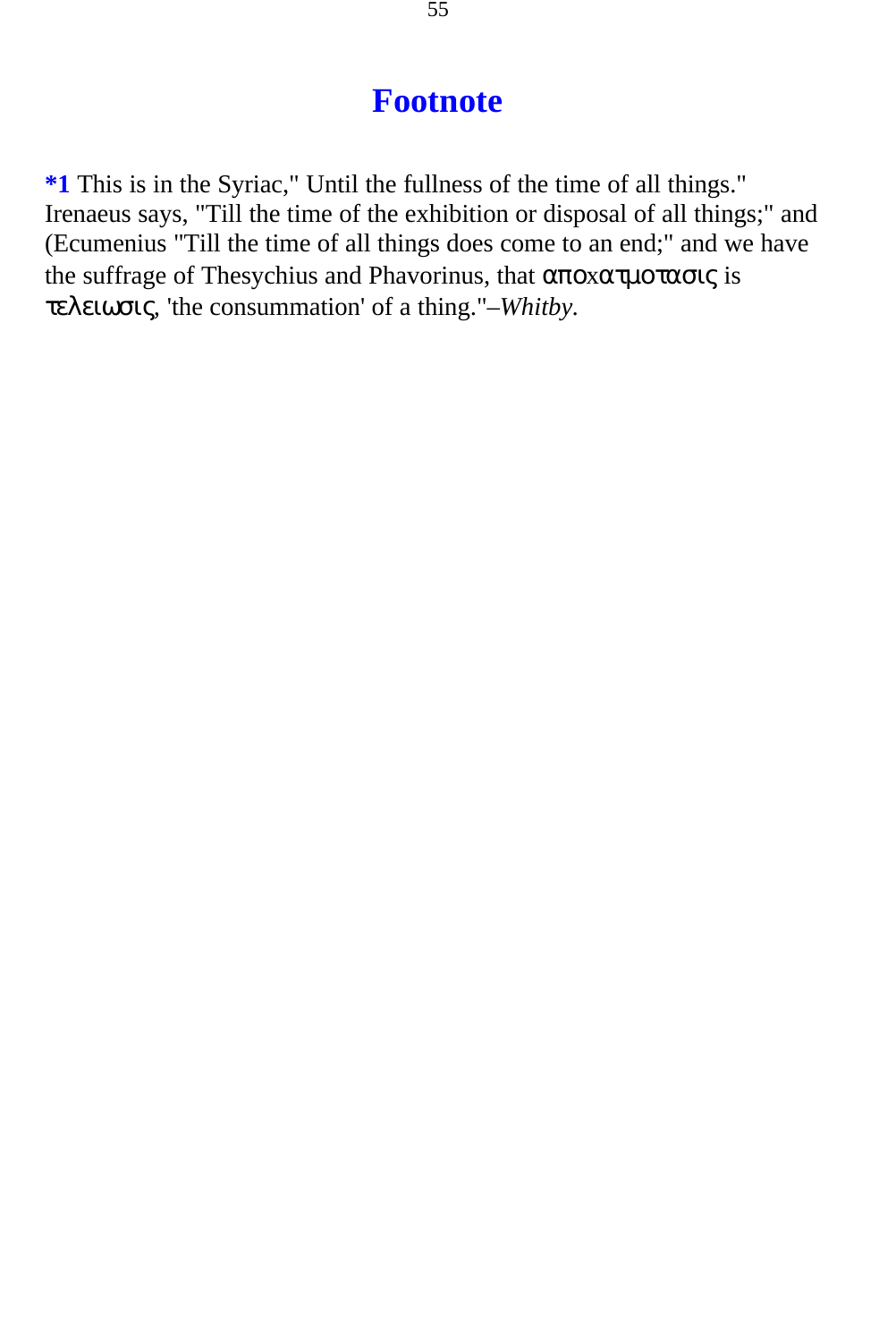# Footnote

**\*1** This is in the Syriac," Until the fullness of the time of all things." Irenaeus says, "Till the time of the exhibition or disposal of all things;" and (Ecumenius "Till the time of all things does come to an end;" and we have the suffrage of Thesychius and Phavorinus, that αποxατμοτασις is τελειωσις, 'the consummation' of a thing."–*Whitby*.